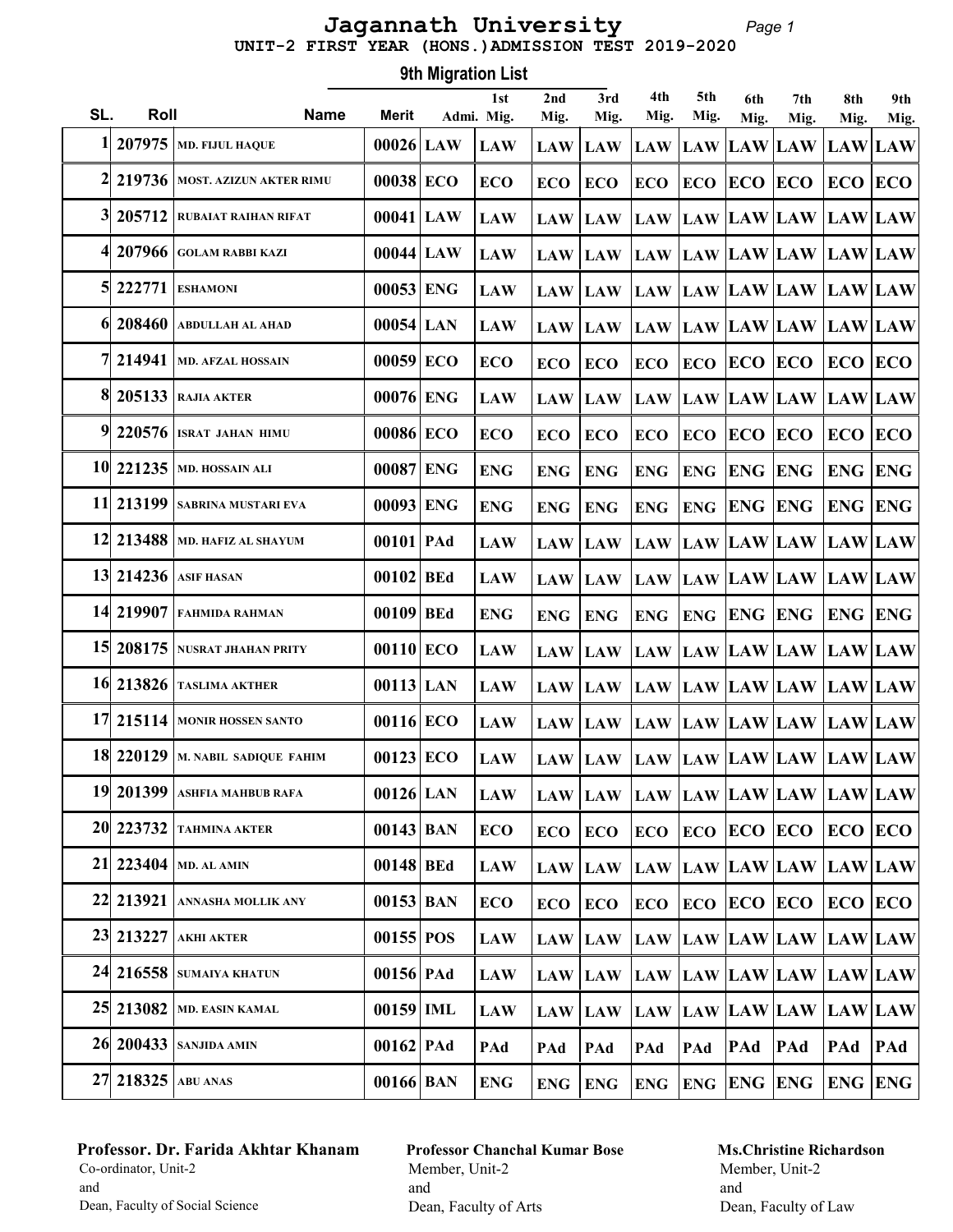# Jagannath University

## UNIT-2 FIRST YEAR (HONS.)ADMISSION TEST 2019-2020

### 9th Migration List

| SL. | Roll | Name | Merit | Admi. | 1st Mig. | 2nd Mig. | 3rd Mig. | 4th Mig. | 5th Mig. | 6th Mig. | 7th Mig. | 8th Mig. | 9th Mig. |
|---|---|---|---|---|---|---|---|---|---|---|---|---|---|
| 1 | 207975 | MD. FIJUL HAQUE | 00026 | LAW | LAW | LAW | LAW | LAW | LAW | LAW | LAW | LAW | LAW |
| 2 | 219736 | MOST. AZIZUN AKTER RIMU | 00038 | ECO | ECO | ECO | ECO | ECO | ECO | ECO | ECO | ECO | ECO |
| 3 | 205712 | RUBAIAT RAIHAN RIFAT | 00041 | LAW | LAW | LAW | LAW | LAW | LAW | LAW | LAW | LAW | LAW |
| 4 | 207966 | GOLAM RABBI KAZI | 00044 | LAW | LAW | LAW | LAW | LAW | LAW | LAW | LAW | LAW | LAW |
| 5 | 222771 | ESHAMONI | 00053 | ENG | LAW | LAW | LAW | LAW | LAW | LAW | LAW | LAW | LAW |
| 6 | 208460 | ABDULLAH AL AHAD | 00054 | LAN | LAW | LAW | LAW | LAW | LAW | LAW | LAW | LAW | LAW |
| 7 | 214941 | MD. AFZAL HOSSAIN | 00059 | ECO | ECO | ECO | ECO | ECO | ECO | ECO | ECO | ECO | ECO |
| 8 | 205133 | RAJIA AKTER | 00076 | ENG | LAW | LAW | LAW | LAW | LAW | LAW | LAW | LAW | LAW |
| 9 | 220576 | ISRAT JAHAN HIMU | 00086 | ECO | ECO | ECO | ECO | ECO | ECO | ECO | ECO | ECO | ECO |
| 10 | 221235 | MD. HOSSAIN ALI | 00087 | ENG | ENG | ENG | ENG | ENG | ENG | ENG | ENG | ENG | ENG |
| 11 | 213199 | SABRINA MUSTARI EVA | 00093 | ENG | ENG | ENG | ENG | ENG | ENG | ENG | ENG | ENG | ENG |
| 12 | 213488 | MD. HAFIZ AL SHAYUM | 00101 | PAd | LAW | LAW | LAW | LAW | LAW | LAW | LAW | LAW | LAW |
| 13 | 214236 | ASIF HASAN | 00102 | BEd | LAW | LAW | LAW | LAW | LAW | LAW | LAW | LAW | LAW |
| 14 | 219907 | FAHMIDA RAHMAN | 00109 | BEd | ENG | ENG | ENG | ENG | ENG | ENG | ENG | ENG | ENG |
| 15 | 208175 | NUSRAT JHAHAN PRITY | 00110 | ECO | LAW | LAW | LAW | LAW | LAW | LAW | LAW | LAW | LAW |
| 16 | 213826 | TASLIMA AKTHER | 00113 | LAN | LAW | LAW | LAW | LAW | LAW | LAW | LAW | LAW | LAW |
| 17 | 215114 | MONIR HOSSEN SANTO | 00116 | ECO | LAW | LAW | LAW | LAW | LAW | LAW | LAW | LAW | LAW |
| 18 | 220129 | M. NABIL SADIQUE FAHIM | 00123 | ECO | LAW | LAW | LAW | LAW | LAW | LAW | LAW | LAW | LAW |
| 19 | 201399 | ASHFIA MAHBUB RAFA | 00126 | LAN | LAW | LAW | LAW | LAW | LAW | LAW | LAW | LAW | LAW |
| 20 | 223732 | TAHMINA AKTER | 00143 | BAN | ECO | ECO | ECO | ECO | ECO | ECO | ECO | ECO | ECO |
| 21 | 223404 | MD. AL AMIN | 00148 | BEd | LAW | LAW | LAW | LAW | LAW | LAW | LAW | LAW | LAW |
| 22 | 213921 | ANNASHA MOLLIK ANY | 00153 | BAN | ECO | ECO | ECO | ECO | ECO | ECO | ECO | ECO | ECO |
| 23 | 213227 | AKHI AKTER | 00155 | POS | LAW | LAW | LAW | LAW | LAW | LAW | LAW | LAW | LAW |
| 24 | 216558 | SUMAIYA KHATUN | 00156 | PAd | LAW | LAW | LAW | LAW | LAW | LAW | LAW | LAW | LAW |
| 25 | 213082 | MD. EASIN KAMAL | 00159 | IML | LAW | LAW | LAW | LAW | LAW | LAW | LAW | LAW | LAW |
| 26 | 200433 | SANJIDA AMIN | 00162 | PAd | PAd | PAd | PAd | PAd | PAd | PAd | PAd | PAd | PAd |
| 27 | 218325 | ABU ANAS | 00166 | BAN | ENG | ENG | ENG | ENG | ENG | ENG | ENG | ENG | ENG |

**Professor. Dr. Farida Akhtar Khanam**
Co-ordinator, Unit-2
and
Dean, Faculty of Social Science

**Professor Chanchal Kumar Bose**
Member, Unit-2
and
Dean, Faculty of Arts

**Ms.Christine Richardson**
Member, Unit-2
and
Dean, Faculty of Law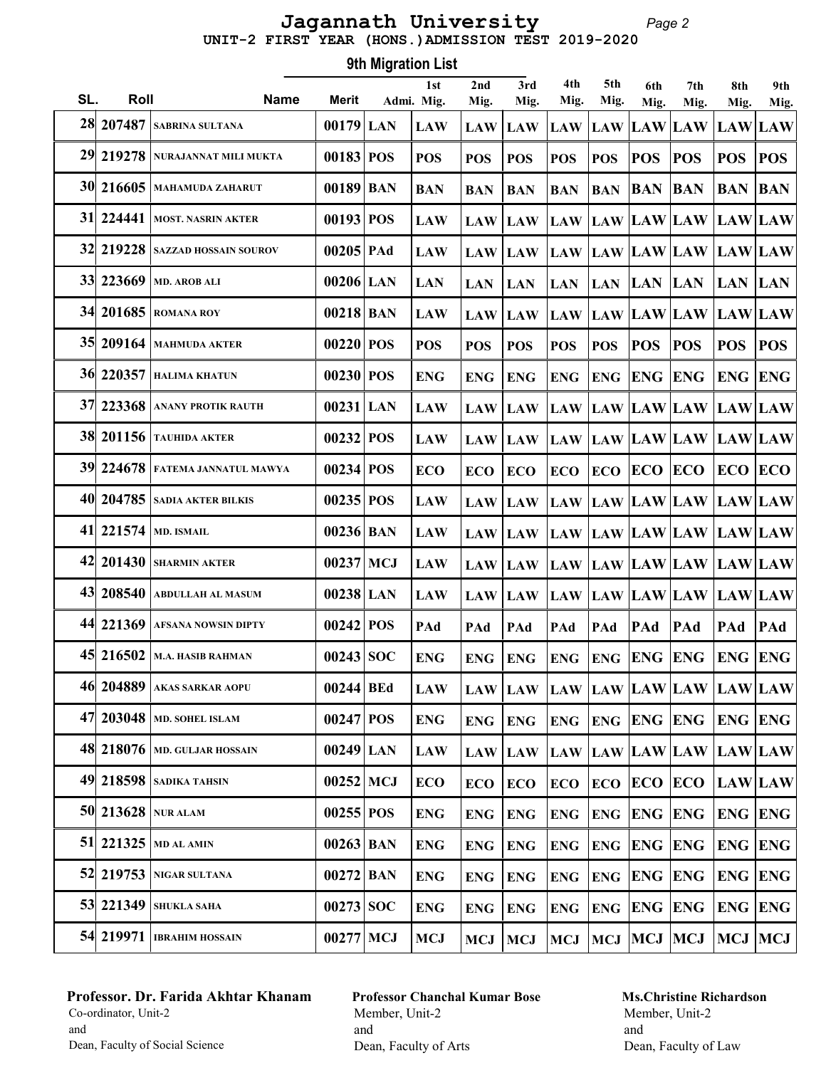# Jagannath University

UNIT-2 FIRST YEAR (HONS.)ADMISSION TEST 2019-2020

## 9th Migration List

| SL. | Roll | Name | Merit | Admi. | 1st Mig. | 2nd Mig. | 3rd Mig. | 4th Mig. | 5th Mig. | 6th Mig. | 7th Mig. | 8th Mig. | 9th Mig. |
|---|---|---|---|---|---|---|---|---|---|---|---|---|---|
| 28 | 207487 | SABRINA SULTANA | 00179 | LAN | LAW | LAW | LAW | LAW | LAW | LAW | LAW | LAW | LAW |
| 29 | 219278 | NURAJANNAT MILI MUKTA | 00183 | POS | POS | POS | POS | POS | POS | POS | POS | POS | POS |
| 30 | 216605 | MAHAMUDA ZAHARUT | 00189 | BAN | BAN | BAN | BAN | BAN | BAN | BAN | BAN | BAN | BAN |
| 31 | 224441 | MOST. NASRIN AKTER | 00193 | POS | LAW | LAW | LAW | LAW | LAW | LAW | LAW | LAW | LAW |
| 32 | 219228 | SAZZAD HOSSAIN SOUROV | 00205 | PAd | LAW | LAW | LAW | LAW | LAW | LAW | LAW | LAW | LAW |
| 33 | 223669 | MD. AROB ALI | 00206 | LAN | LAN | LAN | LAN | LAN | LAN | LAN | LAN | LAN | LAN |
| 34 | 201685 | ROMANA ROY | 00218 | BAN | LAW | LAW | LAW | LAW | LAW | LAW | LAW | LAW | LAW |
| 35 | 209164 | MAHMUDA AKTER | 00220 | POS | POS | POS | POS | POS | POS | POS | POS | POS | POS |
| 36 | 220357 | HALIMA KHATUN | 00230 | POS | ENG | ENG | ENG | ENG | ENG | ENG | ENG | ENG | ENG |
| 37 | 223368 | ANANY PROTIK RAUTH | 00231 | LAN | LAW | LAW | LAW | LAW | LAW | LAW | LAW | LAW | LAW |
| 38 | 201156 | TAUHIDA AKTER | 00232 | POS | LAW | LAW | LAW | LAW | LAW | LAW | LAW | LAW | LAW |
| 39 | 224678 | FATEMA JANNATUL MAWYA | 00234 | POS | ECO | ECO | ECO | ECO | ECO | ECO | ECO | ECO | ECO |
| 40 | 204785 | SADIA AKTER BILKIS | 00235 | POS | LAW | LAW | LAW | LAW | LAW | LAW | LAW | LAW | LAW |
| 41 | 221574 | MD. ISMAIL | 00236 | BAN | LAW | LAW | LAW | LAW | LAW | LAW | LAW | LAW | LAW |
| 42 | 201430 | SHARMIN AKTER | 00237 | MCJ | LAW | LAW | LAW | LAW | LAW | LAW | LAW | LAW | LAW |
| 43 | 208540 | ABDULLAH AL MASUM | 00238 | LAN | LAW | LAW | LAW | LAW | LAW | LAW | LAW | LAW | LAW |
| 44 | 221369 | AFSANA NOWSIN DIPTY | 00242 | POS | PAd | PAd | PAd | PAd | PAd | PAd | PAd | PAd | PAd |
| 45 | 216502 | M.A. HASIB RAHMAN | 00243 | SOC | ENG | ENG | ENG | ENG | ENG | ENG | ENG | ENG | ENG |
| 46 | 204889 | AKAS SARKAR AOPU | 00244 | BEd | LAW | LAW | LAW | LAW | LAW | LAW | LAW | LAW | LAW |
| 47 | 203048 | MD. SOHEL ISLAM | 00247 | POS | ENG | ENG | ENG | ENG | ENG | ENG | ENG | ENG | ENG |
| 48 | 218076 | MD. GULJAR HOSSAIN | 00249 | LAN | LAW | LAW | LAW | LAW | LAW | LAW | LAW | LAW | LAW |
| 49 | 218598 | SADIKA TAHSIN | 00252 | MCJ | ECO | ECO | ECO | ECO | ECO | ECO | ECO | LAW | LAW |
| 50 | 213628 | NUR ALAM | 00255 | POS | ENG | ENG | ENG | ENG | ENG | ENG | ENG | ENG | ENG |
| 51 | 221325 | MD AL AMIN | 00263 | BAN | ENG | ENG | ENG | ENG | ENG | ENG | ENG | ENG | ENG |
| 52 | 219753 | NIGAR SULTANA | 00272 | BAN | ENG | ENG | ENG | ENG | ENG | ENG | ENG | ENG | ENG |
| 53 | 221349 | SHUKLA SAHA | 00273 | SOC | ENG | ENG | ENG | ENG | ENG | ENG | ENG | ENG | ENG |
| 54 | 219971 | IBRAHIM HOSSAIN | 00277 | MCJ | MCJ | MCJ | MCJ | MCJ | MCJ | MCJ | MCJ | MCJ | MCJ |

**Professor. Dr. Farida Akhtar Khanam**
Co-ordinator, Unit-2
and
Dean, Faculty of Social Science

**Professor Chanchal Kumar Bose**
Member, Unit-2
and
Dean, Faculty of Arts

**Ms.Christine Richardson**
Member, Unit-2
and
Dean, Faculty of Law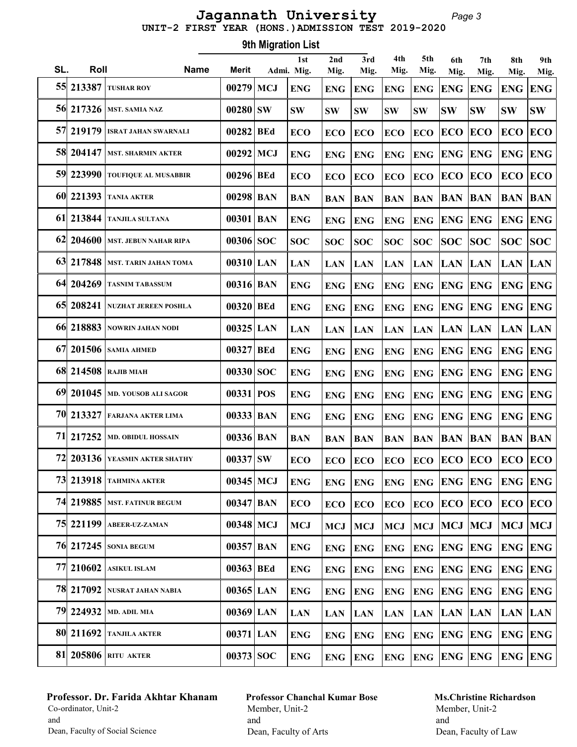# Jagannath University

UNIT-2 FIRST YEAR (HONS.)ADMISSION TEST 2019-2020

## 9th Migration List

| SL. | Roll | Name | Merit | Admi. | 1st Mig. | 2nd Mig. | 3rd Mig. | 4th Mig. | 5th Mig. | 6th Mig. | 7th Mig. | 8th Mig. | 9th Mig. |
|---|---|---|---|---|---|---|---|---|---|---|---|---|---|
| 55 | 213387 | TUSHAR ROY | 00279 | MCJ | ENG | ENG | ENG | ENG | ENG | ENG | ENG | ENG | ENG |
| 56 | 217326 | MST. SAMIA NAZ | 00280 | SW | SW | SW | SW | SW | SW | SW | SW | SW | SW |
| 57 | 219179 | ISRAT JAHAN SWARNALI | 00282 | BEd | ECO | ECO | ECO | ECO | ECO | ECO | ECO | ECO | ECO |
| 58 | 204147 | MST. SHARMIN AKTER | 00292 | MCJ | ENG | ENG | ENG | ENG | ENG | ENG | ENG | ENG | ENG |
| 59 | 223990 | TOUFIQUE AL MUSABBIR | 00296 | BEd | ECO | ECO | ECO | ECO | ECO | ECO | ECO | ECO | ECO |
| 60 | 221393 | TANIA AKTER | 00298 | BAN | BAN | BAN | BAN | BAN | BAN | BAN | BAN | BAN | BAN |
| 61 | 213844 | TANJILA SULTANA | 00301 | BAN | ENG | ENG | ENG | ENG | ENG | ENG | ENG | ENG | ENG |
| 62 | 204600 | MST. JEBUN NAHAR RIPA | 00306 | SOC | SOC | SOC | SOC | SOC | SOC | SOC | SOC | SOC | SOC |
| 63 | 217848 | MST. TARIN JAHAN TOMA | 00310 | LAN | LAN | LAN | LAN | LAN | LAN | LAN | LAN | LAN | LAN |
| 64 | 204269 | TASNIM TABASSUM | 00316 | BAN | ENG | ENG | ENG | ENG | ENG | ENG | ENG | ENG | ENG |
| 65 | 208241 | NUZHAT JEREEN POSHLA | 00320 | BEd | ENG | ENG | ENG | ENG | ENG | ENG | ENG | ENG | ENG |
| 66 | 218883 | NOWRIN JAHAN NODI | 00325 | LAN | LAN | LAN | LAN | LAN | LAN | LAN | LAN | LAN | LAN |
| 67 | 201506 | SAMIA AHMED | 00327 | BEd | ENG | ENG | ENG | ENG | ENG | ENG | ENG | ENG | ENG |
| 68 | 214508 | RAJIB MIAH | 00330 | SOC | ENG | ENG | ENG | ENG | ENG | ENG | ENG | ENG | ENG |
| 69 | 201045 | MD. YOUSOB ALI SAGOR | 00331 | POS | ENG | ENG | ENG | ENG | ENG | ENG | ENG | ENG | ENG |
| 70 | 213327 | FARJANA AKTER LIMA | 00333 | BAN | ENG | ENG | ENG | ENG | ENG | ENG | ENG | ENG | ENG |
| 71 | 217252 | MD. OBIDUL HOSSAIN | 00336 | BAN | BAN | BAN | BAN | BAN | BAN | BAN | BAN | BAN | BAN |
| 72 | 203136 | YEASMIN AKTER SHATHY | 00337 | SW | ECO | ECO | ECO | ECO | ECO | ECO | ECO | ECO | ECO |
| 73 | 213918 | TAHMINA AKTER | 00345 | MCJ | ENG | ENG | ENG | ENG | ENG | ENG | ENG | ENG | ENG |
| 74 | 219885 | MST. FATINUR BEGUM | 00347 | BAN | ECO | ECO | ECO | ECO | ECO | ECO | ECO | ECO | ECO |
| 75 | 221199 | ABEER-UZ-ZAMAN | 00348 | MCJ | MCJ | MCJ | MCJ | MCJ | MCJ | MCJ | MCJ | MCJ | MCJ |
| 76 | 217245 | SONIA BEGUM | 00357 | BAN | ENG | ENG | ENG | ENG | ENG | ENG | ENG | ENG | ENG |
| 77 | 210602 | ASIKUL ISLAM | 00363 | BEd | ENG | ENG | ENG | ENG | ENG | ENG | ENG | ENG | ENG |
| 78 | 217092 | NUSRAT JAHAN NABIA | 00365 | LAN | ENG | ENG | ENG | ENG | ENG | ENG | ENG | ENG | ENG |
| 79 | 224932 | MD. ADIL MIA | 00369 | LAN | LAN | LAN | LAN | LAN | LAN | LAN | LAN | LAN | LAN |
| 80 | 211692 | TANJILA AKTER | 00371 | LAN | ENG | ENG | ENG | ENG | ENG | ENG | ENG | ENG | ENG |
| 81 | 205806 | RITU AKTER | 00373 | SOC | ENG | ENG | ENG | ENG | ENG | ENG | ENG | ENG | ENG |

**Professor. Dr. Farida Akhtar Khanam**
Co-ordinator, Unit-2
and
Dean, Faculty of Social Science

**Professor Chanchal Kumar Bose**
Member, Unit-2
and
Dean, Faculty of Arts

**Ms.Christine Richardson**
Member, Unit-2
and
Dean, Faculty of Law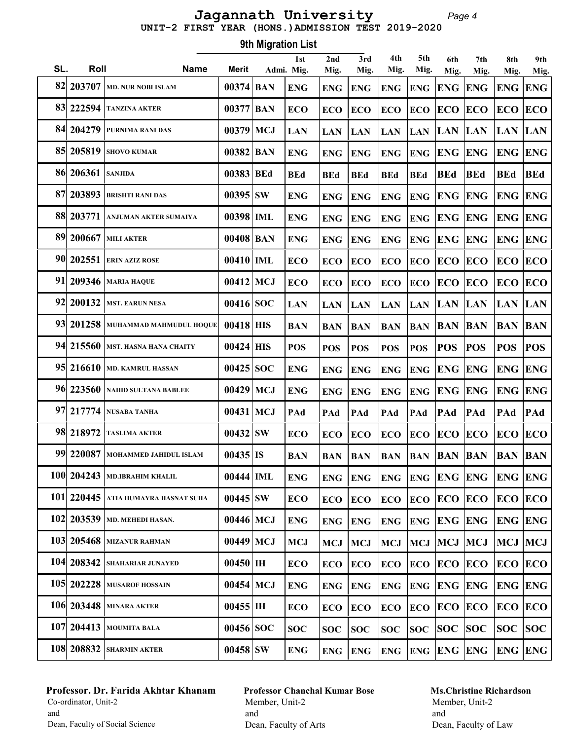# Jagannath University

## UNIT-2 FIRST YEAR (HONS.)ADMISSION TEST 2019-2020

### 9th Migration List

| SL. | Roll | Name | Merit | Admi. | 1st Mig. | 2nd Mig. | 3rd Mig. | 4th Mig. | 5th Mig. | 6th Mig. | 7th Mig. | 8th Mig. | 9th Mig. |
|---|---|---|---|---|---|---|---|---|---|---|---|---|---|
| 82 | 203707 | MD. NUR NOBI ISLAM | 00374 | BAN | ENG | ENG | ENG | ENG | ENG | ENG | ENG | ENG | ENG |
| 83 | 222594 | TANZINA AKTER | 00377 | BAN | ECO | ECO | ECO | ECO | ECO | ECO | ECO | ECO | ECO |
| 84 | 204279 | PURNIMA RANI DAS | 00379 | MCJ | LAN | LAN | LAN | LAN | LAN | LAN | LAN | LAN | LAN |
| 85 | 205819 | SHOVO KUMAR | 00382 | BAN | ENG | ENG | ENG | ENG | ENG | ENG | ENG | ENG | ENG |
| 86 | 206361 | SANJIDA | 00383 | BEd | BEd | BEd | BEd | BEd | BEd | BEd | BEd | BEd | BEd |
| 87 | 203893 | BRISHTI RANI DAS | 00395 | SW | ENG | ENG | ENG | ENG | ENG | ENG | ENG | ENG | ENG |
| 88 | 203771 | ANJUMAN AKTER SUMAIYA | 00398 | IML | ENG | ENG | ENG | ENG | ENG | ENG | ENG | ENG | ENG |
| 89 | 200667 | MILI AKTER | 00408 | BAN | ENG | ENG | ENG | ENG | ENG | ENG | ENG | ENG | ENG |
| 90 | 202551 | ERIN AZIZ ROSE | 00410 | IML | ECO | ECO | ECO | ECO | ECO | ECO | ECO | ECO | ECO |
| 91 | 209346 | MARIA HAQUE | 00412 | MCJ | ECO | ECO | ECO | ECO | ECO | ECO | ECO | ECO | ECO |
| 92 | 200132 | MST. EARUN NESA | 00416 | SOC | LAN | LAN | LAN | LAN | LAN | LAN | LAN | LAN | LAN |
| 93 | 201258 | MUHAMMAD MAHMUDUL HOQUE | 00418 | HIS | BAN | BAN | BAN | BAN | BAN | BAN | BAN | BAN | BAN |
| 94 | 215560 | MST. HASNA HANA CHAITY | 00424 | HIS | POS | POS | POS | POS | POS | POS | POS | POS | POS |
| 95 | 216610 | MD. KAMRUL HASSAN | 00425 | SOC | ENG | ENG | ENG | ENG | ENG | ENG | ENG | ENG | ENG |
| 96 | 223560 | NAHID SULTANA BABLEE | 00429 | MCJ | ENG | ENG | ENG | ENG | ENG | ENG | ENG | ENG | ENG |
| 97 | 217774 | NUSABA TANHA | 00431 | MCJ | PAd | PAd | PAd | PAd | PAd | PAd | PAd | PAd | PAd |
| 98 | 218972 | TASLIMA AKTER | 00432 | SW | ECO | ECO | ECO | ECO | ECO | ECO | ECO | ECO | ECO |
| 99 | 220087 | MOHAMMED JAHIDUL ISLAM | 00435 | IS | BAN | BAN | BAN | BAN | BAN | BAN | BAN | BAN | BAN |
| 100 | 204243 | MD.IBRAHIM KHALIL | 00444 | IML | ENG | ENG | ENG | ENG | ENG | ENG | ENG | ENG | ENG |
| 101 | 220445 | ATIA HUMAYRA HASNAT SUHA | 00445 | SW | ECO | ECO | ECO | ECO | ECO | ECO | ECO | ECO | ECO |
| 102 | 203539 | MD. MEHEDI HASAN. | 00446 | MCJ | ENG | ENG | ENG | ENG | ENG | ENG | ENG | ENG | ENG |
| 103 | 205468 | MIZANUR RAHMAN | 00449 | MCJ | MCJ | MCJ | MCJ | MCJ | MCJ | MCJ | MCJ | MCJ | MCJ |
| 104 | 208342 | SHAHARIAR JUNAYED | 00450 | IH | ECO | ECO | ECO | ECO | ECO | ECO | ECO | ECO | ECO |
| 105 | 202228 | MUSAROF HOSSAIN | 00454 | MCJ | ENG | ENG | ENG | ENG | ENG | ENG | ENG | ENG | ENG |
| 106 | 203448 | MINARA AKTER | 00455 | IH | ECO | ECO | ECO | ECO | ECO | ECO | ECO | ECO | ECO |
| 107 | 204413 | MOUMITA BALA | 00456 | SOC | SOC | SOC | SOC | SOC | SOC | SOC | SOC | SOC | SOC |
| 108 | 208832 | SHARMIN AKTER | 00458 | SW | ENG | ENG | ENG | ENG | ENG | ENG | ENG | ENG | ENG |

**Professor. Dr. Farida Akhtar Khanam**
Co-ordinator, Unit-2
and
Dean, Faculty of Social Science

**Professor Chanchal Kumar Bose**
Member, Unit-2
and
Dean, Faculty of Arts

**Ms.Christine Richardson**
Member, Unit-2
and
Dean, Faculty of Law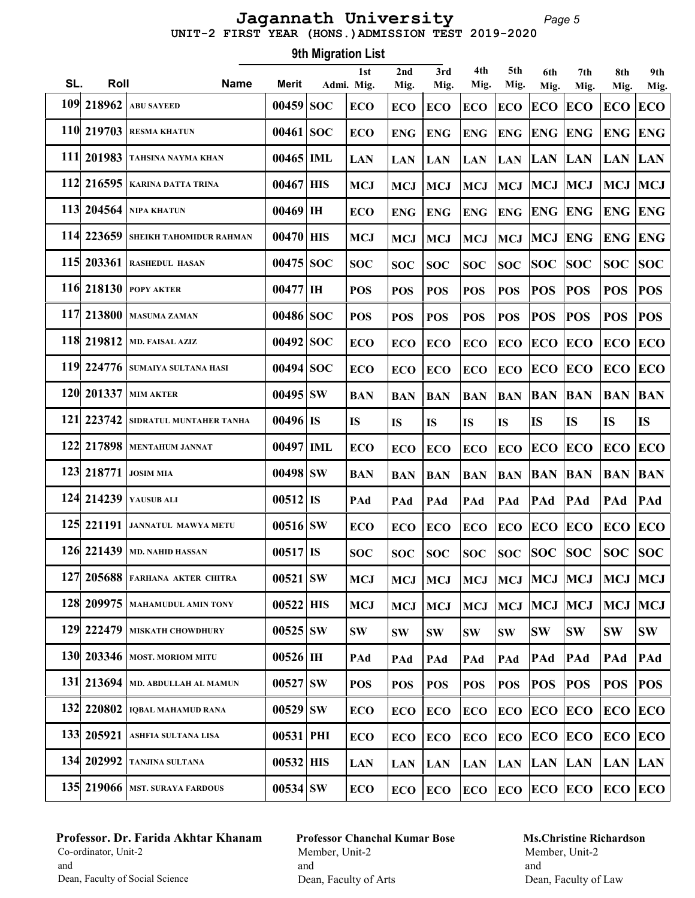# Jagannath University

## UNIT-2 FIRST YEAR (HONS.)ADMISSION TEST 2019-2020

### 9th Migration List

| SL. | Roll | Name | Merit | Admi. | 1st Mig. | 2nd Mig. | 3rd Mig. | 4th Mig. | 5th Mig. | 6th Mig. | 7th Mig. | 8th Mig. | 9th Mig. |
|---|---|---|---|---|---|---|---|---|---|---|---|---|---|
| 109 | 218962 | ABU SAYEED | 00459 | SOC | ECO | ECO | ECO | ECO | ECO | ECO | ECO | ECO | ECO |
| 110 | 219703 | RESMA KHATUN | 00461 | SOC | ECO | ENG | ENG | ENG | ENG | ENG | ENG | ENG | ENG |
| 111 | 201983 | TAHSINA NAYMA KHAN | 00465 | IML | LAN | LAN | LAN | LAN | LAN | LAN | LAN | LAN | LAN |
| 112 | 216595 | KARINA DATTA TRINA | 00467 | HIS | MCJ | MCJ | MCJ | MCJ | MCJ | MCJ | MCJ | MCJ | MCJ |
| 113 | 204564 | NIPA KHATUN | 00469 | IH | ECO | ENG | ENG | ENG | ENG | ENG | ENG | ENG | ENG |
| 114 | 223659 | SHEIKH TAHOMIDUR RAHMAN | 00470 | HIS | MCJ | MCJ | MCJ | MCJ | MCJ | MCJ | ENG | ENG | ENG |
| 115 | 203361 | RASHEDUL HASAN | 00475 | SOC | SOC | SOC | SOC | SOC | SOC | SOC | SOC | SOC | SOC |
| 116 | 218130 | POPY AKTER | 00477 | IH | POS | POS | POS | POS | POS | POS | POS | POS | POS |
| 117 | 213800 | MASUMA ZAMAN | 00486 | SOC | POS | POS | POS | POS | POS | POS | POS | POS | POS |
| 118 | 219812 | MD. FAISAL AZIZ | 00492 | SOC | ECO | ECO | ECO | ECO | ECO | ECO | ECO | ECO | ECO |
| 119 | 224776 | SUMAIYA SULTANA HASI | 00494 | SOC | ECO | ECO | ECO | ECO | ECO | ECO | ECO | ECO | ECO |
| 120 | 201337 | MIM AKTER | 00495 | SW | BAN | BAN | BAN | BAN | BAN | BAN | BAN | BAN | BAN |
| 121 | 223742 | SIDRATUL MUNTAHER TANHA | 00496 | IS | IS | IS | IS | IS | IS | IS | IS | IS | IS |
| 122 | 217898 | MENTAHUM JANNAT | 00497 | IML | ECO | ECO | ECO | ECO | ECO | ECO | ECO | ECO | ECO |
| 123 | 218771 | JOSIM MIA | 00498 | SW | BAN | BAN | BAN | BAN | BAN | BAN | BAN | BAN | BAN |
| 124 | 214239 | YAUSUB ALI | 00512 | IS | PAd | PAd | PAd | PAd | PAd | PAd | PAd | PAd | PAd |
| 125 | 221191 | JANNATUL MAWYA METU | 00516 | SW | ECO | ECO | ECO | ECO | ECO | ECO | ECO | ECO | ECO |
| 126 | 221439 | MD. NAHID HASSAN | 00517 | IS | SOC | SOC | SOC | SOC | SOC | SOC | SOC | SOC | SOC |
| 127 | 205688 | FARHANA AKTER CHITRA | 00521 | SW | MCJ | MCJ | MCJ | MCJ | MCJ | MCJ | MCJ | MCJ | MCJ |
| 128 | 209975 | MAHAMUDUL AMIN TONY | 00522 | HIS | MCJ | MCJ | MCJ | MCJ | MCJ | MCJ | MCJ | MCJ | MCJ |
| 129 | 222479 | MISKATH CHOWDHURY | 00525 | SW | SW | SW | SW | SW | SW | SW | SW | SW | SW |
| 130 | 203346 | MOST. MORIOM MITU | 00526 | IH | PAd | PAd | PAd | PAd | PAd | PAd | PAd | PAd | PAd |
| 131 | 213694 | MD. ABDULLAH AL MAMUN | 00527 | SW | POS | POS | POS | POS | POS | POS | POS | POS | POS |
| 132 | 220802 | IQBAL MAHAMUD RANA | 00529 | SW | ECO | ECO | ECO | ECO | ECO | ECO | ECO | ECO | ECO |
| 133 | 205921 | ASHFIA SULTANA LISA | 00531 | PHI | ECO | ECO | ECO | ECO | ECO | ECO | ECO | ECO | ECO |
| 134 | 202992 | TANJINA SULTANA | 00532 | HIS | LAN | LAN | LAN | LAN | LAN | LAN | LAN | LAN | LAN |
| 135 | 219066 | MST. SURAYA FARDOUS | 00534 | SW | ECO | ECO | ECO | ECO | ECO | ECO | ECO | ECO | ECO |

**Professor. Dr. Farida Akhtar Khanam**
Co-ordinator, Unit-2
and
Dean, Faculty of Social Science

**Professor Chanchal Kumar Bose**
Member, Unit-2
and
Dean, Faculty of Arts

**Ms.Christine Richardson**
Member, Unit-2
and
Dean, Faculty of Law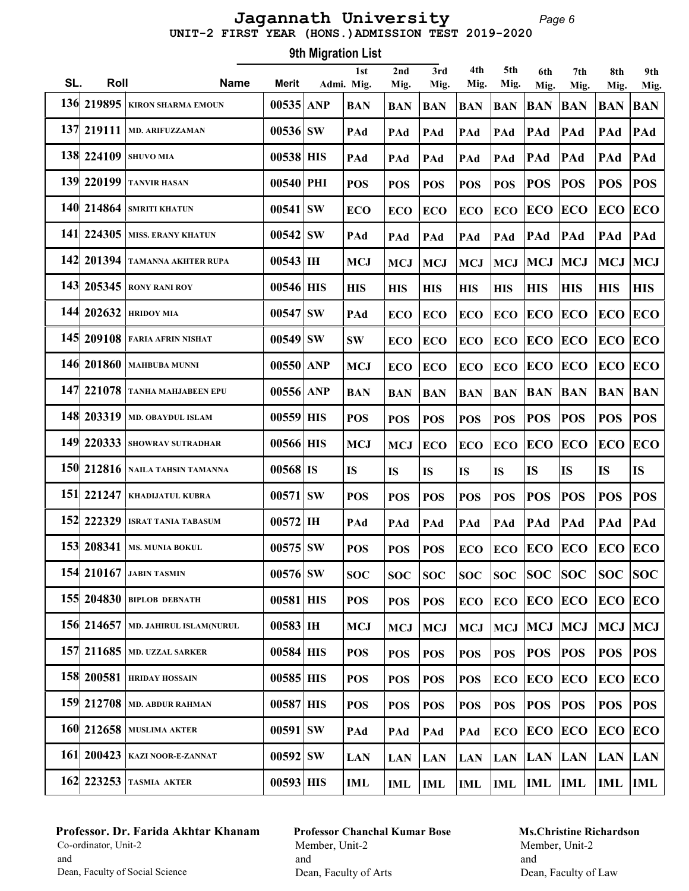# Jagannath University

## UNIT-2 FIRST YEAR (HONS.)ADMISSION TEST 2019-2020

### 9th Migration List

| SL. | Roll | Name | Merit | Admi. | 1st Mig. | 2nd Mig. | 3rd Mig. | 4th Mig. | 5th Mig. | 6th Mig. | 7th Mig. | 8th Mig. | 9th Mig. |
|---|---|---|---|---|---|---|---|---|---|---|---|---|---|
| 136 | 219895 | KIRON SHARMA EMOUN | 00535 | ANP | BAN | BAN | BAN | BAN | BAN | BAN | BAN | BAN | BAN |
| 137 | 219111 | MD. ARIFUZZAMAN | 00536 | SW | PAd | PAd | PAd | PAd | PAd | PAd | PAd | PAd | PAd |
| 138 | 224109 | SHUVO MIA | 00538 | HIS | PAd | PAd | PAd | PAd | PAd | PAd | PAd | PAd | PAd |
| 139 | 220199 | TANVIR HASAN | 00540 | PHI | POS | POS | POS | POS | POS | POS | POS | POS | POS |
| 140 | 214864 | SMRITI KHATUN | 00541 | SW | ECO | ECO | ECO | ECO | ECO | ECO | ECO | ECO | ECO |
| 141 | 224305 | MISS. ERANY KHATUN | 00542 | SW | PAd | PAd | PAd | PAd | PAd | PAd | PAd | PAd | PAd |
| 142 | 201394 | TAMANNA AKHTER RUPA | 00543 | IH | MCJ | MCJ | MCJ | MCJ | MCJ | MCJ | MCJ | MCJ | MCJ |
| 143 | 205345 | RONY RANI ROY | 00546 | HIS | HIS | HIS | HIS | HIS | HIS | HIS | HIS | HIS | HIS |
| 144 | 202632 | HRIDOY MIA | 00547 | SW | PAd | ECO | ECO | ECO | ECO | ECO | ECO | ECO | ECO |
| 145 | 209108 | FARIA AFRIN NISHAT | 00549 | SW | SW | ECO | ECO | ECO | ECO | ECO | ECO | ECO | ECO |
| 146 | 201860 | MAHBUBA MUNNI | 00550 | ANP | MCJ | ECO | ECO | ECO | ECO | ECO | ECO | ECO | ECO |
| 147 | 221078 | TANHA MAHJABEEN EPU | 00556 | ANP | BAN | BAN | BAN | BAN | BAN | BAN | BAN | BAN | BAN |
| 148 | 203319 | MD. OBAYDUL ISLAM | 00559 | HIS | POS | POS | POS | POS | POS | POS | POS | POS | POS |
| 149 | 220333 | SHOWRAV SUTRADHAR | 00566 | HIS | MCJ | MCJ | ECO | ECO | ECO | ECO | ECO | ECO | ECO |
| 150 | 212816 | NAILA TAHSIN TAMANNA | 00568 | IS | IS | IS | IS | IS | IS | IS | IS | IS | IS |
| 151 | 221247 | KHADIJATUL KUBRA | 00571 | SW | POS | POS | POS | POS | POS | POS | POS | POS | POS |
| 152 | 222329 | ISRAT TANIA TABASUM | 00572 | IH | PAd | PAd | PAd | PAd | PAd | PAd | PAd | PAd | PAd |
| 153 | 208341 | MS. MUNIA BOKUL | 00575 | SW | POS | POS | POS | ECO | ECO | ECO | ECO | ECO | ECO |
| 154 | 210167 | JABIN TASMIN | 00576 | SW | SOC | SOC | SOC | SOC | SOC | SOC | SOC | SOC | SOC |
| 155 | 204830 | BIPLOB DEBNATH | 00581 | HIS | POS | POS | POS | ECO | ECO | ECO | ECO | ECO | ECO |
| 156 | 214657 | MD. JAHIRUL ISLAM(NURUL | 00583 | IH | MCJ | MCJ | MCJ | MCJ | MCJ | MCJ | MCJ | MCJ | MCJ |
| 157 | 211685 | MD. UZZAL SARKER | 00584 | HIS | POS | POS | POS | POS | POS | POS | POS | POS | POS |
| 158 | 200581 | HRIDAY HOSSAIN | 00585 | HIS | POS | POS | POS | POS | ECO | ECO | ECO | ECO | ECO |
| 159 | 212708 | MD. ABDUR RAHMAN | 00587 | HIS | POS | POS | POS | POS | POS | POS | POS | POS | POS |
| 160 | 212658 | MUSLIMA AKTER | 00591 | SW | PAd | PAd | PAd | PAd | ECO | ECO | ECO | ECO | ECO |
| 161 | 200423 | KAZI NOOR-E-ZANNAT | 00592 | SW | LAN | LAN | LAN | LAN | LAN | LAN | LAN | LAN | LAN |
| 162 | 223253 | TASMIA AKTER | 00593 | HIS | IML | IML | IML | IML | IML | IML | IML | IML | IML |

**Professor. Dr. Farida Akhtar Khanam**
Co-ordinator, Unit-2
and
Dean, Faculty of Social Science

**Professor Chanchal Kumar Bose**
Member, Unit-2
and
Dean, Faculty of Arts

**Ms.Christine Richardson**
Member, Unit-2
and
Dean, Faculty of Law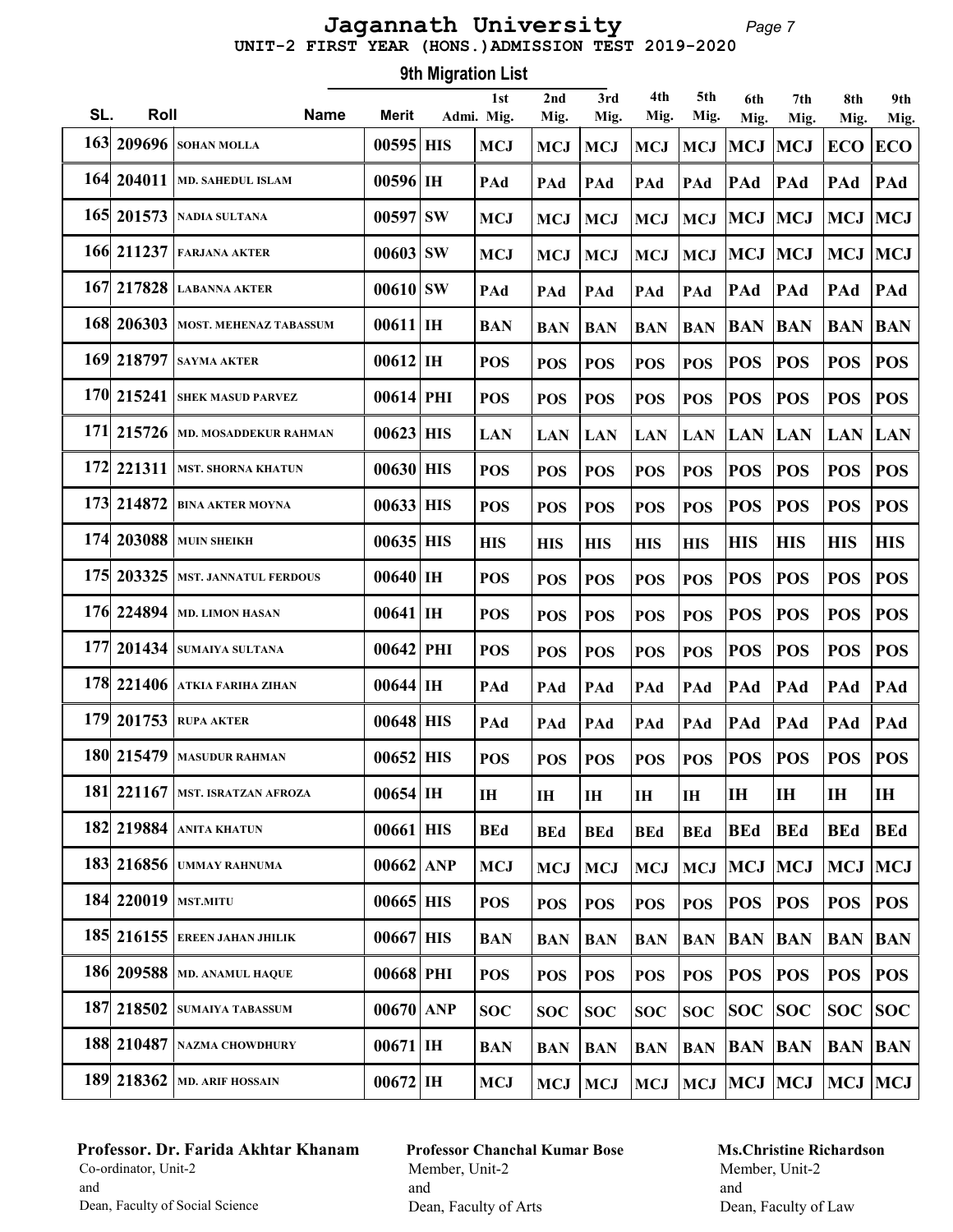# Jagannath University

## UNIT-2 FIRST YEAR (HONS.)ADMISSION TEST 2019-2020

### 9th Migration List

| SL. | Roll | Name | Merit | Admi. | 1st Mig. | 2nd Mig. | 3rd Mig. | 4th Mig. | 5th Mig. | 6th Mig. | 7th Mig. | 8th Mig. | 9th Mig. |
|---|---|---|---|---|---|---|---|---|---|---|---|---|---|
| 163 | 209696 | SOHAN MOLLA | 00595 | HIS | MCJ | MCJ | MCJ | MCJ | MCJ | MCJ | MCJ | ECO | ECO |
| 164 | 204011 | MD. SAHEDUL ISLAM | 00596 | IH | PAd | PAd | PAd | PAd | PAd | PAd | PAd | PAd | PAd |
| 165 | 201573 | NADIA SULTANA | 00597 | SW | MCJ | MCJ | MCJ | MCJ | MCJ | MCJ | MCJ | MCJ | MCJ |
| 166 | 211237 | FARJANA AKTER | 00603 | SW | MCJ | MCJ | MCJ | MCJ | MCJ | MCJ | MCJ | MCJ | MCJ |
| 167 | 217828 | LABANNA AKTER | 00610 | SW | PAd | PAd | PAd | PAd | PAd | PAd | PAd | PAd | PAd |
| 168 | 206303 | MOST. MEHENAZ TABASSUM | 00611 | IH | BAN | BAN | BAN | BAN | BAN | BAN | BAN | BAN | BAN |
| 169 | 218797 | SAYMA AKTER | 00612 | IH | POS | POS | POS | POS | POS | POS | POS | POS | POS |
| 170 | 215241 | SHEK MASUD PARVEZ | 00614 | PHI | POS | POS | POS | POS | POS | POS | POS | POS | POS |
| 171 | 215726 | MD. MOSADDEKUR RAHMAN | 00623 | HIS | LAN | LAN | LAN | LAN | LAN | LAN | LAN | LAN | LAN |
| 172 | 221311 | MST. SHORNA KHATUN | 00630 | HIS | POS | POS | POS | POS | POS | POS | POS | POS | POS |
| 173 | 214872 | BINA AKTER MOYNA | 00633 | HIS | POS | POS | POS | POS | POS | POS | POS | POS | POS |
| 174 | 203088 | MUIN SHEIKH | 00635 | HIS | HIS | HIS | HIS | HIS | HIS | HIS | HIS | HIS | HIS |
| 175 | 203325 | MST. JANNATUL FERDOUS | 00640 | IH | POS | POS | POS | POS | POS | POS | POS | POS | POS |
| 176 | 224894 | MD. LIMON HASAN | 00641 | IH | POS | POS | POS | POS | POS | POS | POS | POS | POS |
| 177 | 201434 | SUMAIYA SULTANA | 00642 | PHI | POS | POS | POS | POS | POS | POS | POS | POS | POS |
| 178 | 221406 | ATKIA FARIHA ZIHAN | 00644 | IH | PAd | PAd | PAd | PAd | PAd | PAd | PAd | PAd | PAd |
| 179 | 201753 | RUPA AKTER | 00648 | HIS | PAd | PAd | PAd | PAd | PAd | PAd | PAd | PAd | PAd |
| 180 | 215479 | MASUDUR RAHMAN | 00652 | HIS | POS | POS | POS | POS | POS | POS | POS | POS | POS |
| 181 | 221167 | MST. ISRATZAN AFROZA | 00654 | IH | IH | IH | IH | IH | IH | IH | IH | IH | IH |
| 182 | 219884 | ANITA KHATUN | 00661 | HIS | BEd | BEd | BEd | BEd | BEd | BEd | BEd | BEd | BEd |
| 183 | 216856 | UMMAY RAHNUMA | 00662 | ANP | MCJ | MCJ | MCJ | MCJ | MCJ | MCJ | MCJ | MCJ | MCJ |
| 184 | 220019 | MST.MITU | 00665 | HIS | POS | POS | POS | POS | POS | POS | POS | POS | POS |
| 185 | 216155 | EREEN JAHAN JHILIK | 00667 | HIS | BAN | BAN | BAN | BAN | BAN | BAN | BAN | BAN | BAN |
| 186 | 209588 | MD. ANAMUL HAQUE | 00668 | PHI | POS | POS | POS | POS | POS | POS | POS | POS | POS |
| 187 | 218502 | SUMAIYA TABASSUM | 00670 | ANP | SOC | SOC | SOC | SOC | SOC | SOC | SOC | SOC | SOC |
| 188 | 210487 | NAZMA CHOWDHURY | 00671 | IH | BAN | BAN | BAN | BAN | BAN | BAN | BAN | BAN | BAN |
| 189 | 218362 | MD. ARIF HOSSAIN | 00672 | IH | MCJ | MCJ | MCJ | MCJ | MCJ | MCJ | MCJ | MCJ | MCJ |

**Professor. Dr. Farida Akhtar Khanam**
Co-ordinator, Unit-2
and
Dean, Faculty of Social Science

**Professor Chanchal Kumar Bose**
Member, Unit-2
and
Dean, Faculty of Arts

**Ms.Christine Richardson**
Member, Unit-2
and
Dean, Faculty of Law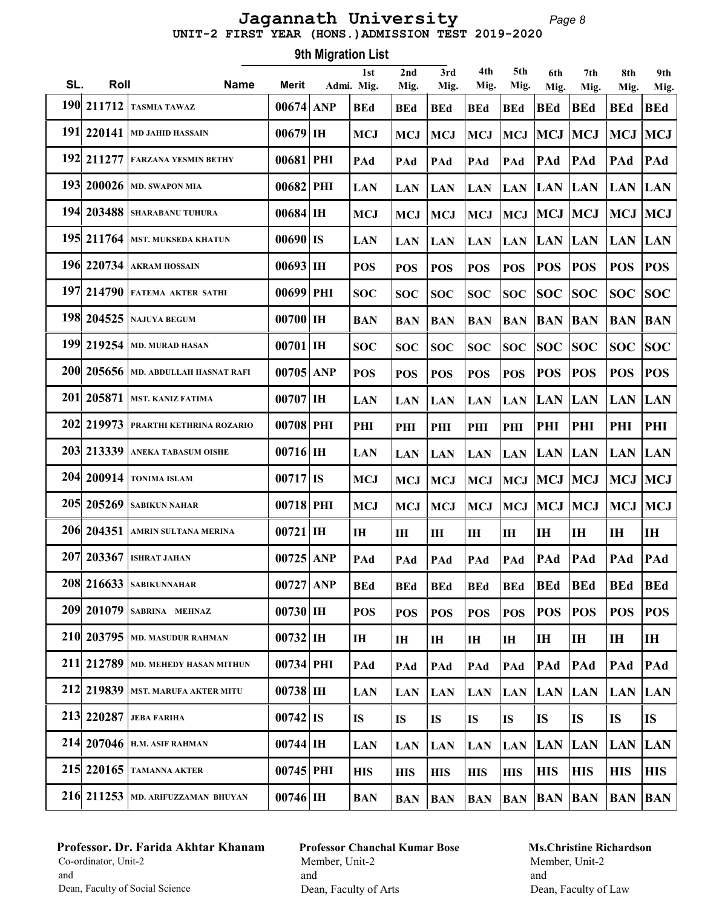# Jagannath University

## UNIT-2 FIRST YEAR (HONS.)ADMISSION TEST 2019-2020

### 9th Migration List

| SL. | Roll | Name | Merit | Admi. | 1st Mig. | 2nd Mig. | 3rd Mig. | 4th Mig. | 5th Mig. | 6th Mig. | 7th Mig. | 8th Mig. | 9th Mig. |
|---|---|---|---|---|---|---|---|---|---|---|---|---|---|
| 190 | 211712 | TASMIA TAWAZ | 00674 | ANP | BEd | BEd | BEd | BEd | BEd | BEd | BEd | BEd | BEd |
| 191 | 220141 | MD JAHID HASSAIN | 00679 | IH | MCJ | MCJ | MCJ | MCJ | MCJ | MCJ | MCJ | MCJ | MCJ |
| 192 | 211277 | FARZANA YESMIN BETHY | 00681 | PHI | PAd | PAd | PAd | PAd | PAd | PAd | PAd | PAd | PAd |
| 193 | 200026 | MD. SWAPON MIA | 00682 | PHI | LAN | LAN | LAN | LAN | LAN | LAN | LAN | LAN | LAN |
| 194 | 203488 | SHARABANU TUHURA | 00684 | IH | MCJ | MCJ | MCJ | MCJ | MCJ | MCJ | MCJ | MCJ | MCJ |
| 195 | 211764 | MST. MUKSEDA KHATUN | 00690 | IS | LAN | LAN | LAN | LAN | LAN | LAN | LAN | LAN | LAN |
| 196 | 220734 | AKRAM HOSSAIN | 00693 | IH | POS | POS | POS | POS | POS | POS | POS | POS | POS |
| 197 | 214790 | FATEMA AKTER SATHI | 00699 | PHI | SOC | SOC | SOC | SOC | SOC | SOC | SOC | SOC | SOC |
| 198 | 204525 | NAJUYA BEGUM | 00700 | IH | BAN | BAN | BAN | BAN | BAN | BAN | BAN | BAN | BAN |
| 199 | 219254 | MD. MURAD HASAN | 00701 | IH | SOC | SOC | SOC | SOC | SOC | SOC | SOC | SOC | SOC |
| 200 | 205656 | MD. ABDULLAH HASNAT RAFI | 00705 | ANP | POS | POS | POS | POS | POS | POS | POS | POS | POS |
| 201 | 205871 | MST. KANIZ FATIMA | 00707 | IH | LAN | LAN | LAN | LAN | LAN | LAN | LAN | LAN | LAN |
| 202 | 219973 | PRARTHI KETHRINA ROZARIO | 00708 | PHI | PHI | PHI | PHI | PHI | PHI | PHI | PHI | PHI | PHI |
| 203 | 213339 | ANEKA TABASUM OISHE | 00716 | IH | LAN | LAN | LAN | LAN | LAN | LAN | LAN | LAN | LAN |
| 204 | 200914 | TONIMA ISLAM | 00717 | IS | MCJ | MCJ | MCJ | MCJ | MCJ | MCJ | MCJ | MCJ | MCJ |
| 205 | 205269 | SABIKUN NAHAR | 00718 | PHI | MCJ | MCJ | MCJ | MCJ | MCJ | MCJ | MCJ | MCJ | MCJ |
| 206 | 204351 | AMRIN SULTANA MERINA | 00721 | IH | IH | IH | IH | IH | IH | IH | IH | IH | IH |
| 207 | 203367 | ISHRAT JAHAN | 00725 | ANP | PAd | PAd | PAd | PAd | PAd | PAd | PAd | PAd | PAd |
| 208 | 216633 | SABIKUNNAHAR | 00727 | ANP | BEd | BEd | BEd | BEd | BEd | BEd | BEd | BEd | BEd |
| 209 | 201079 | SABRINA MEHNAZ | 00730 | IH | POS | POS | POS | POS | POS | POS | POS | POS | POS |
| 210 | 203795 | MD. MASUDUR RAHMAN | 00732 | IH | IH | IH | IH | IH | IH | IH | IH | IH | IH |
| 211 | 212789 | MD. MEHEDY HASAN MITHUN | 00734 | PHI | PAd | PAd | PAd | PAd | PAd | PAd | PAd | PAd | PAd |
| 212 | 219839 | MST. MARUFA AKTER MITU | 00738 | IH | LAN | LAN | LAN | LAN | LAN | LAN | LAN | LAN | LAN |
| 213 | 220287 | JEBA FARIHA | 00742 | IS | IS | IS | IS | IS | IS | IS | IS | IS | IS |
| 214 | 207046 | H.M. ASIF RAHMAN | 00744 | IH | LAN | LAN | LAN | LAN | LAN | LAN | LAN | LAN | LAN |
| 215 | 220165 | TAMANNA AKTER | 00745 | PHI | HIS | HIS | HIS | HIS | HIS | HIS | HIS | HIS | HIS |
| 216 | 211253 | MD. ARIFUZZAMAN BHUYAN | 00746 | IH | BAN | BAN | BAN | BAN | BAN | BAN | BAN | BAN | BAN |

**Professor. Dr. Farida Akhtar Khanam**
Co-ordinator, Unit-2
and
Dean, Faculty of Social Science

**Professor Chanchal Kumar Bose**
Member, Unit-2
and
Dean, Faculty of Arts

**Ms.Christine Richardson**
Member, Unit-2
and
Dean, Faculty of Law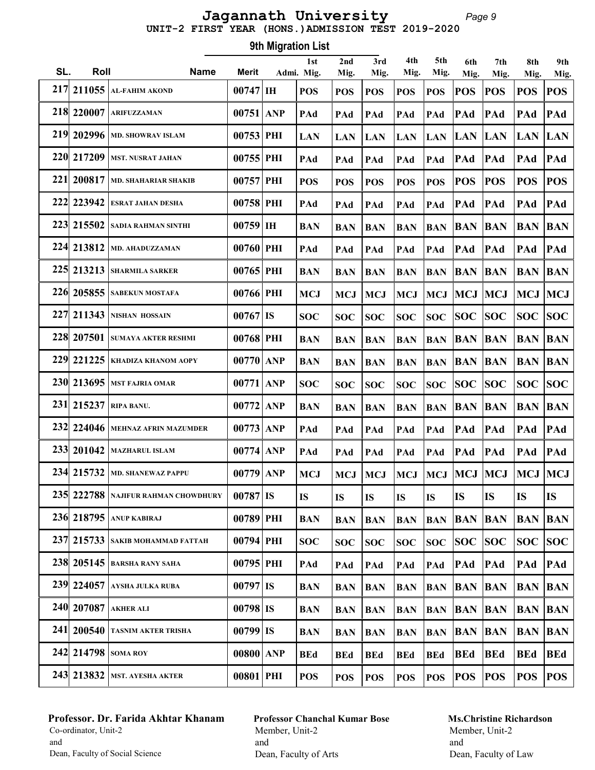# Jagannath University

## UNIT-2 FIRST YEAR (HONS.)ADMISSION TEST 2019-2020

### 9th Migration List

| SL. | Roll | Name | Merit | Admi. | 1st Mig. | 2nd Mig. | 3rd Mig. | 4th Mig. | 5th Mig. | 6th Mig. | 7th Mig. | 8th Mig. | 9th Mig. |
|---|---|---|---|---|---|---|---|---|---|---|---|---|---|
| 217 | 211055 | AL-FAHIM AKOND | 00747 | IH | POS | POS | POS | POS | POS | POS | POS | POS | POS |
| 218 | 220007 | ARIFUZZAMAN | 00751 | ANP | PAd | PAd | PAd | PAd | PAd | PAd | PAd | PAd | PAd |
| 219 | 202996 | MD. SHOWRAV ISLAM | 00753 | PHI | LAN | LAN | LAN | LAN | LAN | LAN | LAN | LAN | LAN |
| 220 | 217209 | MST. NUSRAT JAHAN | 00755 | PHI | PAd | PAd | PAd | PAd | PAd | PAd | PAd | PAd | PAd |
| 221 | 200817 | MD. SHAHARIAR SHAKIB | 00757 | PHI | POS | POS | POS | POS | POS | POS | POS | POS | POS |
| 222 | 223942 | ESRAT JAHAN DESHA | 00758 | PHI | PAd | PAd | PAd | PAd | PAd | PAd | PAd | PAd | PAd |
| 223 | 215502 | SADIA RAHMAN SINTHI | 00759 | IH | BAN | BAN | BAN | BAN | BAN | BAN | BAN | BAN | BAN |
| 224 | 213812 | MD. AHADUZZAMAN | 00760 | PHI | PAd | PAd | PAd | PAd | PAd | PAd | PAd | PAd | PAd |
| 225 | 213213 | SHARMILA SARKER | 00765 | PHI | BAN | BAN | BAN | BAN | BAN | BAN | BAN | BAN | BAN |
| 226 | 205855 | SABEKUN MOSTAFA | 00766 | PHI | MCJ | MCJ | MCJ | MCJ | MCJ | MCJ | MCJ | MCJ | MCJ |
| 227 | 211343 | NISHAN HOSSAIN | 00767 | IS | SOC | SOC | SOC | SOC | SOC | SOC | SOC | SOC | SOC |
| 228 | 207501 | SUMAYA AKTER RESHMI | 00768 | PHI | BAN | BAN | BAN | BAN | BAN | BAN | BAN | BAN | BAN |
| 229 | 221225 | KHADIZA KHANOM AOPY | 00770 | ANP | BAN | BAN | BAN | BAN | BAN | BAN | BAN | BAN | BAN |
| 230 | 213695 | MST FAJRIA OMAR | 00771 | ANP | SOC | SOC | SOC | SOC | SOC | SOC | SOC | SOC | SOC |
| 231 | 215237 | RIPA BANU. | 00772 | ANP | BAN | BAN | BAN | BAN | BAN | BAN | BAN | BAN | BAN |
| 232 | 224046 | MEHNAZ AFRIN MAZUMDER | 00773 | ANP | PAd | PAd | PAd | PAd | PAd | PAd | PAd | PAd | PAd |
| 233 | 201042 | MAZHARUL ISLAM | 00774 | ANP | PAd | PAd | PAd | PAd | PAd | PAd | PAd | PAd | PAd |
| 234 | 215732 | MD. SHANEWAZ PAPPU | 00779 | ANP | MCJ | MCJ | MCJ | MCJ | MCJ | MCJ | MCJ | MCJ | MCJ |
| 235 | 222788 | NAJIFUR RAHMAN CHOWDHURY | 00787 | IS | IS | IS | IS | IS | IS | IS | IS | IS | IS |
| 236 | 218795 | ANUP KABIRAJ | 00789 | PHI | BAN | BAN | BAN | BAN | BAN | BAN | BAN | BAN | BAN |
| 237 | 215733 | SAKIB MOHAMMAD FATTAH | 00794 | PHI | SOC | SOC | SOC | SOC | SOC | SOC | SOC | SOC | SOC |
| 238 | 205145 | BARSHA RANY SAHA | 00795 | PHI | PAd | PAd | PAd | PAd | PAd | PAd | PAd | PAd | PAd |
| 239 | 224057 | AYSHA JULKA RUBA | 00797 | IS | BAN | BAN | BAN | BAN | BAN | BAN | BAN | BAN | BAN |
| 240 | 207087 | AKHER ALI | 00798 | IS | BAN | BAN | BAN | BAN | BAN | BAN | BAN | BAN | BAN |
| 241 | 200540 | TASNIM AKTER TRISHA | 00799 | IS | BAN | BAN | BAN | BAN | BAN | BAN | BAN | BAN | BAN |
| 242 | 214798 | SOMA ROY | 00800 | ANP | BEd | BEd | BEd | BEd | BEd | BEd | BEd | BEd | BEd |
| 243 | 213832 | MST. AYESHA AKTER | 00801 | PHI | POS | POS | POS | POS | POS | POS | POS | POS | POS |

**Professor. Dr. Farida Akhtar Khanam**
Co-ordinator, Unit-2
and
Dean, Faculty of Social Science

**Professor Chanchal Kumar Bose**
Member, Unit-2
and
Dean, Faculty of Arts

**Ms.Christine Richardson**
Member, Unit-2
and
Dean, Faculty of Law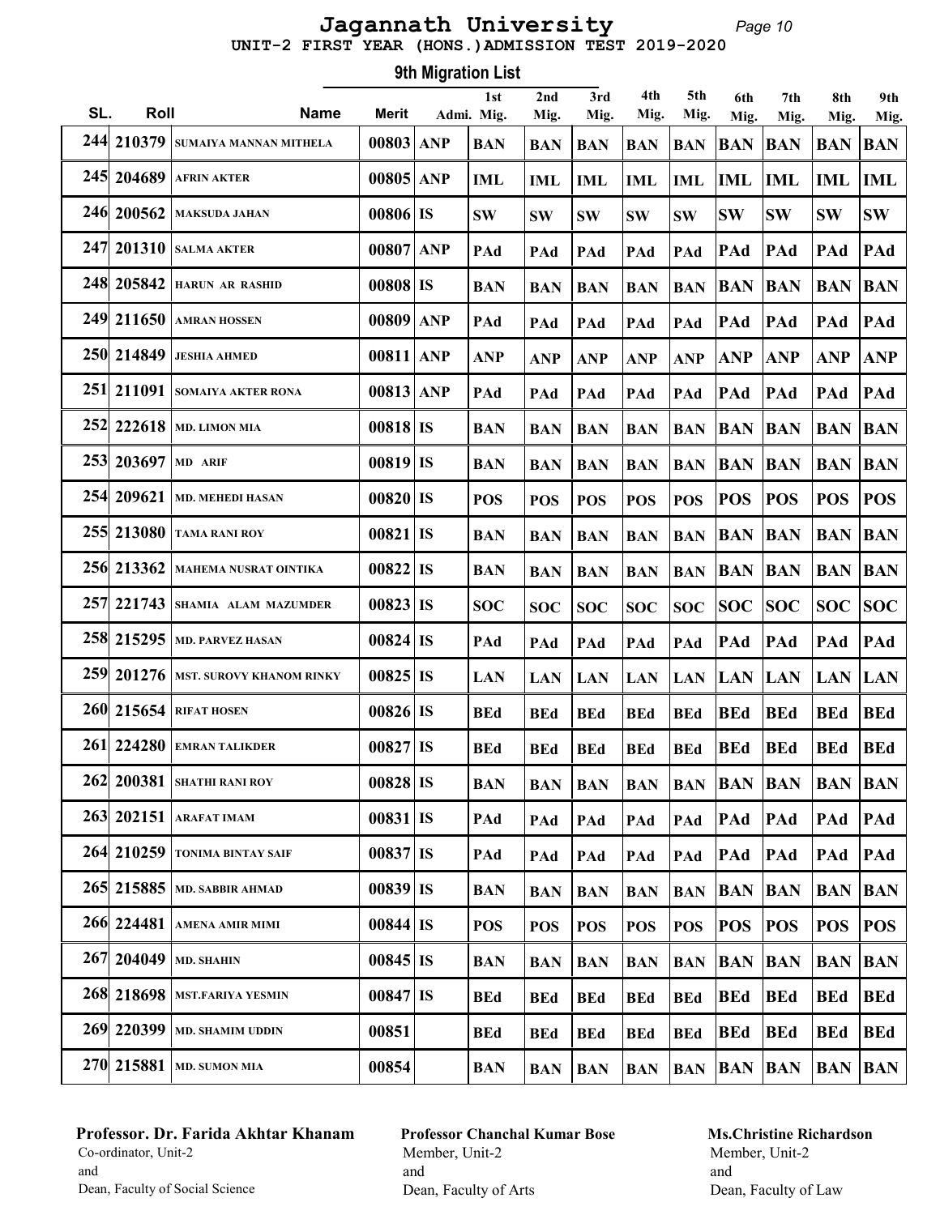# Jagannath University

## UNIT-2 FIRST YEAR (HONS.)ADMISSION TEST 2019-2020

### 9th Migration List

| SL. | Roll | Name | Merit | Admi. | 1st Mig. | 2nd Mig. | 3rd Mig. | 4th Mig. | 5th Mig. | 6th Mig. | 7th Mig. | 8th Mig. | 9th Mig. |
|---|---|---|---|---|---|---|---|---|---|---|---|---|---|
| 244 | 210379 | SUMAIYA MANNAN MITHELA | 00803 | ANP | BAN | BAN | BAN | BAN | BAN | BAN | BAN | BAN | BAN |
| 245 | 204689 | AFRIN AKTER | 00805 | ANP | IML | IML | IML | IML | IML | IML | IML | IML | IML |
| 246 | 200562 | MAKSUDA JAHAN | 00806 | IS | SW | SW | SW | SW | SW | SW | SW | SW | SW |
| 247 | 201310 | SALMA AKTER | 00807 | ANP | PAd | PAd | PAd | PAd | PAd | PAd | PAd | PAd | PAd |
| 248 | 205842 | HARUN AR RASHID | 00808 | IS | BAN | BAN | BAN | BAN | BAN | BAN | BAN | BAN | BAN |
| 249 | 211650 | AMRAN HOSSEN | 00809 | ANP | PAd | PAd | PAd | PAd | PAd | PAd | PAd | PAd | PAd |
| 250 | 214849 | JESHIA AHMED | 00811 | ANP | ANP | ANP | ANP | ANP | ANP | ANP | ANP | ANP | ANP |
| 251 | 211091 | SOMAIYA AKTER RONA | 00813 | ANP | PAd | PAd | PAd | PAd | PAd | PAd | PAd | PAd | PAd |
| 252 | 222618 | MD. LIMON MIA | 00818 | IS | BAN | BAN | BAN | BAN | BAN | BAN | BAN | BAN | BAN |
| 253 | 203697 | MD ARIF | 00819 | IS | BAN | BAN | BAN | BAN | BAN | BAN | BAN | BAN | BAN |
| 254 | 209621 | MD. MEHEDI HASAN | 00820 | IS | POS | POS | POS | POS | POS | POS | POS | POS | POS |
| 255 | 213080 | TAMA RANI ROY | 00821 | IS | BAN | BAN | BAN | BAN | BAN | BAN | BAN | BAN | BAN |
| 256 | 213362 | MAHEMA NUSRAT OINTIKA | 00822 | IS | BAN | BAN | BAN | BAN | BAN | BAN | BAN | BAN | BAN |
| 257 | 221743 | SHAMIA ALAM MAZUMDER | 00823 | IS | SOC | SOC | SOC | SOC | SOC | SOC | SOC | SOC | SOC |
| 258 | 215295 | MD. PARVEZ HASAN | 00824 | IS | PAd | PAd | PAd | PAd | PAd | PAd | PAd | PAd | PAd |
| 259 | 201276 | MST. SUROVY KHANOM RINKY | 00825 | IS | LAN | LAN | LAN | LAN | LAN | LAN | LAN | LAN | LAN |
| 260 | 215654 | RIFAT HOSEN | 00826 | IS | BEd | BEd | BEd | BEd | BEd | BEd | BEd | BEd | BEd |
| 261 | 224280 | EMRAN TALIKDER | 00827 | IS | BEd | BEd | BEd | BEd | BEd | BEd | BEd | BEd | BEd |
| 262 | 200381 | SHATHI RANI ROY | 00828 | IS | BAN | BAN | BAN | BAN | BAN | BAN | BAN | BAN | BAN |
| 263 | 202151 | ARAFAT IMAM | 00831 | IS | PAd | PAd | PAd | PAd | PAd | PAd | PAd | PAd | PAd |
| 264 | 210259 | TONIMA BINTAY SAIF | 00837 | IS | PAd | PAd | PAd | PAd | PAd | PAd | PAd | PAd | PAd |
| 265 | 215885 | MD. SABBIR AHMAD | 00839 | IS | BAN | BAN | BAN | BAN | BAN | BAN | BAN | BAN | BAN |
| 266 | 224481 | AMENA AMIR MIMI | 00844 | IS | POS | POS | POS | POS | POS | POS | POS | POS | POS |
| 267 | 204049 | MD. SHAHIN | 00845 | IS | BAN | BAN | BAN | BAN | BAN | BAN | BAN | BAN | BAN |
| 268 | 218698 | MST.FARIYA YESMIN | 00847 | IS | BEd | BEd | BEd | BEd | BEd | BEd | BEd | BEd | BEd |
| 269 | 220399 | MD. SHAMIM UDDIN | 00851 | | BEd | BEd | BEd | BEd | BEd | BEd | BEd | BEd | BEd |
| 270 | 215881 | MD. SUMON MIA | 00854 | | BAN | BAN | BAN | BAN | BAN | BAN | BAN | BAN | BAN |

**Professor. Dr. Farida Akhtar Khanam**
Co-ordinator, Unit-2
and
Dean, Faculty of Social Science

**Professor Chanchal Kumar Bose**
Member, Unit-2
and
Dean, Faculty of Arts

**Ms.Christine Richardson**
Member, Unit-2
and
Dean, Faculty of Law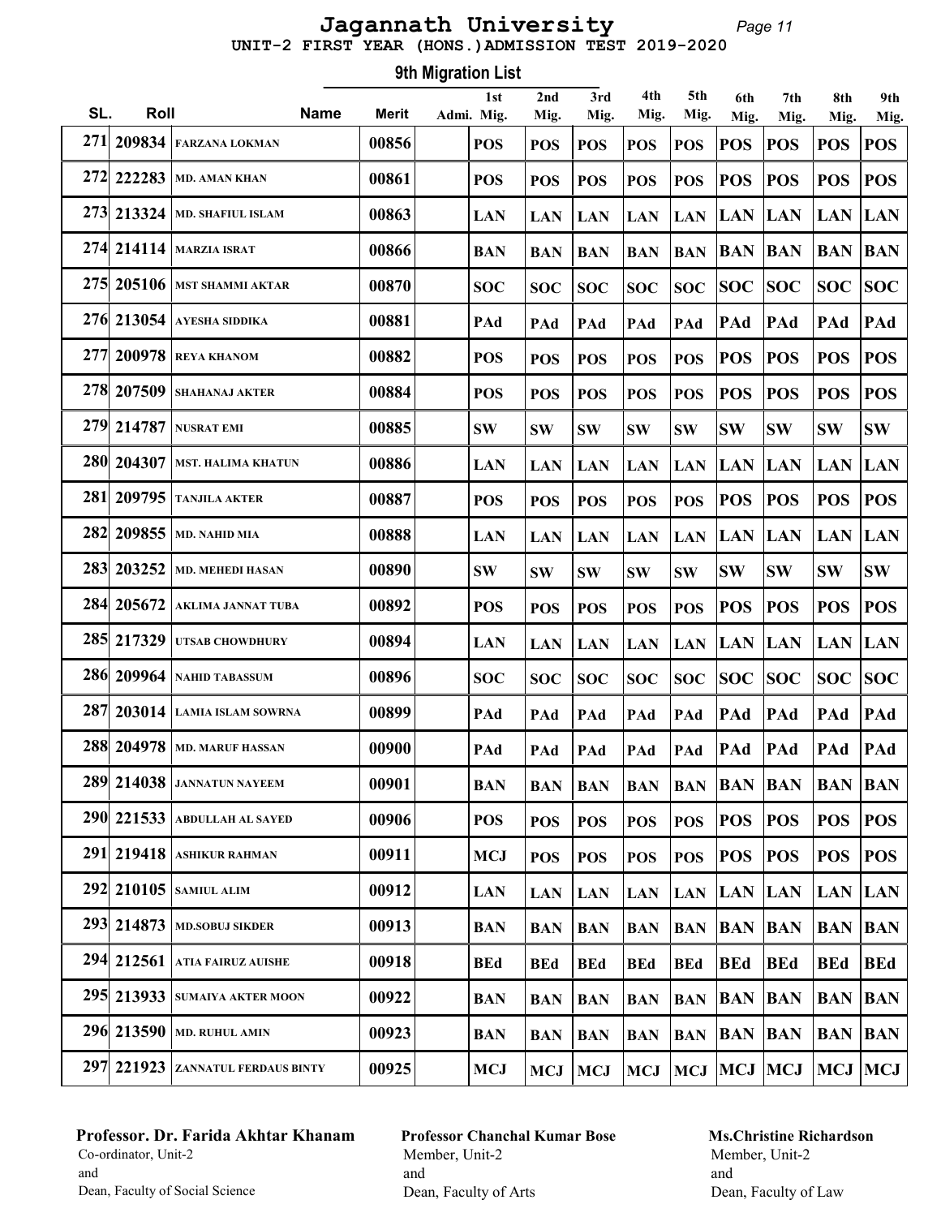# Jagannath University

## UNIT-2 FIRST YEAR (HONS.)ADMISSION TEST 2019-2020

### 9th Migration List

| SL. | Roll | Name | Merit | Admi. | 1st Mig. | 2nd Mig. | 3rd Mig. | 4th Mig. | 5th Mig. | 6th Mig. | 7th Mig. | 8th Mig. | 9th Mig. |
|---|---|---|---|---|---|---|---|---|---|---|---|---|---|
| 271 | 209834 | FARZANA LOKMAN | 00856 | | POS | POS | POS | POS | POS | POS | POS | POS | POS |
| 272 | 222283 | MD. AMAN KHAN | 00861 | | POS | POS | POS | POS | POS | POS | POS | POS | POS |
| 273 | 213324 | MD. SHAFIUL ISLAM | 00863 | | LAN | LAN | LAN | LAN | LAN | LAN | LAN | LAN | LAN |
| 274 | 214114 | MARZIA ISRAT | 00866 | | BAN | BAN | BAN | BAN | BAN | BAN | BAN | BAN | BAN |
| 275 | 205106 | MST SHAMMI AKTAR | 00870 | | SOC | SOC | SOC | SOC | SOC | SOC | SOC | SOC | SOC |
| 276 | 213054 | AYESHA SIDDIKA | 00881 | | PAd | PAd | PAd | PAd | PAd | PAd | PAd | PAd | PAd |
| 277 | 200978 | REYA KHANOM | 00882 | | POS | POS | POS | POS | POS | POS | POS | POS | POS |
| 278 | 207509 | SHAHANAJ AKTER | 00884 | | POS | POS | POS | POS | POS | POS | POS | POS | POS |
| 279 | 214787 | NUSRAT EMI | 00885 | | SW | SW | SW | SW | SW | SW | SW | SW | SW |
| 280 | 204307 | MST. HALIMA KHATUN | 00886 | | LAN | LAN | LAN | LAN | LAN | LAN | LAN | LAN | LAN |
| 281 | 209795 | TANJILA AKTER | 00887 | | POS | POS | POS | POS | POS | POS | POS | POS | POS |
| 282 | 209855 | MD. NAHID MIA | 00888 | | LAN | LAN | LAN | LAN | LAN | LAN | LAN | LAN | LAN |
| 283 | 203252 | MD. MEHEDI HASAN | 00890 | | SW | SW | SW | SW | SW | SW | SW | SW | SW |
| 284 | 205672 | AKLIMA JANNAT TUBA | 00892 | | POS | POS | POS | POS | POS | POS | POS | POS | POS |
| 285 | 217329 | UTSAB CHOWDHURY | 00894 | | LAN | LAN | LAN | LAN | LAN | LAN | LAN | LAN | LAN |
| 286 | 209964 | NAHID TABASSUM | 00896 | | SOC | SOC | SOC | SOC | SOC | SOC | SOC | SOC | SOC |
| 287 | 203014 | LAMIA ISLAM SOWRNA | 00899 | | PAd | PAd | PAd | PAd | PAd | PAd | PAd | PAd | PAd |
| 288 | 204978 | MD. MARUF HASSAN | 00900 | | PAd | PAd | PAd | PAd | PAd | PAd | PAd | PAd | PAd |
| 289 | 214038 | JANNATUN NAYEEM | 00901 | | BAN | BAN | BAN | BAN | BAN | BAN | BAN | BAN | BAN |
| 290 | 221533 | ABDULLAH AL SAYED | 00906 | | POS | POS | POS | POS | POS | POS | POS | POS | POS |
| 291 | 219418 | ASHIKUR RAHMAN | 00911 | | MCJ | POS | POS | POS | POS | POS | POS | POS | POS |
| 292 | 210105 | SAMIUL ALIM | 00912 | | LAN | LAN | LAN | LAN | LAN | LAN | LAN | LAN | LAN |
| 293 | 214873 | MD.SOBUJ SIKDER | 00913 | | BAN | BAN | BAN | BAN | BAN | BAN | BAN | BAN | BAN |
| 294 | 212561 | ATIA FAIRUZ AUISHE | 00918 | | BEd | BEd | BEd | BEd | BEd | BEd | BEd | BEd | BEd |
| 295 | 213933 | SUMAIYA AKTER MOON | 00922 | | BAN | BAN | BAN | BAN | BAN | BAN | BAN | BAN | BAN |
| 296 | 213590 | MD. RUHUL AMIN | 00923 | | BAN | BAN | BAN | BAN | BAN | BAN | BAN | BAN | BAN |
| 297 | 221923 | ZANNATUL FERDAUS BINTY | 00925 | | MCJ | MCJ | MCJ | MCJ | MCJ | MCJ | MCJ | MCJ | MCJ |

**Professor. Dr. Farida Akhtar Khanam**
Co-ordinator, Unit-2
and
Dean, Faculty of Social Science

**Professor Chanchal Kumar Bose**
Member, Unit-2
and
Dean, Faculty of Arts

**Ms.Christine Richardson**
Member, Unit-2
and
Dean, Faculty of Law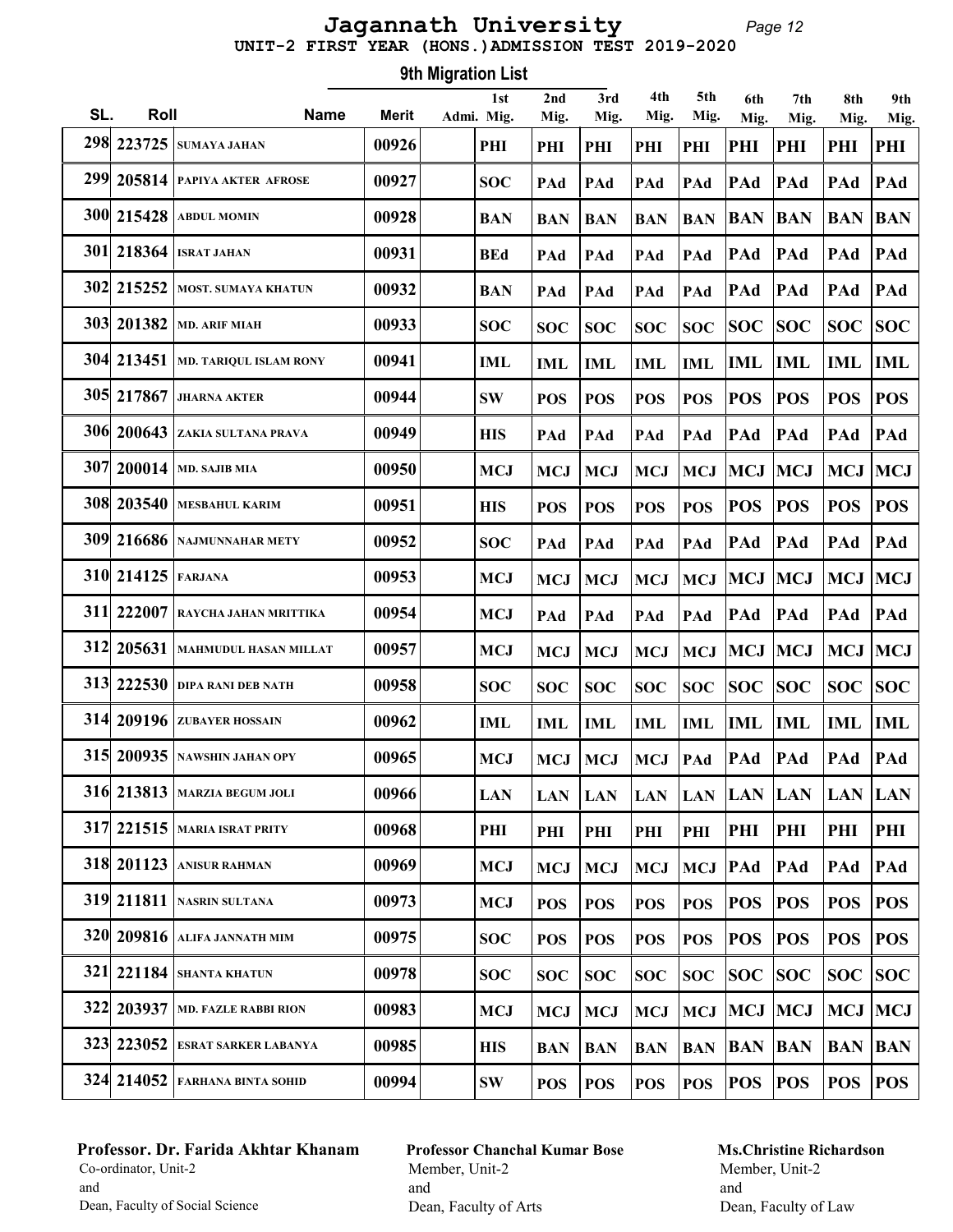# Jagannath University

## UNIT-2 FIRST YEAR (HONS.)ADMISSION TEST 2019-2020

### 9th Migration List

| SL. | Roll | Name | Merit | Admi. | 1st Mig. | 2nd Mig. | 3rd Mig. | 4th Mig. | 5th Mig. | 6th Mig. | 7th Mig. | 8th Mig. | 9th Mig. |
|---|---|---|---|---|---|---|---|---|---|---|---|---|---|
| 298 | 223725 | SUMAYA JAHAN | 00926 | | PHI | PHI | PHI | PHI | PHI | PHI | PHI | PHI | PHI |
| 299 | 205814 | PAPIYA AKTER AFROSE | 00927 | | SOC | PAd | PAd | PAd | PAd | PAd | PAd | PAd | PAd |
| 300 | 215428 | ABDUL MOMIN | 00928 | | BAN | BAN | BAN | BAN | BAN | BAN | BAN | BAN | BAN |
| 301 | 218364 | ISRAT JAHAN | 00931 | | BEd | PAd | PAd | PAd | PAd | PAd | PAd | PAd | PAd |
| 302 | 215252 | MOST. SUMAYA KHATUN | 00932 | | BAN | PAd | PAd | PAd | PAd | PAd | PAd | PAd | PAd |
| 303 | 201382 | MD. ARIF MIAH | 00933 | | SOC | SOC | SOC | SOC | SOC | SOC | SOC | SOC | SOC |
| 304 | 213451 | MD. TARIQUL ISLAM RONY | 00941 | | IML | IML | IML | IML | IML | IML | IML | IML | IML |
| 305 | 217867 | JHARNA AKTER | 00944 | | SW | POS | POS | POS | POS | POS | POS | POS | POS |
| 306 | 200643 | ZAKIA SULTANA PRAVA | 00949 | | HIS | PAd | PAd | PAd | PAd | PAd | PAd | PAd | PAd |
| 307 | 200014 | MD. SAJIB MIA | 00950 | | MCJ | MCJ | MCJ | MCJ | MCJ | MCJ | MCJ | MCJ | MCJ |
| 308 | 203540 | MESBAHUL KARIM | 00951 | | HIS | POS | POS | POS | POS | POS | POS | POS | POS |
| 309 | 216686 | NAJMUNNAHAR METY | 00952 | | SOC | PAd | PAd | PAd | PAd | PAd | PAd | PAd | PAd |
| 310 | 214125 | FARJANA | 00953 | | MCJ | MCJ | MCJ | MCJ | MCJ | MCJ | MCJ | MCJ | MCJ |
| 311 | 222007 | RAYCHA JAHAN MRITTIKA | 00954 | | MCJ | PAd | PAd | PAd | PAd | PAd | PAd | PAd | PAd |
| 312 | 205631 | MAHMUDUL HASAN MILLAT | 00957 | | MCJ | MCJ | MCJ | MCJ | MCJ | MCJ | MCJ | MCJ | MCJ |
| 313 | 222530 | DIPA RANI DEB NATH | 00958 | | SOC | SOC | SOC | SOC | SOC | SOC | SOC | SOC | SOC |
| 314 | 209196 | ZUBAYER HOSSAIN | 00962 | | IML | IML | IML | IML | IML | IML | IML | IML | IML |
| 315 | 200935 | NAWSHIN JAHAN OPY | 00965 | | MCJ | MCJ | MCJ | MCJ | PAd | PAd | PAd | PAd | PAd |
| 316 | 213813 | MARZIA BEGUM JOLI | 00966 | | LAN | LAN | LAN | LAN | LAN | LAN | LAN | LAN | LAN |
| 317 | 221515 | MARIA ISRAT PRITY | 00968 | | PHI | PHI | PHI | PHI | PHI | PHI | PHI | PHI | PHI |
| 318 | 201123 | ANISUR RAHMAN | 00969 | | MCJ | MCJ | MCJ | MCJ | MCJ | PAd | PAd | PAd | PAd |
| 319 | 211811 | NASRIN SULTANA | 00973 | | MCJ | POS | POS | POS | POS | POS | POS | POS | POS |
| 320 | 209816 | ALIFA JANNATH MIM | 00975 | | SOC | POS | POS | POS | POS | POS | POS | POS | POS |
| 321 | 221184 | SHANTA KHATUN | 00978 | | SOC | SOC | SOC | SOC | SOC | SOC | SOC | SOC | SOC |
| 322 | 203937 | MD. FAZLE RABBI RION | 00983 | | MCJ | MCJ | MCJ | MCJ | MCJ | MCJ | MCJ | MCJ | MCJ |
| 323 | 223052 | ESRAT SARKER LABANYA | 00985 | | HIS | BAN | BAN | BAN | BAN | BAN | BAN | BAN | BAN |
| 324 | 214052 | FARHANA BINTA SOHID | 00994 | | SW | POS | POS | POS | POS | POS | POS | POS | POS |

**Professor. Dr. Farida Akhtar Khanam**
Co-ordinator, Unit-2
and
Dean, Faculty of Social Science

**Professor Chanchal Kumar Bose**
Member, Unit-2
and
Dean, Faculty of Arts

**Ms.Christine Richardson**
Member, Unit-2
and
Dean, Faculty of Law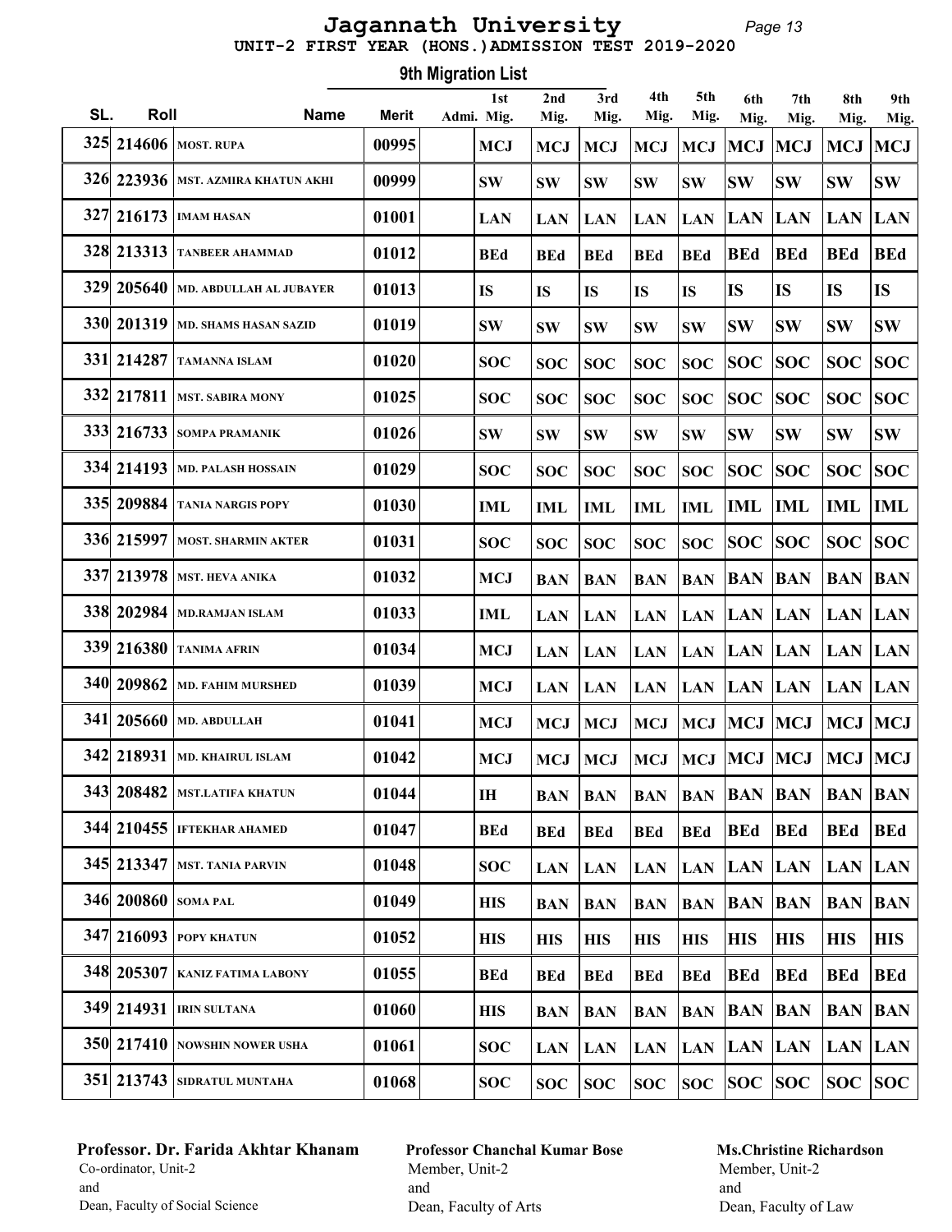# Jagannath University

## UNIT-2 FIRST YEAR (HONS.)ADMISSION TEST 2019-2020

### 9th Migration List

| SL. | Roll | Name | Merit | Admi. | 1st Mig. | 2nd Mig. | 3rd Mig. | 4th Mig. | 5th Mig. | 6th Mig. | 7th Mig. | 8th Mig. | 9th Mig. |
|---|---|---|---|---|---|---|---|---|---|---|---|---|---|
| 325 | 214606 | MOST. RUPA | 00995 | | MCJ | MCJ | MCJ | MCJ | MCJ | MCJ | MCJ | MCJ | MCJ |
| 326 | 223936 | MST. AZMIRA KHATUN AKHI | 00999 | | SW | SW | SW | SW | SW | SW | SW | SW | SW |
| 327 | 216173 | IMAM HASAN | 01001 | | LAN | LAN | LAN | LAN | LAN | LAN | LAN | LAN | LAN |
| 328 | 213313 | TANBEER AHAMMAD | 01012 | | BEd | BEd | BEd | BEd | BEd | BEd | BEd | BEd | BEd |
| 329 | 205640 | MD. ABDULLAH AL JUBAYER | 01013 | | IS | IS | IS | IS | IS | IS | IS | IS | IS |
| 330 | 201319 | MD. SHAMS HASAN SAZID | 01019 | | SW | SW | SW | SW | SW | SW | SW | SW | SW |
| 331 | 214287 | TAMANNA ISLAM | 01020 | | SOC | SOC | SOC | SOC | SOC | SOC | SOC | SOC | SOC |
| 332 | 217811 | MST. SABIRA MONY | 01025 | | SOC | SOC | SOC | SOC | SOC | SOC | SOC | SOC | SOC |
| 333 | 216733 | SOMPA PRAMANIK | 01026 | | SW | SW | SW | SW | SW | SW | SW | SW | SW |
| 334 | 214193 | MD. PALASH HOSSAIN | 01029 | | SOC | SOC | SOC | SOC | SOC | SOC | SOC | SOC | SOC |
| 335 | 209884 | TANIA NARGIS POPY | 01030 | | IML | IML | IML | IML | IML | IML | IML | IML | IML |
| 336 | 215997 | MOST. SHARMIN AKTER | 01031 | | SOC | SOC | SOC | SOC | SOC | SOC | SOC | SOC | SOC |
| 337 | 213978 | MST. HEVA ANIKA | 01032 | | MCJ | BAN | BAN | BAN | BAN | BAN | BAN | BAN | BAN |
| 338 | 202984 | MD.RAMJAN ISLAM | 01033 | | IML | LAN | LAN | LAN | LAN | LAN | LAN | LAN | LAN |
| 339 | 216380 | TANIMA AFRIN | 01034 | | MCJ | LAN | LAN | LAN | LAN | LAN | LAN | LAN | LAN |
| 340 | 209862 | MD. FAHIM MURSHED | 01039 | | MCJ | LAN | LAN | LAN | LAN | LAN | LAN | LAN | LAN |
| 341 | 205660 | MD. ABDULLAH | 01041 | | MCJ | MCJ | MCJ | MCJ | MCJ | MCJ | MCJ | MCJ | MCJ |
| 342 | 218931 | MD. KHAIRUL ISLAM | 01042 | | MCJ | MCJ | MCJ | MCJ | MCJ | MCJ | MCJ | MCJ | MCJ |
| 343 | 208482 | MST.LATIFA KHATUN | 01044 | | IH | BAN | BAN | BAN | BAN | BAN | BAN | BAN | BAN |
| 344 | 210455 | IFTEKHAR AHAMED | 01047 | | BEd | BEd | BEd | BEd | BEd | BEd | BEd | BEd | BEd |
| 345 | 213347 | MST. TANIA PARVIN | 01048 | | SOC | LAN | LAN | LAN | LAN | LAN | LAN | LAN | LAN |
| 346 | 200860 | SOMA PAL | 01049 | | HIS | BAN | BAN | BAN | BAN | BAN | BAN | BAN | BAN |
| 347 | 216093 | POPY KHATUN | 01052 | | HIS | HIS | HIS | HIS | HIS | HIS | HIS | HIS | HIS |
| 348 | 205307 | KANIZ FATIMA LABONY | 01055 | | BEd | BEd | BEd | BEd | BEd | BEd | BEd | BEd | BEd |
| 349 | 214931 | IRIN SULTANA | 01060 | | HIS | BAN | BAN | BAN | BAN | BAN | BAN | BAN | BAN |
| 350 | 217410 | NOWSHIN NOWER USHA | 01061 | | SOC | LAN | LAN | LAN | LAN | LAN | LAN | LAN | LAN |
| 351 | 213743 | SIDRATUL MUNTAHA | 01068 | | SOC | SOC | SOC | SOC | SOC | SOC | SOC | SOC | SOC |

**Professor. Dr. Farida Akhtar Khanam**
Co-ordinator, Unit-2
and
Dean, Faculty of Social Science

**Professor Chanchal Kumar Bose**
Member, Unit-2
and
Dean, Faculty of Arts

**Ms.Christine Richardson**
Member, Unit-2
and
Dean, Faculty of Law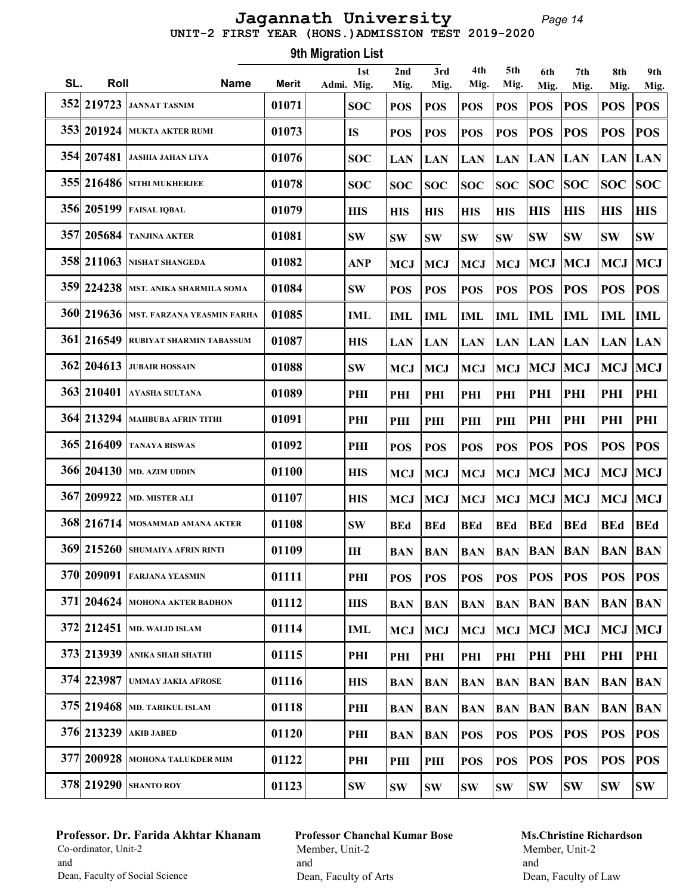# Jagannath University

## UNIT-2 FIRST YEAR (HONS.)ADMISSION TEST 2019-2020

### 9th Migration List

| SL. | Roll | Name | Merit | Admi. | 1st Mig. | 2nd Mig. | 3rd Mig. | 4th Mig. | 5th Mig. | 6th Mig. | 7th Mig. | 8th Mig. | 9th Mig. |
|---|---|---|---|---|---|---|---|---|---|---|---|---|---|
| 352 | 219723 | JANNAT TASNIM | 01071 | | SOC | POS | POS | POS | POS | POS | POS | POS | POS |
| 353 | 201924 | MUKTA AKTER RUMI | 01073 | | IS | POS | POS | POS | POS | POS | POS | POS | POS |
| 354 | 207481 | JASHIA JAHAN LIYA | 01076 | | SOC | LAN | LAN | LAN | LAN | LAN | LAN | LAN | LAN |
| 355 | 216486 | SITHI MUKHERJEE | 01078 | | SOC | SOC | SOC | SOC | SOC | SOC | SOC | SOC | SOC |
| 356 | 205199 | FAISAL IQBAL | 01079 | | HIS | HIS | HIS | HIS | HIS | HIS | HIS | HIS | HIS |
| 357 | 205684 | TANJINA AKTER | 01081 | | SW | SW | SW | SW | SW | SW | SW | SW | SW |
| 358 | 211063 | NISHAT SHANGEDA | 01082 | | ANP | MCJ | MCJ | MCJ | MCJ | MCJ | MCJ | MCJ | MCJ |
| 359 | 224238 | MST. ANIKA SHARMILA SOMA | 01084 | | SW | POS | POS | POS | POS | POS | POS | POS | POS |
| 360 | 219636 | MST. FARZANA YEASMIN FARHA | 01085 | | IML | IML | IML | IML | IML | IML | IML | IML | IML |
| 361 | 216549 | RUBIYAT SHARMIN TABASSUM | 01087 | | HIS | LAN | LAN | LAN | LAN | LAN | LAN | LAN | LAN |
| 362 | 204613 | JUBAIR HOSSAIN | 01088 | | SW | MCJ | MCJ | MCJ | MCJ | MCJ | MCJ | MCJ | MCJ |
| 363 | 210401 | AYASHA SULTANA | 01089 | | PHI | PHI | PHI | PHI | PHI | PHI | PHI | PHI | PHI |
| 364 | 213294 | MAHBUBA AFRIN TITHI | 01091 | | PHI | PHI | PHI | PHI | PHI | PHI | PHI | PHI | PHI |
| 365 | 216409 | TANAYA BISWAS | 01092 | | PHI | POS | POS | POS | POS | POS | POS | POS | POS |
| 366 | 204130 | MD. AZIM UDDIN | 01100 | | HIS | MCJ | MCJ | MCJ | MCJ | MCJ | MCJ | MCJ | MCJ |
| 367 | 209922 | MD. MISTER ALI | 01107 | | HIS | MCJ | MCJ | MCJ | MCJ | MCJ | MCJ | MCJ | MCJ |
| 368 | 216714 | MOSAMMAD AMANA AKTER | 01108 | | SW | BEd | BEd | BEd | BEd | BEd | BEd | BEd | BEd |
| 369 | 215260 | SHUMAIYA AFRIN RINTI | 01109 | | IH | BAN | BAN | BAN | BAN | BAN | BAN | BAN | BAN |
| 370 | 209091 | FARJANA YEASMIN | 01111 | | PHI | POS | POS | POS | POS | POS | POS | POS | POS |
| 371 | 204624 | MOHONA AKTER BADHON | 01112 | | HIS | BAN | BAN | BAN | BAN | BAN | BAN | BAN | BAN |
| 372 | 212451 | MD. WALID ISLAM | 01114 | | IML | MCJ | MCJ | MCJ | MCJ | MCJ | MCJ | MCJ | MCJ |
| 373 | 213939 | ANIKA SHAH SHATHI | 01115 | | PHI | PHI | PHI | PHI | PHI | PHI | PHI | PHI | PHI |
| 374 | 223987 | UMMAY JAKIA AFROSE | 01116 | | HIS | BAN | BAN | BAN | BAN | BAN | BAN | BAN | BAN |
| 375 | 219468 | MD. TARIKUL ISLAM | 01118 | | PHI | BAN | BAN | BAN | BAN | BAN | BAN | BAN | BAN |
| 376 | 213239 | AKIB JABED | 01120 | | PHI | BAN | BAN | POS | POS | POS | POS | POS | POS |
| 377 | 200928 | MOHONA TALUKDER MIM | 01122 | | PHI | PHI | PHI | POS | POS | POS | POS | POS | POS |
| 378 | 219290 | SHANTO ROY | 01123 | | SW | SW | SW | SW | SW | SW | SW | SW | SW |

**Professor. Dr. Farida Akhtar Khanam**
Co-ordinator, Unit-2
and
Dean, Faculty of Social Science

**Professor Chanchal Kumar Bose**
Member, Unit-2
and
Dean, Faculty of Arts

**Ms.Christine Richardson**
Member, Unit-2
and
Dean, Faculty of Law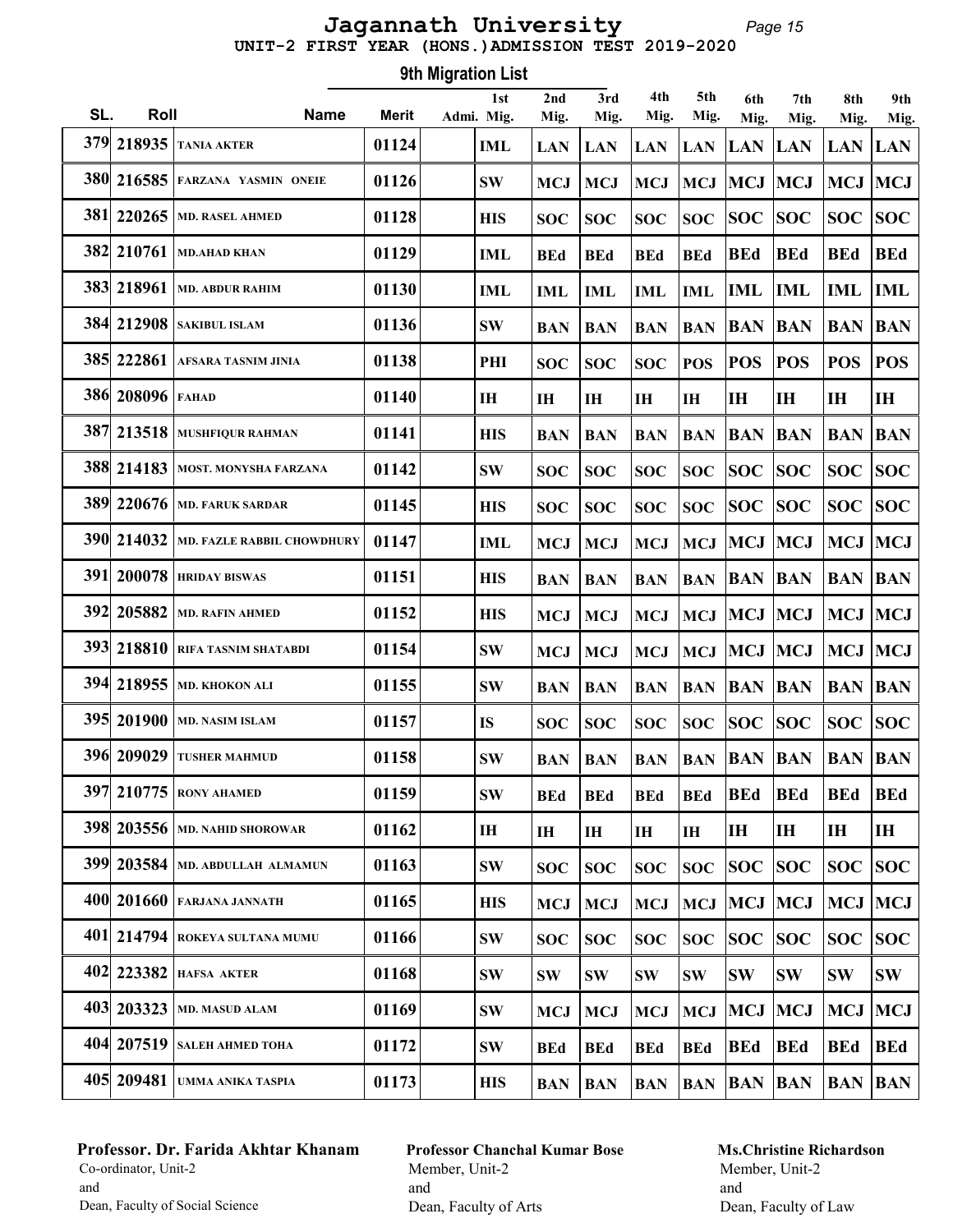# Jagannath University

## UNIT-2 FIRST YEAR (HONS.)ADMISSION TEST 2019-2020

### 9th Migration List

| SL. | Roll | Name | Merit | Admi. | 1st Mig. | 2nd Mig. | 3rd Mig. | 4th Mig. | 5th Mig. | 6th Mig. | 7th Mig. | 8th Mig. | 9th Mig. |
|---|---|---|---|---|---|---|---|---|---|---|---|---|---|
| 379 | 218935 | TANIA AKTER | 01124 | | IML | LAN | LAN | LAN | LAN | LAN | LAN | LAN | LAN |
| 380 | 216585 | FARZANA YASMIN ONEIE | 01126 | | SW | MCJ | MCJ | MCJ | MCJ | MCJ | MCJ | MCJ | MCJ |
| 381 | 220265 | MD. RASEL AHMED | 01128 | | HIS | SOC | SOC | SOC | SOC | SOC | SOC | SOC | SOC |
| 382 | 210761 | MD.AHAD KHAN | 01129 | | IML | BEd | BEd | BEd | BEd | BEd | BEd | BEd | BEd |
| 383 | 218961 | MD. ABDUR RAHIM | 01130 | | IML | IML | IML | IML | IML | IML | IML | IML | IML |
| 384 | 212908 | SAKIBUL ISLAM | 01136 | | SW | BAN | BAN | BAN | BAN | BAN | BAN | BAN | BAN |
| 385 | 222861 | AFSARA TASNIM JINIA | 01138 | | PHI | SOC | SOC | SOC | POS | POS | POS | POS | POS |
| 386 | 208096 | FAHAD | 01140 | | IH | IH | IH | IH | IH | IH | IH | IH | IH |
| 387 | 213518 | MUSHFIQUR RAHMAN | 01141 | | HIS | BAN | BAN | BAN | BAN | BAN | BAN | BAN | BAN |
| 388 | 214183 | MOST. MONYSHA FARZANA | 01142 | | SW | SOC | SOC | SOC | SOC | SOC | SOC | SOC | SOC |
| 389 | 220676 | MD. FARUK SARDAR | 01145 | | HIS | SOC | SOC | SOC | SOC | SOC | SOC | SOC | SOC |
| 390 | 214032 | MD. FAZLE RABBIL CHOWDHURY | 01147 | | IML | MCJ | MCJ | MCJ | MCJ | MCJ | MCJ | MCJ | MCJ |
| 391 | 200078 | HRIDAY BISWAS | 01151 | | HIS | BAN | BAN | BAN | BAN | BAN | BAN | BAN | BAN |
| 392 | 205882 | MD. RAFIN AHMED | 01152 | | HIS | MCJ | MCJ | MCJ | MCJ | MCJ | MCJ | MCJ | MCJ |
| 393 | 218810 | RIFA TASNIM SHATABDI | 01154 | | SW | MCJ | MCJ | MCJ | MCJ | MCJ | MCJ | MCJ | MCJ |
| 394 | 218955 | MD. KHOKON ALI | 01155 | | SW | BAN | BAN | BAN | BAN | BAN | BAN | BAN | BAN |
| 395 | 201900 | MD. NASIM ISLAM | 01157 | | IS | SOC | SOC | SOC | SOC | SOC | SOC | SOC | SOC |
| 396 | 209029 | TUSHER MAHMUD | 01158 | | SW | BAN | BAN | BAN | BAN | BAN | BAN | BAN | BAN |
| 397 | 210775 | RONY AHAMED | 01159 | | SW | BEd | BEd | BEd | BEd | BEd | BEd | BEd | BEd |
| 398 | 203556 | MD. NAHID SHOROWAR | 01162 | | IH | IH | IH | IH | IH | IH | IH | IH | IH |
| 399 | 203584 | MD. ABDULLAH ALMAMUN | 01163 | | SW | SOC | SOC | SOC | SOC | SOC | SOC | SOC | SOC |
| 400 | 201660 | FARJANA JANNATH | 01165 | | HIS | MCJ | MCJ | MCJ | MCJ | MCJ | MCJ | MCJ | MCJ |
| 401 | 214794 | ROKEYA SULTANA MUMU | 01166 | | SW | SOC | SOC | SOC | SOC | SOC | SOC | SOC | SOC |
| 402 | 223382 | HAFSA AKTER | 01168 | | SW | SW | SW | SW | SW | SW | SW | SW | SW |
| 403 | 203323 | MD. MASUD ALAM | 01169 | | SW | MCJ | MCJ | MCJ | MCJ | MCJ | MCJ | MCJ | MCJ |
| 404 | 207519 | SALEH AHMED TOHA | 01172 | | SW | BEd | BEd | BEd | BEd | BEd | BEd | BEd | BEd |
| 405 | 209481 | UMMA ANIKA TASPIA | 01173 | | HIS | BAN | BAN | BAN | BAN | BAN | BAN | BAN | BAN |

**Professor. Dr. Farida Akhtar Khanam**
Co-ordinator, Unit-2
and
Dean, Faculty of Social Science

**Professor Chanchal Kumar Bose**
Member, Unit-2
and
Dean, Faculty of Arts

**Ms.Christine Richardson**
Member, Unit-2
and
Dean, Faculty of Law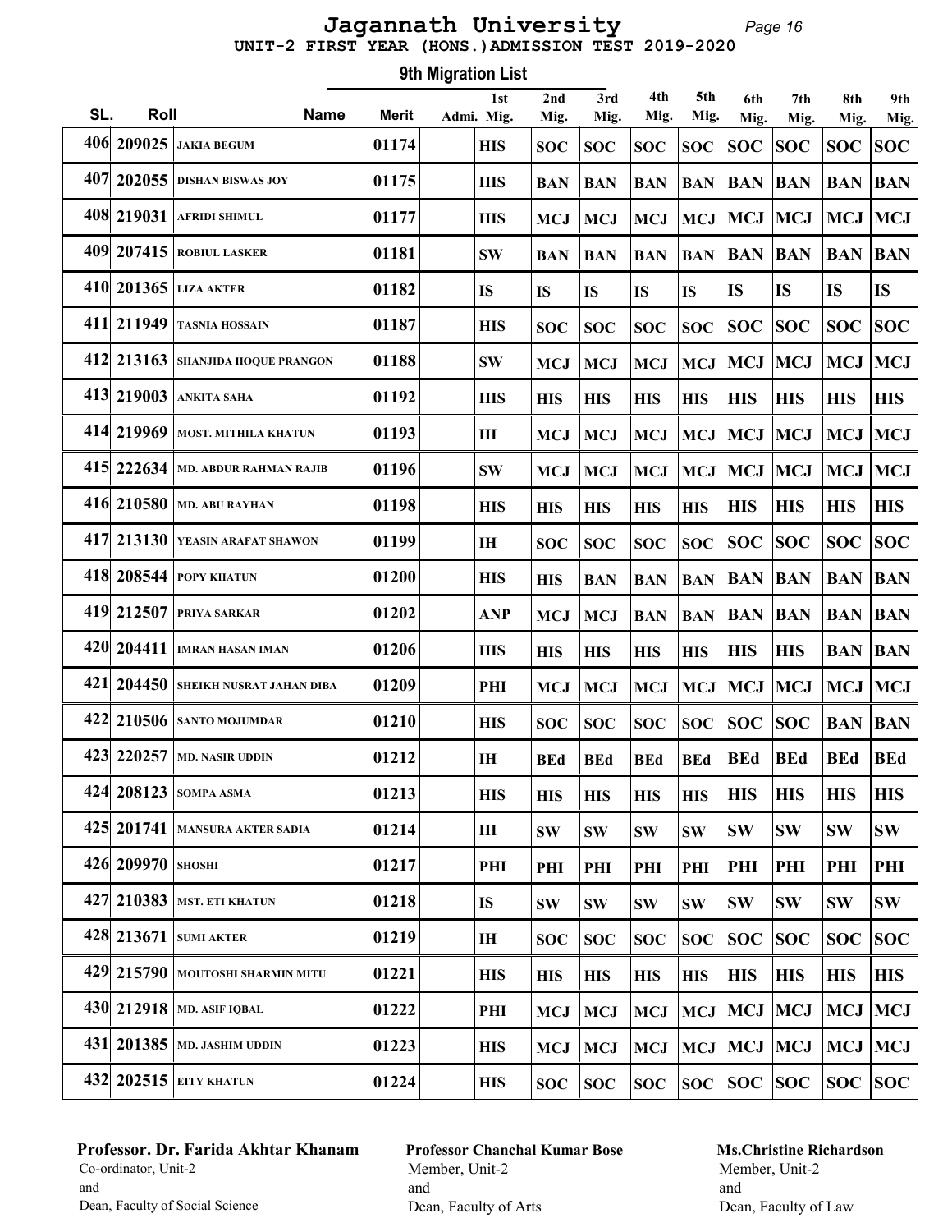# Jagannath University

## UNIT-2 FIRST YEAR (HONS.)ADMISSION TEST 2019-2020

### 9th Migration List

| SL. | Roll | Name | Merit | Admi. | 1st Mig. | 2nd Mig. | 3rd Mig. | 4th Mig. | 5th Mig. | 6th Mig. | 7th Mig. | 8th Mig. | 9th Mig. |
|---|---|---|---|---|---|---|---|---|---|---|---|---|---|
| 406 | 209025 | JAKIA BEGUM | 01174 | | HIS | SOC | SOC | SOC | SOC | SOC | SOC | SOC | SOC |
| 407 | 202055 | DISHAN BISWAS JOY | 01175 | | HIS | BAN | BAN | BAN | BAN | BAN | BAN | BAN | BAN |
| 408 | 219031 | AFRIDI SHIMUL | 01177 | | HIS | MCJ | MCJ | MCJ | MCJ | MCJ | MCJ | MCJ | MCJ |
| 409 | 207415 | ROBIUL LASKER | 01181 | | SW | BAN | BAN | BAN | BAN | BAN | BAN | BAN | BAN |
| 410 | 201365 | LIZA AKTER | 01182 | | IS | IS | IS | IS | IS | IS | IS | IS | IS |
| 411 | 211949 | TASNIA HOSSAIN | 01187 | | HIS | SOC | SOC | SOC | SOC | SOC | SOC | SOC | SOC |
| 412 | 213163 | SHANJIDA HOQUE PRANGON | 01188 | | SW | MCJ | MCJ | MCJ | MCJ | MCJ | MCJ | MCJ | MCJ |
| 413 | 219003 | ANKITA SAHA | 01192 | | HIS | HIS | HIS | HIS | HIS | HIS | HIS | HIS | HIS |
| 414 | 219969 | MOST. MITHILA KHATUN | 01193 | | IH | MCJ | MCJ | MCJ | MCJ | MCJ | MCJ | MCJ | MCJ |
| 415 | 222634 | MD. ABDUR RAHMAN RAJIB | 01196 | | SW | MCJ | MCJ | MCJ | MCJ | MCJ | MCJ | MCJ | MCJ |
| 416 | 210580 | MD. ABU RAYHAN | 01198 | | HIS | HIS | HIS | HIS | HIS | HIS | HIS | HIS | HIS |
| 417 | 213130 | YEASIN ARAFAT SHAWON | 01199 | | IH | SOC | SOC | SOC | SOC | SOC | SOC | SOC | SOC |
| 418 | 208544 | POPY KHATUN | 01200 | | HIS | HIS | BAN | BAN | BAN | BAN | BAN | BAN | BAN |
| 419 | 212507 | PRIYA SARKAR | 01202 | | ANP | MCJ | MCJ | BAN | BAN | BAN | BAN | BAN | BAN |
| 420 | 204411 | IMRAN HASAN IMAN | 01206 | | HIS | HIS | HIS | HIS | HIS | HIS | HIS | BAN | BAN |
| 421 | 204450 | SHEIKH NUSRAT JAHAN DIBA | 01209 | | PHI | MCJ | MCJ | MCJ | MCJ | MCJ | MCJ | MCJ | MCJ |
| 422 | 210506 | SANTO MOJUMDAR | 01210 | | HIS | SOC | SOC | SOC | SOC | SOC | SOC | BAN | BAN |
| 423 | 220257 | MD. NASIR UDDIN | 01212 | | IH | BEd | BEd | BEd | BEd | BEd | BEd | BEd | BEd |
| 424 | 208123 | SOMPA ASMA | 01213 | | HIS | HIS | HIS | HIS | HIS | HIS | HIS | HIS | HIS |
| 425 | 201741 | MANSURA AKTER SADIA | 01214 | | IH | SW | SW | SW | SW | SW | SW | SW | SW |
| 426 | 209970 | SHOSHI | 01217 | | PHI | PHI | PHI | PHI | PHI | PHI | PHI | PHI | PHI |
| 427 | 210383 | MST. ETI KHATUN | 01218 | | IS | SW | SW | SW | SW | SW | SW | SW | SW |
| 428 | 213671 | SUMI AKTER | 01219 | | IH | SOC | SOC | SOC | SOC | SOC | SOC | SOC | SOC |
| 429 | 215790 | MOUTOSHI SHARMIN MITU | 01221 | | HIS | HIS | HIS | HIS | HIS | HIS | HIS | HIS | HIS |
| 430 | 212918 | MD. ASIF IQBAL | 01222 | | PHI | MCJ | MCJ | MCJ | MCJ | MCJ | MCJ | MCJ | MCJ |
| 431 | 201385 | MD. JASHIM UDDIN | 01223 | | HIS | MCJ | MCJ | MCJ | MCJ | MCJ | MCJ | MCJ | MCJ |
| 432 | 202515 | EITY KHATUN | 01224 | | HIS | SOC | SOC | SOC | SOC | SOC | SOC | SOC | SOC |

**Professor. Dr. Farida Akhtar Khanam**
Co-ordinator, Unit-2
and
Dean, Faculty of Social Science

**Professor Chanchal Kumar Bose**
Member, Unit-2
and
Dean, Faculty of Arts

**Ms.Christine Richardson**
Member, Unit-2
and
Dean, Faculty of Law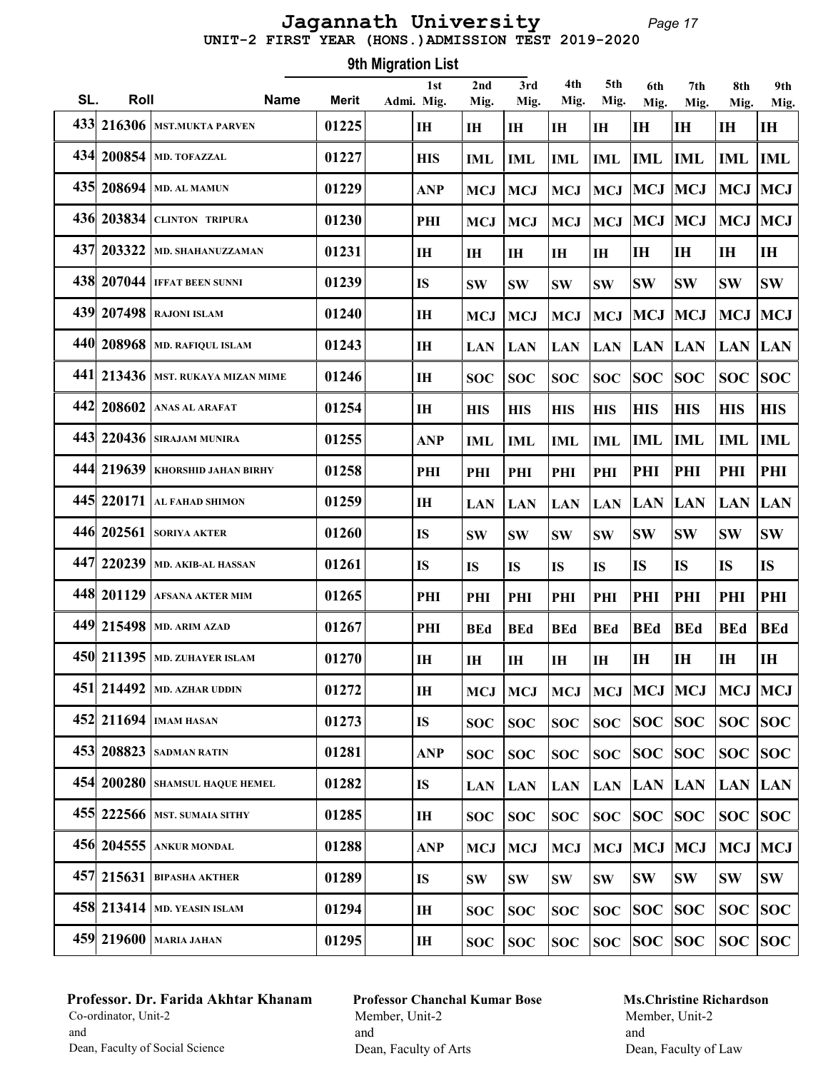# Jagannath University

## UNIT-2 FIRST YEAR (HONS.)ADMISSION TEST 2019-2020

### 9th Migration List

| SL. | Roll | Name | Merit | Admi. | 1st Mig. | 2nd Mig. | 3rd Mig. | 4th Mig. | 5th Mig. | 6th Mig. | 7th Mig. | 8th Mig. | 9th Mig. |
|---|---|---|---|---|---|---|---|---|---|---|---|---|---|
| 433 | 216306 | MST.MUKTA PARVEN | 01225 | | IH | IH | IH | IH | IH | IH | IH | IH | IH |
| 434 | 200854 | MD. TOFAZZAL | 01227 | | HIS | IML | IML | IML | IML | IML | IML | IML | IML |
| 435 | 208694 | MD. AL MAMUN | 01229 | | ANP | MCJ | MCJ | MCJ | MCJ | MCJ | MCJ | MCJ | MCJ |
| 436 | 203834 | CLINTON TRIPURA | 01230 | | PHI | MCJ | MCJ | MCJ | MCJ | MCJ | MCJ | MCJ | MCJ |
| 437 | 203322 | MD. SHAHANUZZAMAN | 01231 | | IH | IH | IH | IH | IH | IH | IH | IH | IH |
| 438 | 207044 | IFFAT BEEN SUNNI | 01239 | | IS | SW | SW | SW | SW | SW | SW | SW | SW |
| 439 | 207498 | RAJONI ISLAM | 01240 | | IH | MCJ | MCJ | MCJ | MCJ | MCJ | MCJ | MCJ | MCJ |
| 440 | 208968 | MD. RAFIQUL ISLAM | 01243 | | IH | LAN | LAN | LAN | LAN | LAN | LAN | LAN | LAN |
| 441 | 213436 | MST. RUKAYA MIZAN MIME | 01246 | | IH | SOC | SOC | SOC | SOC | SOC | SOC | SOC | SOC |
| 442 | 208602 | ANAS AL ARAFAT | 01254 | | IH | HIS | HIS | HIS | HIS | HIS | HIS | HIS | HIS |
| 443 | 220436 | SIRAJAM MUNIRA | 01255 | | ANP | IML | IML | IML | IML | IML | IML | IML | IML |
| 444 | 219639 | KHORSHID JAHAN BIRHY | 01258 | | PHI | PHI | PHI | PHI | PHI | PHI | PHI | PHI | PHI |
| 445 | 220171 | AL FAHAD SHIMON | 01259 | | IH | LAN | LAN | LAN | LAN | LAN | LAN | LAN | LAN |
| 446 | 202561 | SORIYA AKTER | 01260 | | IS | SW | SW | SW | SW | SW | SW | SW | SW |
| 447 | 220239 | MD. AKIB-AL HASSAN | 01261 | | IS | IS | IS | IS | IS | IS | IS | IS | IS |
| 448 | 201129 | AFSANA AKTER MIM | 01265 | | PHI | PHI | PHI | PHI | PHI | PHI | PHI | PHI | PHI |
| 449 | 215498 | MD. ARIM AZAD | 01267 | | PHI | BEd | BEd | BEd | BEd | BEd | BEd | BEd | BEd |
| 450 | 211395 | MD. ZUHAYER ISLAM | 01270 | | IH | IH | IH | IH | IH | IH | IH | IH | IH |
| 451 | 214492 | MD. AZHAR UDDIN | 01272 | | IH | MCJ | MCJ | MCJ | MCJ | MCJ | MCJ | MCJ | MCJ |
| 452 | 211694 | IMAM HASAN | 01273 | | IS | SOC | SOC | SOC | SOC | SOC | SOC | SOC | SOC |
| 453 | 208823 | SADMAN RATIN | 01281 | | ANP | SOC | SOC | SOC | SOC | SOC | SOC | SOC | SOC |
| 454 | 200280 | SHAMSUL HAQUE HEMEL | 01282 | | IS | LAN | LAN | LAN | LAN | LAN | LAN | LAN | LAN |
| 455 | 222566 | MST. SUMAIA SITHY | 01285 | | IH | SOC | SOC | SOC | SOC | SOC | SOC | SOC | SOC |
| 456 | 204555 | ANKUR MONDAL | 01288 | | ANP | MCJ | MCJ | MCJ | MCJ | MCJ | MCJ | MCJ | MCJ |
| 457 | 215631 | BIPASHA AKTHER | 01289 | | IS | SW | SW | SW | SW | SW | SW | SW | SW |
| 458 | 213414 | MD. YEASIN ISLAM | 01294 | | IH | SOC | SOC | SOC | SOC | SOC | SOC | SOC | SOC |
| 459 | 219600 | MARIA JAHAN | 01295 | | IH | SOC | SOC | SOC | SOC | SOC | SOC | SOC | SOC |

**Professor. Dr. Farida Akhtar Khanam**
Co-ordinator, Unit-2
and
Dean, Faculty of Social Science

**Professor Chanchal Kumar Bose**
Member, Unit-2
and
Dean, Faculty of Arts

**Ms.Christine Richardson**
Member, Unit-2
and
Dean, Faculty of Law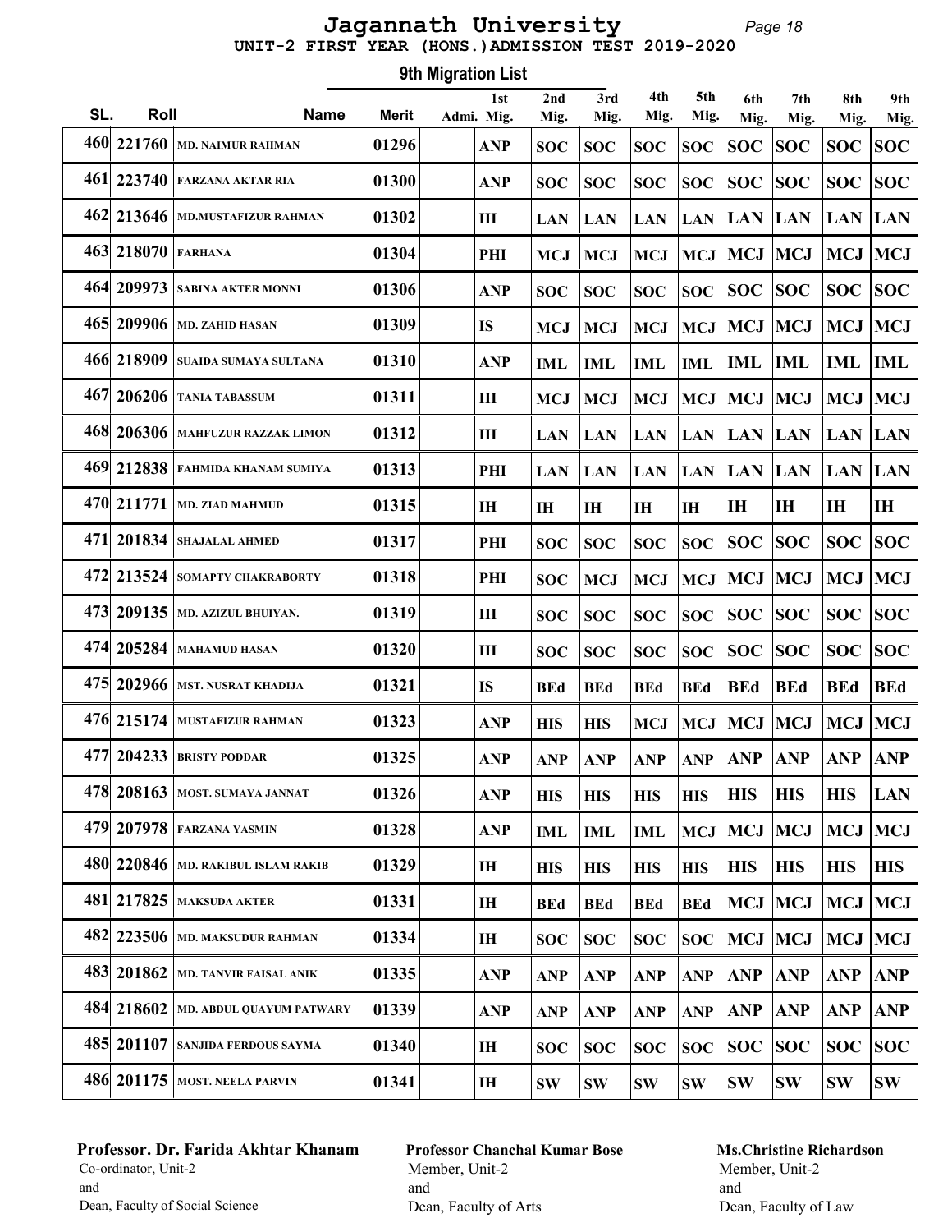# Jagannath University

## UNIT-2 FIRST YEAR (HONS.)ADMISSION TEST 2019-2020

### 9th Migration List

| SL. | Roll | Name | Merit | Admi. | 1st Mig. | 2nd Mig. | 3rd Mig. | 4th Mig. | 5th Mig. | 6th Mig. | 7th Mig. | 8th Mig. | 9th Mig. |
|---|---|---|---|---|---|---|---|---|---|---|---|---|---|
| 460 | 221760 | MD. NAIMUR RAHMAN | 01296 | | ANP | SOC | SOC | SOC | SOC | SOC | SOC | SOC | SOC |
| 461 | 223740 | FARZANA AKTAR RIA | 01300 | | ANP | SOC | SOC | SOC | SOC | SOC | SOC | SOC | SOC |
| 462 | 213646 | MD.MUSTAFIZUR RAHMAN | 01302 | | IH | LAN | LAN | LAN | LAN | LAN | LAN | LAN | LAN |
| 463 | 218070 | FARHANA | 01304 | | PHI | MCJ | MCJ | MCJ | MCJ | MCJ | MCJ | MCJ | MCJ |
| 464 | 209973 | SABINA AKTER MONNI | 01306 | | ANP | SOC | SOC | SOC | SOC | SOC | SOC | SOC | SOC |
| 465 | 209906 | MD. ZAHID HASAN | 01309 | | IS | MCJ | MCJ | MCJ | MCJ | MCJ | MCJ | MCJ | MCJ |
| 466 | 218909 | SUAIDA SUMAYA SULTANA | 01310 | | ANP | IML | IML | IML | IML | IML | IML | IML | IML |
| 467 | 206206 | TANIA TABASSUM | 01311 | | IH | MCJ | MCJ | MCJ | MCJ | MCJ | MCJ | MCJ | MCJ |
| 468 | 206306 | MAHFUZUR RAZZAK LIMON | 01312 | | IH | LAN | LAN | LAN | LAN | LAN | LAN | LAN | LAN |
| 469 | 212838 | FAHMIDA KHANAM SUMIYA | 01313 | | PHI | LAN | LAN | LAN | LAN | LAN | LAN | LAN | LAN |
| 470 | 211771 | MD. ZIAD MAHMUD | 01315 | | IH | IH | IH | IH | IH | IH | IH | IH | IH |
| 471 | 201834 | SHAJALAL AHMED | 01317 | | PHI | SOC | SOC | SOC | SOC | SOC | SOC | SOC | SOC |
| 472 | 213524 | SOMAPTY CHAKRABORTY | 01318 | | PHI | SOC | MCJ | MCJ | MCJ | MCJ | MCJ | MCJ | MCJ |
| 473 | 209135 | MD. AZIZUL BHUIYAN. | 01319 | | IH | SOC | SOC | SOC | SOC | SOC | SOC | SOC | SOC |
| 474 | 205284 | MAHAMUD HASAN | 01320 | | IH | SOC | SOC | SOC | SOC | SOC | SOC | SOC | SOC |
| 475 | 202966 | MST. NUSRAT KHADIJA | 01321 | | IS | BEd | BEd | BEd | BEd | BEd | BEd | BEd | BEd |
| 476 | 215174 | MUSTAFIZUR RAHMAN | 01323 | | ANP | HIS | HIS | MCJ | MCJ | MCJ | MCJ | MCJ | MCJ |
| 477 | 204233 | BRISTY PODDAR | 01325 | | ANP | ANP | ANP | ANP | ANP | ANP | ANP | ANP | ANP |
| 478 | 208163 | MOST. SUMAYA JANNAT | 01326 | | ANP | HIS | HIS | HIS | HIS | HIS | HIS | HIS | LAN |
| 479 | 207978 | FARZANA YASMIN | 01328 | | ANP | IML | IML | IML | MCJ | MCJ | MCJ | MCJ | MCJ |
| 480 | 220846 | MD. RAKIBUL ISLAM RAKIB | 01329 | | IH | HIS | HIS | HIS | HIS | HIS | HIS | HIS | HIS |
| 481 | 217825 | MAKSUDA AKTER | 01331 | | IH | BEd | BEd | BEd | BEd | MCJ | MCJ | MCJ | MCJ |
| 482 | 223506 | MD. MAKSUDUR RAHMAN | 01334 | | IH | SOC | SOC | SOC | SOC | MCJ | MCJ | MCJ | MCJ |
| 483 | 201862 | MD. TANVIR FAISAL ANIK | 01335 | | ANP | ANP | ANP | ANP | ANP | ANP | ANP | ANP | ANP |
| 484 | 218602 | MD. ABDUL QUAYUM PATWARY | 01339 | | ANP | ANP | ANP | ANP | ANP | ANP | ANP | ANP | ANP |
| 485 | 201107 | SANJIDA FERDOUS SAYMA | 01340 | | IH | SOC | SOC | SOC | SOC | SOC | SOC | SOC | SOC |
| 486 | 201175 | MOST. NEELA PARVIN | 01341 | | IH | SW | SW | SW | SW | SW | SW | SW | SW |

**Professor. Dr. Farida Akhtar Khanam**
Co-ordinator, Unit-2
and
Dean, Faculty of Social Science

**Professor Chanchal Kumar Bose**
Member, Unit-2
and
Dean, Faculty of Arts

**Ms.Christine Richardson**
Member, Unit-2
and
Dean, Faculty of Law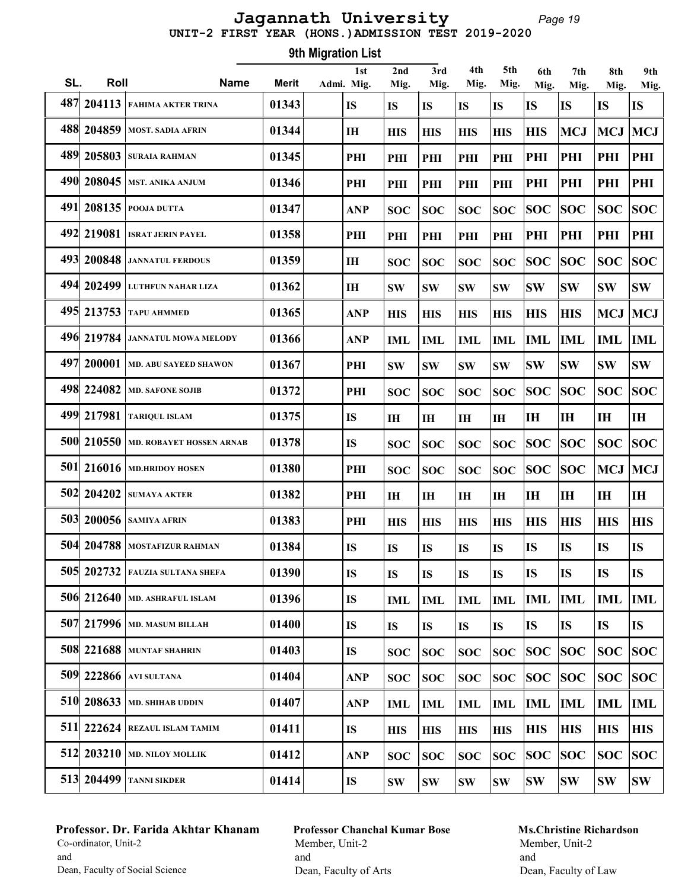# Jagannath University

## UNIT-2 FIRST YEAR (HONS.)ADMISSION TEST 2019-2020

### 9th Migration List

| SL. | Roll | Name | Merit | Admi. | 1st Mig. | 2nd Mig. | 3rd Mig. | 4th Mig. | 5th Mig. | 6th Mig. | 7th Mig. | 8th Mig. | 9th Mig. |
|---|---|---|---|---|---|---|---|---|---|---|---|---|---|
| 487 | 204113 | FAHIMA AKTER TRINA | 01343 | | IS | IS | IS | IS | IS | IS | IS | IS | IS |
| 488 | 204859 | MOST. SADIA AFRIN | 01344 | | IH | HIS | HIS | HIS | HIS | HIS | MCJ | MCJ | MCJ |
| 489 | 205803 | SURAIA RAHMAN | 01345 | | PHI | PHI | PHI | PHI | PHI | PHI | PHI | PHI | PHI |
| 490 | 208045 | MST. ANIKA ANJUM | 01346 | | PHI | PHI | PHI | PHI | PHI | PHI | PHI | PHI | PHI |
| 491 | 208135 | POOJA DUTTA | 01347 | | ANP | SOC | SOC | SOC | SOC | SOC | SOC | SOC | SOC |
| 492 | 219081 | ISRAT JERIN PAYEL | 01358 | | PHI | PHI | PHI | PHI | PHI | PHI | PHI | PHI | PHI |
| 493 | 200848 | JANNATUL FERDOUS | 01359 | | IH | SOC | SOC | SOC | SOC | SOC | SOC | SOC | SOC |
| 494 | 202499 | LUTHFUN NAHAR LIZA | 01362 | | IH | SW | SW | SW | SW | SW | SW | SW | SW |
| 495 | 213753 | TAPU AHMMED | 01365 | | ANP | HIS | HIS | HIS | HIS | HIS | HIS | MCJ | MCJ |
| 496 | 219784 | JANNATUL MOWA MELODY | 01366 | | ANP | IML | IML | IML | IML | IML | IML | IML | IML |
| 497 | 200001 | MD. ABU SAYEED SHAWON | 01367 | | PHI | SW | SW | SW | SW | SW | SW | SW | SW |
| 498 | 224082 | MD. SAFONE SOJIB | 01372 | | PHI | SOC | SOC | SOC | SOC | SOC | SOC | SOC | SOC |
| 499 | 217981 | TARIQUL ISLAM | 01375 | | IS | IH | IH | IH | IH | IH | IH | IH | IH |
| 500 | 210550 | MD. ROBAYET HOSSEN ARNAB | 01378 | | IS | SOC | SOC | SOC | SOC | SOC | SOC | SOC | SOC |
| 501 | 216016 | MD.HRIDOY HOSEN | 01380 | | PHI | SOC | SOC | SOC | SOC | SOC | SOC | MCJ | MCJ |
| 502 | 204202 | SUMAYA AKTER | 01382 | | PHI | IH | IH | IH | IH | IH | IH | IH | IH |
| 503 | 200056 | SAMIYA AFRIN | 01383 | | PHI | HIS | HIS | HIS | HIS | HIS | HIS | HIS | HIS |
| 504 | 204788 | MOSTAFIZUR RAHMAN | 01384 | | IS | IS | IS | IS | IS | IS | IS | IS | IS |
| 505 | 202732 | FAUZIA SULTANA SHEFA | 01390 | | IS | IS | IS | IS | IS | IS | IS | IS | IS |
| 506 | 212640 | MD. ASHRAFUL ISLAM | 01396 | | IS | IML | IML | IML | IML | IML | IML | IML | IML |
| 507 | 217996 | MD. MASUM BILLAH | 01400 | | IS | IS | IS | IS | IS | IS | IS | IS | IS |
| 508 | 221688 | MUNTAF SHAHRIN | 01403 | | IS | SOC | SOC | SOC | SOC | SOC | SOC | SOC | SOC |
| 509 | 222866 | AVI SULTANA | 01404 | | ANP | SOC | SOC | SOC | SOC | SOC | SOC | SOC | SOC |
| 510 | 208633 | MD. SHIHAB UDDIN | 01407 | | ANP | IML | IML | IML | IML | IML | IML | IML | IML |
| 511 | 222624 | REZAUL ISLAM TAMIM | 01411 | | IS | HIS | HIS | HIS | HIS | HIS | HIS | HIS | HIS |
| 512 | 203210 | MD. NILOY MOLLIK | 01412 | | ANP | SOC | SOC | SOC | SOC | SOC | SOC | SOC | SOC |
| 513 | 204499 | TANNI SIKDER | 01414 | | IS | SW | SW | SW | SW | SW | SW | SW | SW |

**Professor. Dr. Farida Akhtar Khanam**
Co-ordinator, Unit-2
and
Dean, Faculty of Social Science

**Professor Chanchal Kumar Bose**
Member, Unit-2
and
Dean, Faculty of Arts

**Ms.Christine Richardson**
Member, Unit-2
and
Dean, Faculty of Law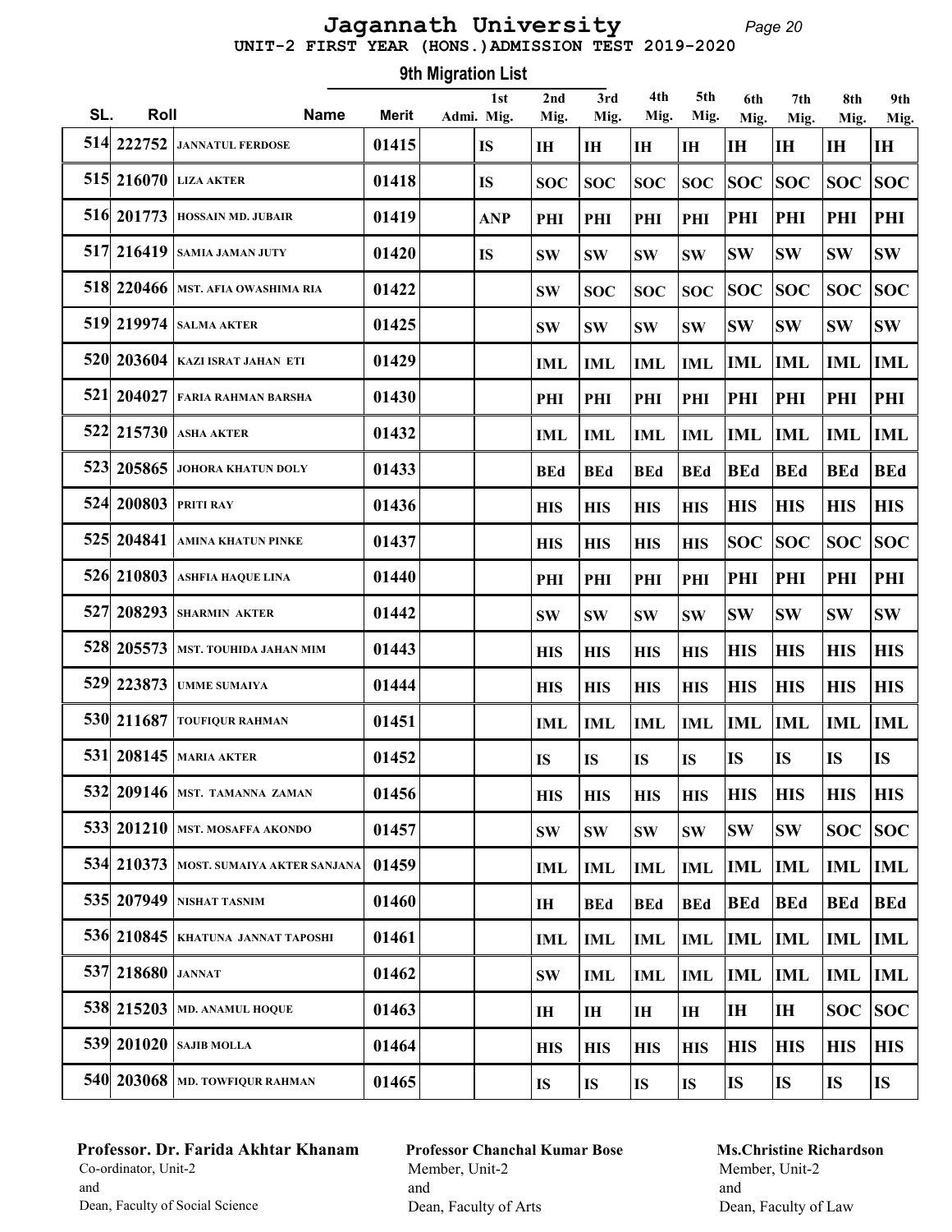# Jagannath University

## UNIT-2 FIRST YEAR (HONS.)ADMISSION TEST 2019-2020

### 9th Migration List

| SL. | Roll | Name | Merit | Admi. | 1st Mig. | 2nd Mig. | 3rd Mig. | 4th Mig. | 5th Mig. | 6th Mig. | 7th Mig. | 8th Mig. | 9th Mig. |
|---|---|---|---|---|---|---|---|---|---|---|---|---|---|
| 514 | 222752 | JANNATUL FERDOSE | 01415 | | IS | IH | IH | IH | IH | IH | IH | IH | IH |
| 515 | 216070 | LIZA AKTER | 01418 | | IS | SOC | SOC | SOC | SOC | SOC | SOC | SOC | SOC |
| 516 | 201773 | HOSSAIN MD. JUBAIR | 01419 | | ANP | PHI | PHI | PHI | PHI | PHI | PHI | PHI | PHI |
| 517 | 216419 | SAMIA JAMAN JUTY | 01420 | | IS | SW | SW | SW | SW | SW | SW | SW | SW |
| 518 | 220466 | MST. AFIA OWASHIMA RIA | 01422 | | | SW | SOC | SOC | SOC | SOC | SOC | SOC | SOC |
| 519 | 219974 | SALMA AKTER | 01425 | | | SW | SW | SW | SW | SW | SW | SW | SW |
| 520 | 203604 | KAZI ISRAT JAHAN ETI | 01429 | | | IML | IML | IML | IML | IML | IML | IML | IML |
| 521 | 204027 | FARIA RAHMAN BARSHA | 01430 | | | PHI | PHI | PHI | PHI | PHI | PHI | PHI | PHI |
| 522 | 215730 | ASHA AKTER | 01432 | | | IML | IML | IML | IML | IML | IML | IML | IML |
| 523 | 205865 | JOHORA KHATUN DOLY | 01433 | | | BEd | BEd | BEd | BEd | BEd | BEd | BEd | BEd |
| 524 | 200803 | PRITI RAY | 01436 | | | HIS | HIS | HIS | HIS | HIS | HIS | HIS | HIS |
| 525 | 204841 | AMINA KHATUN PINKE | 01437 | | | HIS | HIS | HIS | HIS | SOC | SOC | SOC | SOC |
| 526 | 210803 | ASHFIA HAQUE LINA | 01440 | | | PHI | PHI | PHI | PHI | PHI | PHI | PHI | PHI |
| 527 | 208293 | SHARMIN AKTER | 01442 | | | SW | SW | SW | SW | SW | SW | SW | SW |
| 528 | 205573 | MST. TOUHIDA JAHAN MIM | 01443 | | | HIS | HIS | HIS | HIS | HIS | HIS | HIS | HIS |
| 529 | 223873 | UMME SUMAIYA | 01444 | | | HIS | HIS | HIS | HIS | HIS | HIS | HIS | HIS |
| 530 | 211687 | TOUFIQUR RAHMAN | 01451 | | | IML | IML | IML | IML | IML | IML | IML | IML |
| 531 | 208145 | MARIA AKTER | 01452 | | | IS | IS | IS | IS | IS | IS | IS | IS |
| 532 | 209146 | MST. TAMANNA ZAMAN | 01456 | | | HIS | HIS | HIS | HIS | HIS | HIS | HIS | HIS |
| 533 | 201210 | MST. MOSAFFA AKONDO | 01457 | | | SW | SW | SW | SW | SW | SW | SOC | SOC |
| 534 | 210373 | MOST. SUMAIYA AKTER SANJANA | 01459 | | | IML | IML | IML | IML | IML | IML | IML | IML |
| 535 | 207949 | NISHAT TASNIM | 01460 | | | IH | BEd | BEd | BEd | BEd | BEd | BEd | BEd |
| 536 | 210845 | KHATUNA JANNAT TAPOSHI | 01461 | | | IML | IML | IML | IML | IML | IML | IML | IML |
| 537 | 218680 | JANNAT | 01462 | | | SW | IML | IML | IML | IML | IML | IML | IML |
| 538 | 215203 | MD. ANAMUL HOQUE | 01463 | | | IH | IH | IH | IH | IH | IH | SOC | SOC |
| 539 | 201020 | SAJIB MOLLA | 01464 | | | HIS | HIS | HIS | HIS | HIS | HIS | HIS | HIS |
| 540 | 203068 | MD. TOWFIQUR RAHMAN | 01465 | | | IS | IS | IS | IS | IS | IS | IS | IS |

**Professor. Dr. Farida Akhtar Khanam**
Co-ordinator, Unit-2
and
Dean, Faculty of Social Science

**Professor Chanchal Kumar Bose**
Member, Unit-2
and
Dean, Faculty of Arts

**Ms.Christine Richardson**
Member, Unit-2
and
Dean, Faculty of Law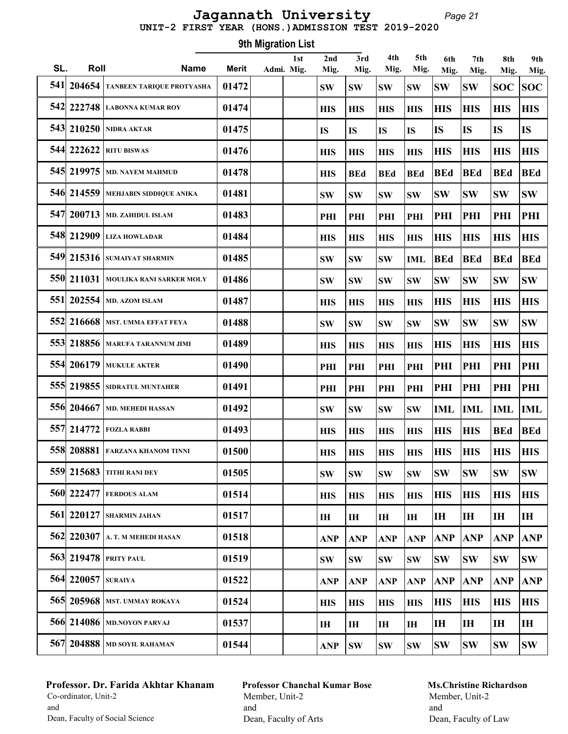# Jagannath University

## UNIT-2 FIRST YEAR (HONS.)ADMISSION TEST 2019-2020

### 9th Migration List

| SL. | Roll | Name | Merit | Admi. | 1st Mig. | 2nd Mig. | 3rd Mig. | 4th Mig. | 5th Mig. | 6th Mig. | 7th Mig. | 8th Mig. | 9th Mig. |
|---|---|---|---|---|---|---|---|---|---|---|---|---|---|
| 541 | 204654 | TANBEEN TARIQUE PROTYASHA | 01472 | | | SW | SW | SW | SW | SW | SW | SOC | SOC |
| 542 | 222748 | LABONNA KUMAR ROY | 01474 | | | HIS | HIS | HIS | HIS | HIS | HIS | HIS | HIS |
| 543 | 210250 | NIDRA AKTAR | 01475 | | | IS | IS | IS | IS | IS | IS | IS | IS |
| 544 | 222622 | RITU BISWAS | 01476 | | | HIS | HIS | HIS | HIS | HIS | HIS | HIS | HIS |
| 545 | 219975 | MD. NAYEM MAHMUD | 01478 | | | HIS | BEd | BEd | BEd | BEd | BEd | BEd | BEd |
| 546 | 214559 | MEHJABIN SIDDIQUE ANIKA | 01481 | | | SW | SW | SW | SW | SW | SW | SW | SW |
| 547 | 200713 | MD. ZAHIDUL ISLAM | 01483 | | | PHI | PHI | PHI | PHI | PHI | PHI | PHI | PHI |
| 548 | 212909 | LIZA HOWLADAR | 01484 | | | HIS | HIS | HIS | HIS | HIS | HIS | HIS | HIS |
| 549 | 215316 | SUMAIYAT SHARMIN | 01485 | | | SW | SW | SW | IML | BEd | BEd | BEd | BEd |
| 550 | 211031 | MOULIKA RANI SARKER MOLY | 01486 | | | SW | SW | SW | SW | SW | SW | SW | SW |
| 551 | 202554 | MD. AZOM ISLAM | 01487 | | | HIS | HIS | HIS | HIS | HIS | HIS | HIS | HIS |
| 552 | 216668 | MST. UMMA EFFAT FEYA | 01488 | | | SW | SW | SW | SW | SW | SW | SW | SW |
| 553 | 218856 | MARUFA TARANNUM JIMI | 01489 | | | HIS | HIS | HIS | HIS | HIS | HIS | HIS | HIS |
| 554 | 206179 | MUKULE AKTER | 01490 | | | PHI | PHI | PHI | PHI | PHI | PHI | PHI | PHI |
| 555 | 219855 | SIDRATUL MUNTAHER | 01491 | | | PHI | PHI | PHI | PHI | PHI | PHI | PHI | PHI |
| 556 | 204667 | MD. MEHEDI HASSAN | 01492 | | | SW | SW | SW | SW | IML | IML | IML | IML |
| 557 | 214772 | FOZLA RABBI | 01493 | | | HIS | HIS | HIS | HIS | HIS | HIS | BEd | BEd |
| 558 | 208881 | FARZANA KHANOM TINNI | 01500 | | | HIS | HIS | HIS | HIS | HIS | HIS | HIS | HIS |
| 559 | 215683 | TITHI RANI DEY | 01505 | | | SW | SW | SW | SW | SW | SW | SW | SW |
| 560 | 222477 | FERDOUS ALAM | 01514 | | | HIS | HIS | HIS | HIS | HIS | HIS | HIS | HIS |
| 561 | 220127 | SHARMIN JAHAN | 01517 | | | IH | IH | IH | IH | IH | IH | IH | IH |
| 562 | 220307 | A. T. M MEHEDI HASAN | 01518 | | | ANP | ANP | ANP | ANP | ANP | ANP | ANP | ANP |
| 563 | 219478 | PRITY PAUL | 01519 | | | SW | SW | SW | SW | SW | SW | SW | SW |
| 564 | 220057 | SURAIYA | 01522 | | | ANP | ANP | ANP | ANP | ANP | ANP | ANP | ANP |
| 565 | 205968 | MST. UMMAY ROKAYA | 01524 | | | HIS | HIS | HIS | HIS | HIS | HIS | HIS | HIS |
| 566 | 214086 | MD.NOYON PARVAJ | 01537 | | | IH | IH | IH | IH | IH | IH | IH | IH |
| 567 | 204888 | MD SOYIL RAHAMAN | 01544 | | | ANP | SW | SW | SW | SW | SW | SW | SW |

**Professor. Dr. Farida Akhtar Khanam**
Co-ordinator, Unit-2
and
Dean, Faculty of Social Science

**Professor Chanchal Kumar Bose**
Member, Unit-2
and
Dean, Faculty of Arts

**Ms.Christine Richardson**
Member, Unit-2
and
Dean, Faculty of Law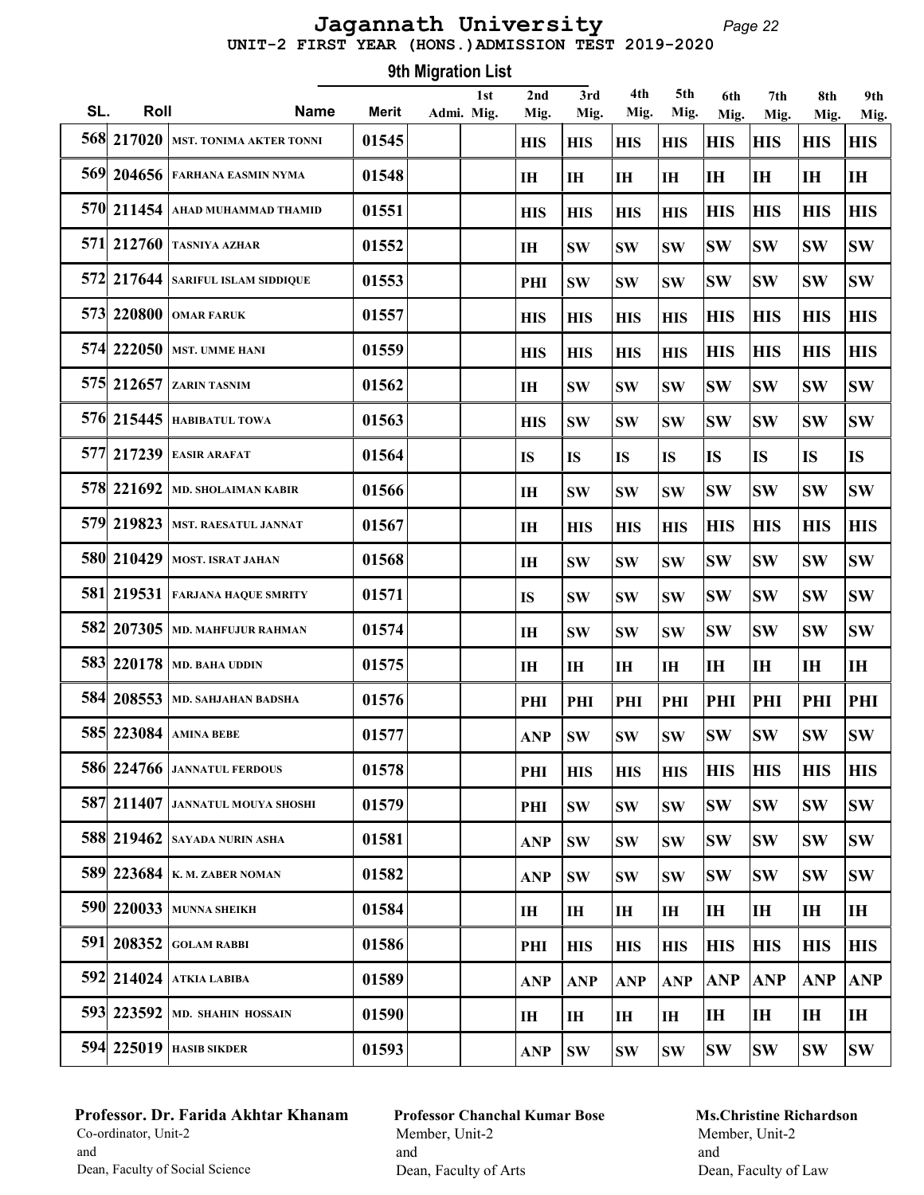# Jagannath University

## UNIT-2 FIRST YEAR (HONS.)ADMISSION TEST 2019-2020

### 9th Migration List

| SL. | Roll | Name | Merit | Admi. | 1st Mig. | 2nd Mig. | 3rd Mig. | 4th Mig. | 5th Mig. | 6th Mig. | 7th Mig. | 8th Mig. | 9th Mig. |
|---|---|---|---|---|---|---|---|---|---|---|---|---|---|
| 568 | 217020 | MST. TONIMA AKTER TONNI | 01545 | | | HIS | HIS | HIS | HIS | HIS | HIS | HIS | HIS |
| 569 | 204656 | FARHANA EASMIN NYMA | 01548 | | | IH | IH | IH | IH | IH | IH | IH | IH |
| 570 | 211454 | AHAD MUHAMMAD THAMID | 01551 | | | HIS | HIS | HIS | HIS | HIS | HIS | HIS | HIS |
| 571 | 212760 | TASNIYA AZHAR | 01552 | | | IH | SW | SW | SW | SW | SW | SW | SW |
| 572 | 217644 | SARIFUL ISLAM SIDDIQUE | 01553 | | | PHI | SW | SW | SW | SW | SW | SW | SW |
| 573 | 220800 | OMAR FARUK | 01557 | | | HIS | HIS | HIS | HIS | HIS | HIS | HIS | HIS |
| 574 | 222050 | MST. UMME HANI | 01559 | | | HIS | HIS | HIS | HIS | HIS | HIS | HIS | HIS |
| 575 | 212657 | ZARIN TASNIM | 01562 | | | IH | SW | SW | SW | SW | SW | SW | SW |
| 576 | 215445 | HABIBATUL TOWA | 01563 | | | HIS | SW | SW | SW | SW | SW | SW | SW |
| 577 | 217239 | EASIR ARAFAT | 01564 | | | IS | IS | IS | IS | IS | IS | IS | IS |
| 578 | 221692 | MD. SHOLAIMAN KABIR | 01566 | | | IH | SW | SW | SW | SW | SW | SW | SW |
| 579 | 219823 | MST. RAESATUL JANNAT | 01567 | | | IH | HIS | HIS | HIS | HIS | HIS | HIS | HIS |
| 580 | 210429 | MOST. ISRAT JAHAN | 01568 | | | IH | SW | SW | SW | SW | SW | SW | SW |
| 581 | 219531 | FARJANA HAQUE SMRITY | 01571 | | | IS | SW | SW | SW | SW | SW | SW | SW |
| 582 | 207305 | MD. MAHFUJUR RAHMAN | 01574 | | | IH | SW | SW | SW | SW | SW | SW | SW |
| 583 | 220178 | MD. BAHA UDDIN | 01575 | | | IH | IH | IH | IH | IH | IH | IH | IH |
| 584 | 208553 | MD. SAHJAHAN BADSHA | 01576 | | | PHI | PHI | PHI | PHI | PHI | PHI | PHI | PHI |
| 585 | 223084 | AMINA BEBE | 01577 | | | ANP | SW | SW | SW | SW | SW | SW | SW |
| 586 | 224766 | JANNATUL FERDOUS | 01578 | | | PHI | HIS | HIS | HIS | HIS | HIS | HIS | HIS |
| 587 | 211407 | JANNATUL MOUYA SHOSHI | 01579 | | | PHI | SW | SW | SW | SW | SW | SW | SW |
| 588 | 219462 | SAYADA NURIN ASHA | 01581 | | | ANP | SW | SW | SW | SW | SW | SW | SW |
| 589 | 223684 | K. M. ZABER NOMAN | 01582 | | | ANP | SW | SW | SW | SW | SW | SW | SW |
| 590 | 220033 | MUNNA SHEIKH | 01584 | | | IH | IH | IH | IH | IH | IH | IH | IH |
| 591 | 208352 | GOLAM RABBI | 01586 | | | PHI | HIS | HIS | HIS | HIS | HIS | HIS | HIS |
| 592 | 214024 | ATKIA LABIBA | 01589 | | | ANP | ANP | ANP | ANP | ANP | ANP | ANP | ANP |
| 593 | 223592 | MD. SHAHIN HOSSAIN | 01590 | | | IH | IH | IH | IH | IH | IH | IH | IH |
| 594 | 225019 | HASIB SIKDER | 01593 | | | ANP | SW | SW | SW | SW | SW | SW | SW |

**Professor. Dr. Farida Akhtar Khanam**
Co-ordinator, Unit-2
and
Dean, Faculty of Social Science

**Professor Chanchal Kumar Bose**
Member, Unit-2
and
Dean, Faculty of Arts

**Ms.Christine Richardson**
Member, Unit-2
and
Dean, Faculty of Law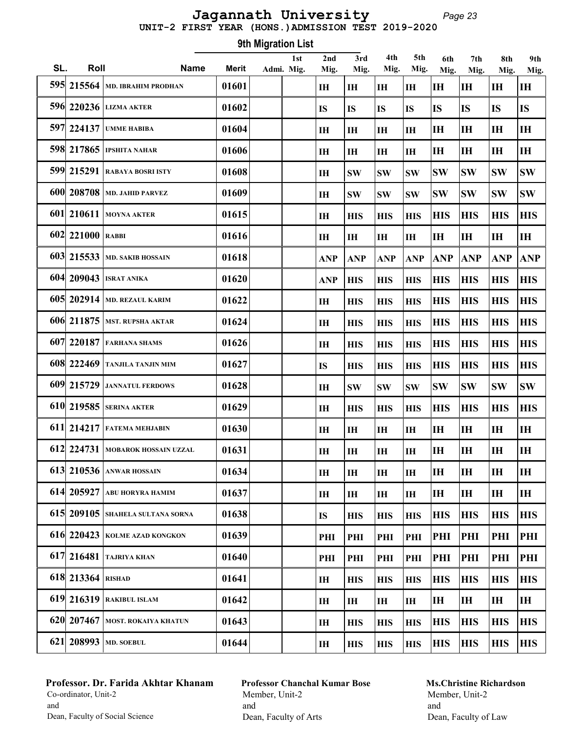# Jagannath University

## UNIT-2 FIRST YEAR (HONS.)ADMISSION TEST 2019-2020

### 9th Migration List

| SL. | Roll | Name | Merit | Admi. | 1st Mig. | 2nd Mig. | 3rd Mig. | 4th Mig. | 5th Mig. | 6th Mig. | 7th Mig. | 8th Mig. | 9th Mig. |
|---|---|---|---|---|---|---|---|---|---|---|---|---|---|
| 595 | 215564 | MD. IBRAHIM PRODHAN | 01601 | | | IH | IH | IH | IH | IH | IH | IH | IH |
| 596 | 220236 | LIZMA AKTER | 01602 | | | IS | IS | IS | IS | IS | IS | IS | IS |
| 597 | 224137 | UMME HABIBA | 01604 | | | IH | IH | IH | IH | IH | IH | IH | IH |
| 598 | 217865 | IPSHITA NAHAR | 01606 | | | IH | IH | IH | IH | IH | IH | IH | IH |
| 599 | 215291 | RABAYA BOSRI ISTY | 01608 | | | IH | SW | SW | SW | SW | SW | SW | SW |
| 600 | 208708 | MD. JAHID PARVEZ | 01609 | | | IH | SW | SW | SW | SW | SW | SW | SW |
| 601 | 210611 | MOYNA AKTER | 01615 | | | IH | HIS | HIS | HIS | HIS | HIS | HIS | HIS |
| 602 | 221000 | RABBI | 01616 | | | IH | IH | IH | IH | IH | IH | IH | IH |
| 603 | 215533 | MD. SAKIB HOSSAIN | 01618 | | | ANP | ANP | ANP | ANP | ANP | ANP | ANP | ANP |
| 604 | 209043 | ISRAT ANIKA | 01620 | | | ANP | HIS | HIS | HIS | HIS | HIS | HIS | HIS |
| 605 | 202914 | MD. REZAUL KARIM | 01622 | | | IH | HIS | HIS | HIS | HIS | HIS | HIS | HIS |
| 606 | 211875 | MST. RUPSHA AKTAR | 01624 | | | IH | HIS | HIS | HIS | HIS | HIS | HIS | HIS |
| 607 | 220187 | FARHANA SHAMS | 01626 | | | IH | HIS | HIS | HIS | HIS | HIS | HIS | HIS |
| 608 | 222469 | TANJILA TANJIN MIM | 01627 | | | IS | HIS | HIS | HIS | HIS | HIS | HIS | HIS |
| 609 | 215729 | JANNATUL FERDOWS | 01628 | | | IH | SW | SW | SW | SW | SW | SW | SW |
| 610 | 219585 | SERINA AKTER | 01629 | | | IH | HIS | HIS | HIS | HIS | HIS | HIS | HIS |
| 611 | 214217 | FATEMA MEHJABIN | 01630 | | | IH | IH | IH | IH | IH | IH | IH | IH |
| 612 | 224731 | MOBAROK HOSSAIN UZZAL | 01631 | | | IH | IH | IH | IH | IH | IH | IH | IH |
| 613 | 210536 | ANWAR HOSSAIN | 01634 | | | IH | IH | IH | IH | IH | IH | IH | IH |
| 614 | 205927 | ABU HORYRA HAMIM | 01637 | | | IH | IH | IH | IH | IH | IH | IH | IH |
| 615 | 209105 | SHAHELA SULTANA SORNA | 01638 | | | IS | HIS | HIS | HIS | HIS | HIS | HIS | HIS |
| 616 | 220423 | KOLME AZAD KONGKON | 01639 | | | PHI | PHI | PHI | PHI | PHI | PHI | PHI | PHI |
| 617 | 216481 | TAJRIYA KHAN | 01640 | | | PHI | PHI | PHI | PHI | PHI | PHI | PHI | PHI |
| 618 | 213364 | RISHAD | 01641 | | | IH | HIS | HIS | HIS | HIS | HIS | HIS | HIS |
| 619 | 216319 | RAKIBUL ISLAM | 01642 | | | IH | IH | IH | IH | IH | IH | IH | IH |
| 620 | 207467 | MOST. ROKAIYA KHATUN | 01643 | | | IH | HIS | HIS | HIS | HIS | HIS | HIS | HIS |
| 621 | 208993 | MD. SOEBUL | 01644 | | | IH | HIS | HIS | HIS | HIS | HIS | HIS | HIS |

**Professor. Dr. Farida Akhtar Khanam**
Co-ordinator, Unit-2
and
Dean, Faculty of Social Science

**Professor Chanchal Kumar Bose**
Member, Unit-2
and
Dean, Faculty of Arts

**Ms.Christine Richardson**
Member, Unit-2
and
Dean, Faculty of Law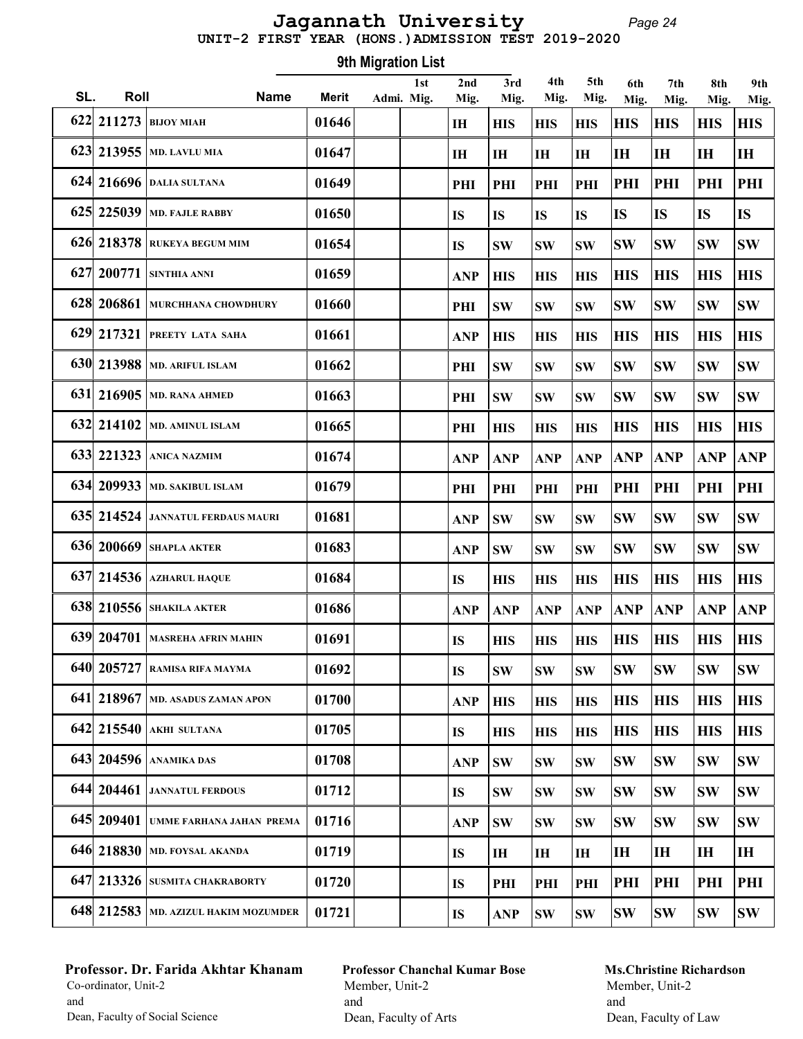# Jagannath University

## UNIT-2 FIRST YEAR (HONS.)ADMISSION TEST 2019-2020

### 9th Migration List

| SL. | Roll | Name | Merit | Admi. | 1st Mig. | 2nd Mig. | 3rd Mig. | 4th Mig. | 5th Mig. | 6th Mig. | 7th Mig. | 8th Mig. | 9th Mig. |
|---|---|---|---|---|---|---|---|---|---|---|---|---|---|
| 622 | 211273 | BIJOY MIAH | 01646 | | | IH | HIS | HIS | HIS | HIS | HIS | HIS | HIS |
| 623 | 213955 | MD. LAVLU MIA | 01647 | | | IH | IH | IH | IH | IH | IH | IH | IH |
| 624 | 216696 | DALIA SULTANA | 01649 | | | PHI | PHI | PHI | PHI | PHI | PHI | PHI | PHI |
| 625 | 225039 | MD. FAJLE RABBY | 01650 | | | IS | IS | IS | IS | IS | IS | IS | IS |
| 626 | 218378 | RUKEYA BEGUM MIM | 01654 | | | IS | SW | SW | SW | SW | SW | SW | SW |
| 627 | 200771 | SINTHIA ANNI | 01659 | | | ANP | HIS | HIS | HIS | HIS | HIS | HIS | HIS |
| 628 | 206861 | MURCHHANA CHOWDHURY | 01660 | | | PHI | SW | SW | SW | SW | SW | SW | SW |
| 629 | 217321 | PREETY LATA SAHA | 01661 | | | ANP | HIS | HIS | HIS | HIS | HIS | HIS | HIS |
| 630 | 213988 | MD. ARIFUL ISLAM | 01662 | | | PHI | SW | SW | SW | SW | SW | SW | SW |
| 631 | 216905 | MD. RANA AHMED | 01663 | | | PHI | SW | SW | SW | SW | SW | SW | SW |
| 632 | 214102 | MD. AMINUL ISLAM | 01665 | | | PHI | HIS | HIS | HIS | HIS | HIS | HIS | HIS |
| 633 | 221323 | ANICA NAZMIM | 01674 | | | ANP | ANP | ANP | ANP | ANP | ANP | ANP | ANP |
| 634 | 209933 | MD. SAKIBUL ISLAM | 01679 | | | PHI | PHI | PHI | PHI | PHI | PHI | PHI | PHI |
| 635 | 214524 | JANNATUL FERDAUS MAURI | 01681 | | | ANP | SW | SW | SW | SW | SW | SW | SW |
| 636 | 200669 | SHAPLA AKTER | 01683 | | | ANP | SW | SW | SW | SW | SW | SW | SW |
| 637 | 214536 | AZHARUL HAQUE | 01684 | | | IS | HIS | HIS | HIS | HIS | HIS | HIS | HIS |
| 638 | 210556 | SHAKILA AKTER | 01686 | | | ANP | ANP | ANP | ANP | ANP | ANP | ANP | ANP |
| 639 | 204701 | MASREHA AFRIN MAHIN | 01691 | | | IS | HIS | HIS | HIS | HIS | HIS | HIS | HIS |
| 640 | 205727 | RAMISA RIFA MAYMA | 01692 | | | IS | SW | SW | SW | SW | SW | SW | SW |
| 641 | 218967 | MD. ASADUS ZAMAN APON | 01700 | | | ANP | HIS | HIS | HIS | HIS | HIS | HIS | HIS |
| 642 | 215540 | AKHI SULTANA | 01705 | | | IS | HIS | HIS | HIS | HIS | HIS | HIS | HIS |
| 643 | 204596 | ANAMIKA DAS | 01708 | | | ANP | SW | SW | SW | SW | SW | SW | SW |
| 644 | 204461 | JANNATUL FERDOUS | 01712 | | | IS | SW | SW | SW | SW | SW | SW | SW |
| 645 | 209401 | UMME FARHANA JAHAN PREMA | 01716 | | | ANP | SW | SW | SW | SW | SW | SW | SW |
| 646 | 218830 | MD. FOYSAL AKANDA | 01719 | | | IS | IH | IH | IH | IH | IH | IH | IH |
| 647 | 213326 | SUSMITA CHAKRABORTY | 01720 | | | IS | PHI | PHI | PHI | PHI | PHI | PHI | PHI |
| 648 | 212583 | MD. AZIZUL HAKIM MOZUMDER | 01721 | | | IS | ANP | SW | SW | SW | SW | SW | SW |

**Professor. Dr. Farida Akhtar Khanam**
Co-ordinator, Unit-2
and
Dean, Faculty of Social Science

**Professor Chanchal Kumar Bose**
Member, Unit-2
and
Dean, Faculty of Arts

**Ms.Christine Richardson**
Member, Unit-2
and
Dean, Faculty of Law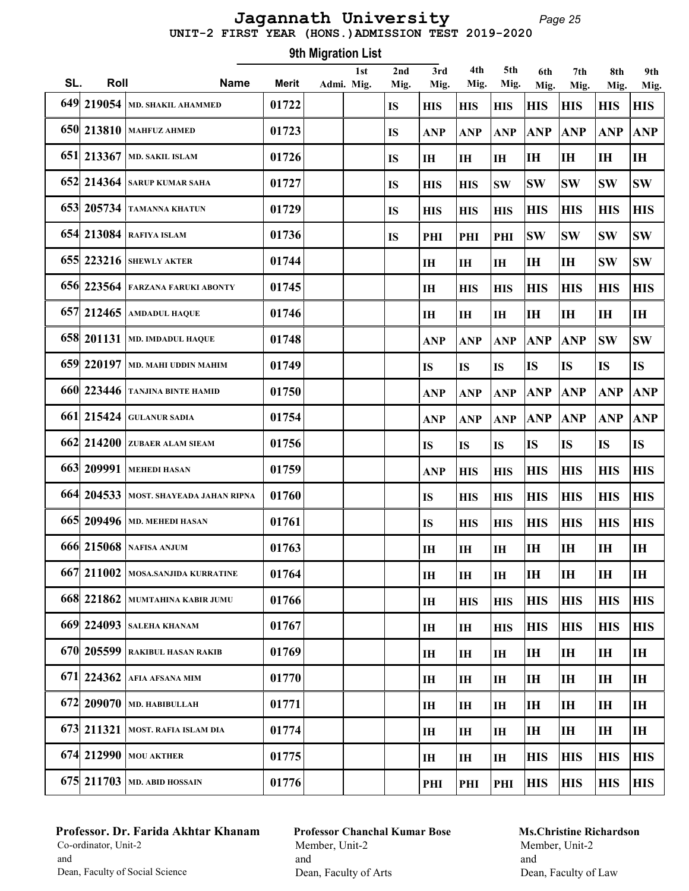# Jagannath University

## UNIT-2 FIRST YEAR (HONS.)ADMISSION TEST 2019-2020

### 9th Migration List

| SL. | Roll | Name | Merit | Admi. | 1st Mig. | 2nd Mig. | 3rd Mig. | 4th Mig. | 5th Mig. | 6th Mig. | 7th Mig. | 8th Mig. | 9th Mig. |
|---|---|---|---|---|---|---|---|---|---|---|---|---|---|
| 649 | 219054 | MD. SHAKIL AHAMMED | 01722 | | | IS | HIS | HIS | HIS | HIS | HIS | HIS | HIS |
| 650 | 213810 | MAHFUZ AHMED | 01723 | | | IS | ANP | ANP | ANP | ANP | ANP | ANP | ANP |
| 651 | 213367 | MD. SAKIL ISLAM | 01726 | | | IS | IH | IH | IH | IH | IH | IH | IH |
| 652 | 214364 | SARUP KUMAR SAHA | 01727 | | | IS | HIS | HIS | SW | SW | SW | SW | SW |
| 653 | 205734 | TAMANNA KHATUN | 01729 | | | IS | HIS | HIS | HIS | HIS | HIS | HIS | HIS |
| 654 | 213084 | RAFIYA ISLAM | 01736 | | | IS | PHI | PHI | PHI | SW | SW | SW | SW |
| 655 | 223216 | SHEWLY AKTER | 01744 | | | | IH | IH | IH | IH | IH | SW | SW |
| 656 | 223564 | FARZANA FARUKI ABONTY | 01745 | | | | IH | HIS | HIS | HIS | HIS | HIS | HIS |
| 657 | 212465 | AMDADUL HAQUE | 01746 | | | | IH | IH | IH | IH | IH | IH | IH |
| 658 | 201131 | MD. IMDADUL HAQUE | 01748 | | | | ANP | ANP | ANP | ANP | ANP | SW | SW |
| 659 | 220197 | MD. MAHI UDDIN MAHIM | 01749 | | | | IS | IS | IS | IS | IS | IS | IS |
| 660 | 223446 | TANJINA BINTE HAMID | 01750 | | | | ANP | ANP | ANP | ANP | ANP | ANP | ANP |
| 661 | 215424 | GULANUR SADIA | 01754 | | | | ANP | ANP | ANP | ANP | ANP | ANP | ANP |
| 662 | 214200 | ZUBAER ALAM SIEAM | 01756 | | | | IS | IS | IS | IS | IS | IS | IS |
| 663 | 209991 | MEHEDI HASAN | 01759 | | | | ANP | HIS | HIS | HIS | HIS | HIS | HIS |
| 664 | 204533 | MOST. SHAYEADA JAHAN RIPNA | 01760 | | | | IS | HIS | HIS | HIS | HIS | HIS | HIS |
| 665 | 209496 | MD. MEHEDI HASAN | 01761 | | | | IS | HIS | HIS | HIS | HIS | HIS | HIS |
| 666 | 215068 | NAFISA ANJUM | 01763 | | | | IH | IH | IH | IH | IH | IH | IH |
| 667 | 211002 | MOSA.SANJIDA KURRATINE | 01764 | | | | IH | IH | IH | IH | IH | IH | IH |
| 668 | 221862 | MUMTAHINA KABIR JUMU | 01766 | | | | IH | HIS | HIS | HIS | HIS | HIS | HIS |
| 669 | 224093 | SALEHA KHANAM | 01767 | | | | IH | IH | HIS | HIS | HIS | HIS | HIS |
| 670 | 205599 | RAKIBUL HASAN RAKIB | 01769 | | | | IH | IH | IH | IH | IH | IH | IH |
| 671 | 224362 | AFIA AFSANA MIM | 01770 | | | | IH | IH | IH | IH | IH | IH | IH |
| 672 | 209070 | MD. HABIBULLAH | 01771 | | | | IH | IH | IH | IH | IH | IH | IH |
| 673 | 211321 | MOST. RAFIA ISLAM DIA | 01774 | | | | IH | IH | IH | IH | IH | IH | IH |
| 674 | 212990 | MOU AKTHER | 01775 | | | | IH | IH | IH | HIS | HIS | HIS | HIS |
| 675 | 211703 | MD. ABID HOSSAIN | 01776 | | | | PHI | PHI | PHI | HIS | HIS | HIS | HIS |

**Professor. Dr. Farida Akhtar Khanam**
Co-ordinator, Unit-2
and
Dean, Faculty of Social Science

**Professor Chanchal Kumar Bose**
Member, Unit-2
and
Dean, Faculty of Arts

**Ms.Christine Richardson**
Member, Unit-2
and
Dean, Faculty of Law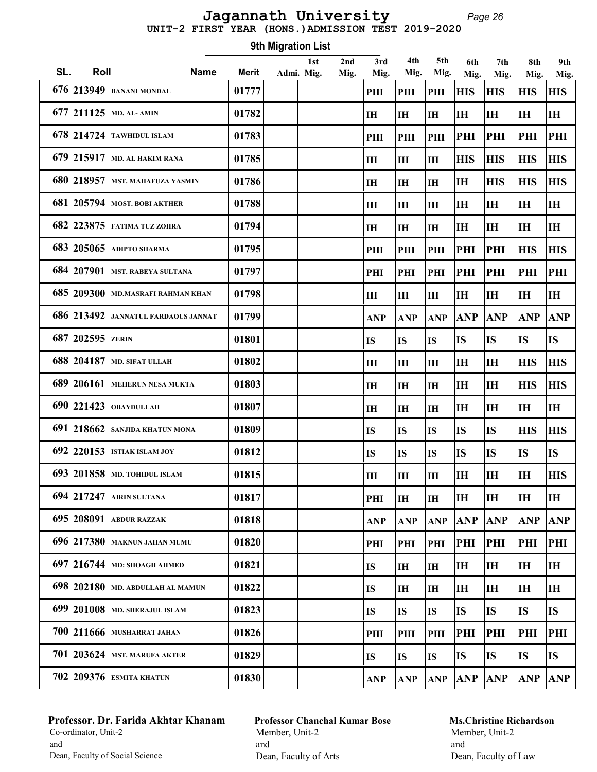# Jagannath University

## UNIT-2 FIRST YEAR (HONS.)ADMISSION TEST 2019-2020

### 9th Migration List

| SL. | Roll | Name | Merit | Admi. | 1st Mig. | 2nd Mig. | 3rd Mig. | 4th Mig. | 5th Mig. | 6th Mig. | 7th Mig. | 8th Mig. | 9th Mig. |
|---|---|---|---|---|---|---|---|---|---|---|---|---|---|
| 676 | 213949 | BANANI MONDAL | 01777 | | | | PHI | PHI | PHI | HIS | HIS | HIS | HIS |
| 677 | 211125 | MD. AL- AMIN | 01782 | | | | IH | IH | IH | IH | IH | IH | IH |
| 678 | 214724 | TAWHIDUL ISLAM | 01783 | | | | PHI | PHI | PHI | PHI | PHI | PHI | PHI |
| 679 | 215917 | MD. AL HAKIM RANA | 01785 | | | | IH | IH | IH | HIS | HIS | HIS | HIS |
| 680 | 218957 | MST. MAHAFUZA YASMIN | 01786 | | | | IH | IH | IH | IH | HIS | HIS | HIS |
| 681 | 205794 | MOST. BOBI AKTHER | 01788 | | | | IH | IH | IH | IH | IH | IH | IH |
| 682 | 223875 | FATIMA TUZ ZOHRA | 01794 | | | | IH | IH | IH | IH | IH | IH | IH |
| 683 | 205065 | ADIPTO SHARMA | 01795 | | | | PHI | PHI | PHI | PHI | PHI | HIS | HIS |
| 684 | 207901 | MST. RABEYA SULTANA | 01797 | | | | PHI | PHI | PHI | PHI | PHI | PHI | PHI |
| 685 | 209300 | MD.MASRAFI RAHMAN KHAN | 01798 | | | | IH | IH | IH | IH | IH | IH | IH |
| 686 | 213492 | JANNATUL FARDAOUS JANNAT | 01799 | | | | ANP | ANP | ANP | ANP | ANP | ANP | ANP |
| 687 | 202595 | ZERIN | 01801 | | | | IS | IS | IS | IS | IS | IS | IS |
| 688 | 204187 | MD. SIFAT ULLAH | 01802 | | | | IH | IH | IH | IH | IH | HIS | HIS |
| 689 | 206161 | MEHERUN NESA MUKTA | 01803 | | | | IH | IH | IH | IH | IH | HIS | HIS |
| 690 | 221423 | OBAYDULLAH | 01807 | | | | IH | IH | IH | IH | IH | IH | IH |
| 691 | 218662 | SANJIDA KHATUN MONA | 01809 | | | | IS | IS | IS | IS | IS | HIS | HIS |
| 692 | 220153 | ISTIAK ISLAM JOY | 01812 | | | | IS | IS | IS | IS | IS | IS | IS |
| 693 | 201858 | MD. TOHIDUL ISLAM | 01815 | | | | IH | IH | IH | IH | IH | IH | HIS |
| 694 | 217247 | AIRIN SULTANA | 01817 | | | | PHI | IH | IH | IH | IH | IH | IH |
| 695 | 208091 | ABDUR RAZZAK | 01818 | | | | ANP | ANP | ANP | ANP | ANP | ANP | ANP |
| 696 | 217380 | MAKNUN JAHAN MUMU | 01820 | | | | PHI | PHI | PHI | PHI | PHI | PHI | PHI |
| 697 | 216744 | MD: SHOAGH AHMED | 01821 | | | | IS | IH | IH | IH | IH | IH | IH |
| 698 | 202180 | MD. ABDULLAH AL MAMUN | 01822 | | | | IS | IH | IH | IH | IH | IH | IH |
| 699 | 201008 | MD. SHERAJUL ISLAM | 01823 | | | | IS | IS | IS | IS | IS | IS | IS |
| 700 | 211666 | MUSHARRAT JAHAN | 01826 | | | | PHI | PHI | PHI | PHI | PHI | PHI | PHI |
| 701 | 203624 | MST. MARUFA AKTER | 01829 | | | | IS | IS | IS | IS | IS | IS | IS |
| 702 | 209376 | ESMITA KHATUN | 01830 | | | | ANP | ANP | ANP | ANP | ANP | ANP | ANP |

**Professor. Dr. Farida Akhtar Khanam**
Co-ordinator, Unit-2
and
Dean, Faculty of Social Science

**Professor Chanchal Kumar Bose**
Member, Unit-2
and
Dean, Faculty of Arts

**Ms.Christine Richardson**
Member, Unit-2
and
Dean, Faculty of Law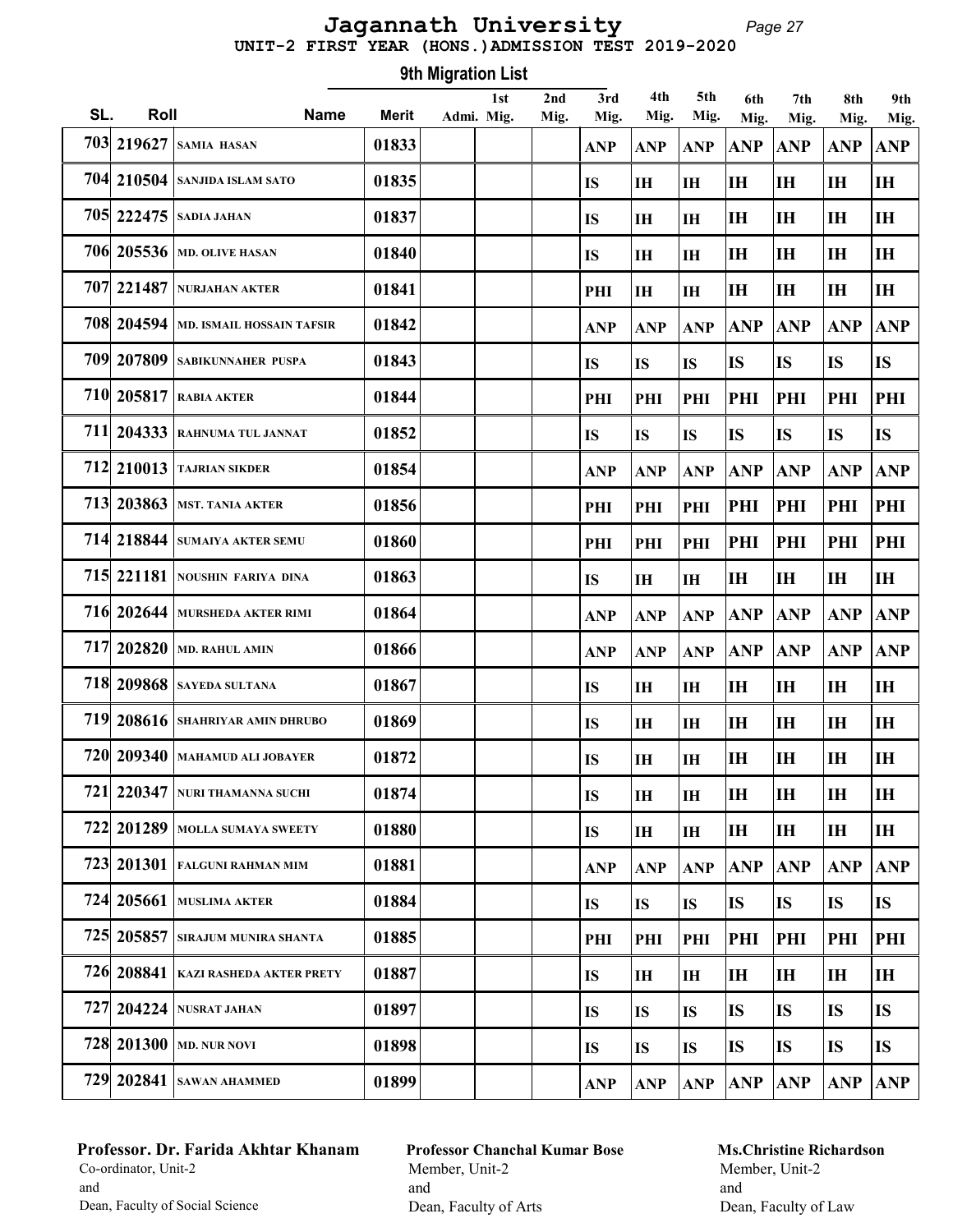# Jagannath University

## UNIT-2 FIRST YEAR (HONS.)ADMISSION TEST 2019-2020

### 9th Migration List

| SL. | Roll | Name | Merit | Admi. | 1st Mig. | 2nd Mig. | 3rd Mig. | 4th Mig. | 5th Mig. | 6th Mig. | 7th Mig. | 8th Mig. | 9th Mig. |
|---|---|---|---|---|---|---|---|---|---|---|---|---|---|
| 703 | 219627 | SAMIA HASAN | 01833 | | | | ANP | ANP | ANP | ANP | ANP | ANP | ANP |
| 704 | 210504 | SANJIDA ISLAM SATO | 01835 | | | | IS | IH | IH | IH | IH | IH | IH |
| 705 | 222475 | SADIA JAHAN | 01837 | | | | IS | IH | IH | IH | IH | IH | IH |
| 706 | 205536 | MD. OLIVE HASAN | 01840 | | | | IS | IH | IH | IH | IH | IH | IH |
| 707 | 221487 | NURJAHAN AKTER | 01841 | | | | PHI | IH | IH | IH | IH | IH | IH |
| 708 | 204594 | MD. ISMAIL HOSSAIN TAFSIR | 01842 | | | | ANP | ANP | ANP | ANP | ANP | ANP | ANP |
| 709 | 207809 | SABIKUNNAHER PUSPA | 01843 | | | | IS | IS | IS | IS | IS | IS | IS |
| 710 | 205817 | RABIA AKTER | 01844 | | | | PHI | PHI | PHI | PHI | PHI | PHI | PHI |
| 711 | 204333 | RAHNUMA TUL JANNAT | 01852 | | | | IS | IS | IS | IS | IS | IS | IS |
| 712 | 210013 | TAJRIAN SIKDER | 01854 | | | | ANP | ANP | ANP | ANP | ANP | ANP | ANP |
| 713 | 203863 | MST. TANIA AKTER | 01856 | | | | PHI | PHI | PHI | PHI | PHI | PHI | PHI |
| 714 | 218844 | SUMAIYA AKTER SEMU | 01860 | | | | PHI | PHI | PHI | PHI | PHI | PHI | PHI |
| 715 | 221181 | NOUSHIN FARIYA DINA | 01863 | | | | IS | IH | IH | IH | IH | IH | IH |
| 716 | 202644 | MURSHEDA AKTER RIMI | 01864 | | | | ANP | ANP | ANP | ANP | ANP | ANP | ANP |
| 717 | 202820 | MD. RAHUL AMIN | 01866 | | | | ANP | ANP | ANP | ANP | ANP | ANP | ANP |
| 718 | 209868 | SAYEDA SULTANA | 01867 | | | | IS | IH | IH | IH | IH | IH | IH |
| 719 | 208616 | SHAHRIYAR AMIN DHRUBO | 01869 | | | | IS | IH | IH | IH | IH | IH | IH |
| 720 | 209340 | MAHAMUD ALI JOBAYER | 01872 | | | | IS | IH | IH | IH | IH | IH | IH |
| 721 | 220347 | NURI THAMANNA SUCHI | 01874 | | | | IS | IH | IH | IH | IH | IH | IH |
| 722 | 201289 | MOLLA SUMAYA SWEETY | 01880 | | | | IS | IH | IH | IH | IH | IH | IH |
| 723 | 201301 | FALGUNI RAHMAN MIM | 01881 | | | | ANP | ANP | ANP | ANP | ANP | ANP | ANP |
| 724 | 205661 | MUSLIMA AKTER | 01884 | | | | IS | IS | IS | IS | IS | IS | IS |
| 725 | 205857 | SIRAJUM MUNIRA SHANTA | 01885 | | | | PHI | PHI | PHI | PHI | PHI | PHI | PHI |
| 726 | 208841 | KAZI RASHEDA AKTER PRETY | 01887 | | | | IS | IH | IH | IH | IH | IH | IH |
| 727 | 204224 | NUSRAT JAHAN | 01897 | | | | IS | IS | IS | IS | IS | IS | IS |
| 728 | 201300 | MD. NUR NOVI | 01898 | | | | IS | IS | IS | IS | IS | IS | IS |
| 729 | 202841 | SAWAN AHAMMED | 01899 | | | | ANP | ANP | ANP | ANP | ANP | ANP | ANP |

**Professor. Dr. Farida Akhtar Khanam**
Co-ordinator, Unit-2
and
Dean, Faculty of Social Science

**Professor Chanchal Kumar Bose**
Member, Unit-2
and
Dean, Faculty of Arts

**Ms.Christine Richardson**
Member, Unit-2
and
Dean, Faculty of Law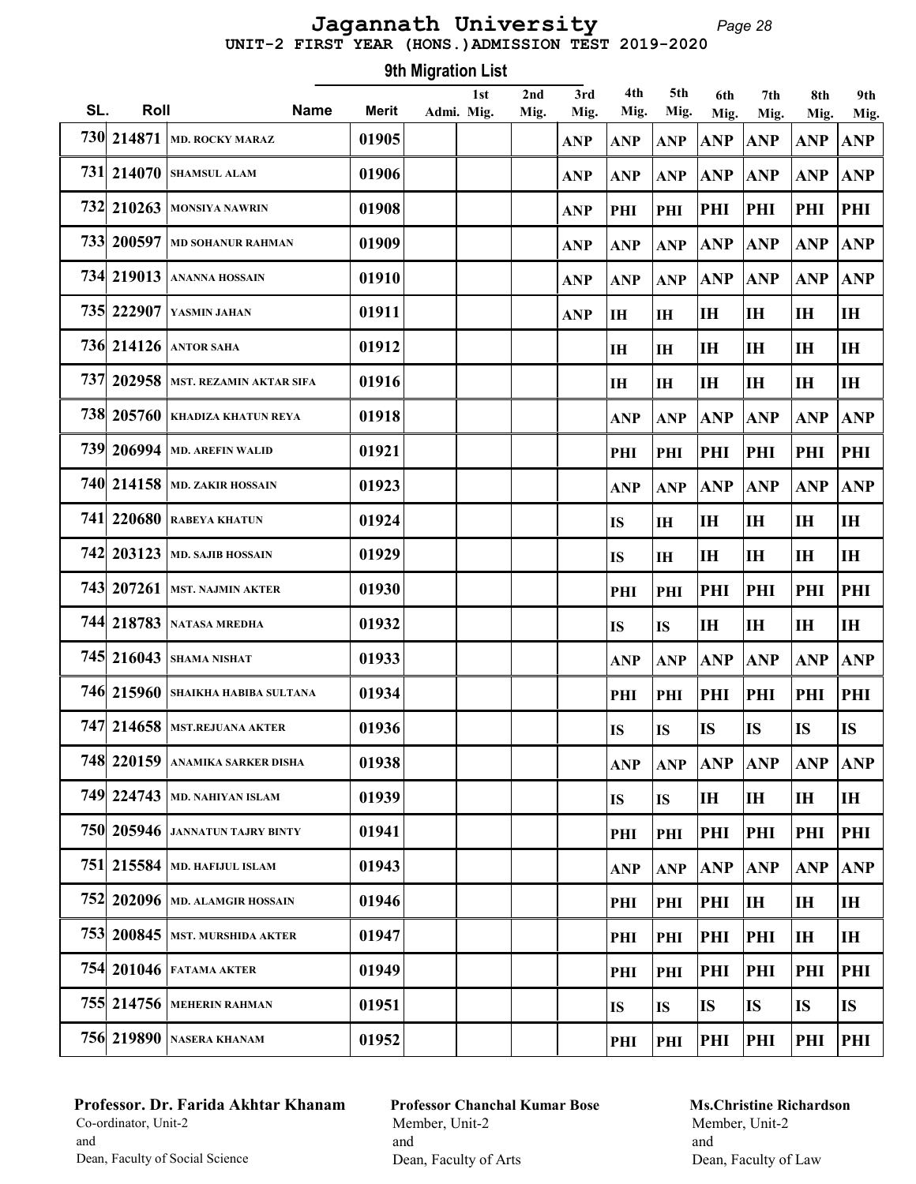# Jagannath University

## UNIT-2 FIRST YEAR (HONS.)ADMISSION TEST 2019-2020

### 9th Migration List

| SL. | Roll | Name | Merit | Admi. | 1st Mig. | 2nd Mig. | 3rd Mig. | 4th Mig. | 5th Mig. | 6th Mig. | 7th Mig. | 8th Mig. | 9th Mig. |
|---|---|---|---|---|---|---|---|---|---|---|---|---|---|
| 730 | 214871 | MD. ROCKY MARAZ | 01905 | | | | ANP | ANP | ANP | ANP | ANP | ANP | ANP |
| 731 | 214070 | SHAMSUL ALAM | 01906 | | | | ANP | ANP | ANP | ANP | ANP | ANP | ANP |
| 732 | 210263 | MONSIYA NAWRIN | 01908 | | | | ANP | PHI | PHI | PHI | PHI | PHI | PHI |
| 733 | 200597 | MD SOHANUR RAHMAN | 01909 | | | | ANP | ANP | ANP | ANP | ANP | ANP | ANP |
| 734 | 219013 | ANANNA HOSSAIN | 01910 | | | | ANP | ANP | ANP | ANP | ANP | ANP | ANP |
| 735 | 222907 | YASMIN JAHAN | 01911 | | | | ANP | IH | IH | IH | IH | IH | IH |
| 736 | 214126 | ANTOR SAHA | 01912 | | | | | IH | IH | IH | IH | IH | IH |
| 737 | 202958 | MST. REZAMIN AKTAR SIFA | 01916 | | | | | IH | IH | IH | IH | IH | IH |
| 738 | 205760 | KHADIZA KHATUN REYA | 01918 | | | | | ANP | ANP | ANP | ANP | ANP | ANP |
| 739 | 206994 | MD. AREFIN WALID | 01921 | | | | | PHI | PHI | PHI | PHI | PHI | PHI |
| 740 | 214158 | MD. ZAKIR HOSSAIN | 01923 | | | | | ANP | ANP | ANP | ANP | ANP | ANP |
| 741 | 220680 | RABEYA KHATUN | 01924 | | | | | IS | IH | IH | IH | IH | IH |
| 742 | 203123 | MD. SAJIB HOSSAIN | 01929 | | | | | IS | IH | IH | IH | IH | IH |
| 743 | 207261 | MST. NAJMIN AKTER | 01930 | | | | | PHI | PHI | PHI | PHI | PHI | PHI |
| 744 | 218783 | NATASA MREDHA | 01932 | | | | | IS | IS | IH | IH | IH | IH |
| 745 | 216043 | SHAMA NISHAT | 01933 | | | | | ANP | ANP | ANP | ANP | ANP | ANP |
| 746 | 215960 | SHAIKHA HABIBA SULTANA | 01934 | | | | | PHI | PHI | PHI | PHI | PHI | PHI |
| 747 | 214658 | MST.REJUANA AKTER | 01936 | | | | | IS | IS | IS | IS | IS | IS |
| 748 | 220159 | ANAMIKA SARKER DISHA | 01938 | | | | | ANP | ANP | ANP | ANP | ANP | ANP |
| 749 | 224743 | MD. NAHIYAN ISLAM | 01939 | | | | | IS | IS | IH | IH | IH | IH |
| 750 | 205946 | JANNATUN TAJRY BINTY | 01941 | | | | | PHI | PHI | PHI | PHI | PHI | PHI |
| 751 | 215584 | MD. HAFIJUL ISLAM | 01943 | | | | | ANP | ANP | ANP | ANP | ANP | ANP |
| 752 | 202096 | MD. ALAMGIR HOSSAIN | 01946 | | | | | PHI | PHI | PHI | IH | IH | IH |
| 753 | 200845 | MST. MURSHIDA AKTER | 01947 | | | | | PHI | PHI | PHI | PHI | IH | IH |
| 754 | 201046 | FATAMA AKTER | 01949 | | | | | PHI | PHI | PHI | PHI | PHI | PHI |
| 755 | 214756 | MEHERIN RAHMAN | 01951 | | | | | IS | IS | IS | IS | IS | IS |
| 756 | 219890 | NASERA KHANAM | 01952 | | | | | PHI | PHI | PHI | PHI | PHI | PHI |

**Professor. Dr. Farida Akhtar Khanam**
Co-ordinator, Unit-2
and
Dean, Faculty of Social Science

**Professor Chanchal Kumar Bose**
Member, Unit-2
and
Dean, Faculty of Arts

**Ms.Christine Richardson**
Member, Unit-2
and
Dean, Faculty of Law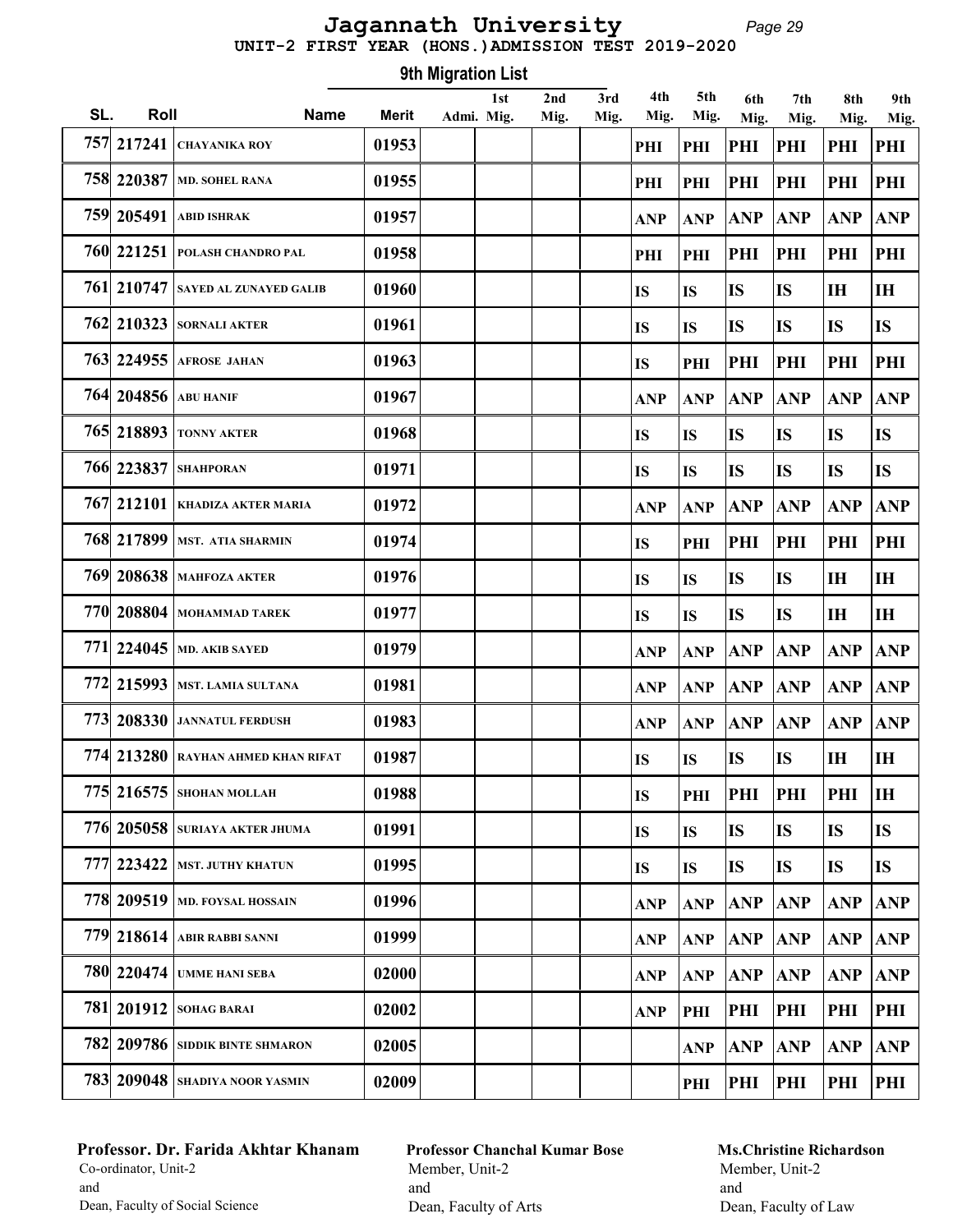# Jagannath University

UNIT-2 FIRST YEAR (HONS.)ADMISSION TEST 2019-2020

## 9th Migration List

| SL. | Roll | Name | Merit | Admi. | 1st Mig. | 2nd Mig. | 3rd Mig. | 4th Mig. | 5th Mig. | 6th Mig. | 7th Mig. | 8th Mig. | 9th Mig. |
|---|---|---|---|---|---|---|---|---|---|---|---|---|---|
| 757 | 217241 | CHAYANIKA ROY | 01953 | | | | | PHI | PHI | PHI | PHI | PHI | PHI |
| 758 | 220387 | MD. SOHEL RANA | 01955 | | | | | PHI | PHI | PHI | PHI | PHI | PHI |
| 759 | 205491 | ABID ISHRAK | 01957 | | | | | ANP | ANP | ANP | ANP | ANP | ANP |
| 760 | 221251 | POLASH CHANDRO PAL | 01958 | | | | | PHI | PHI | PHI | PHI | PHI | PHI |
| 761 | 210747 | SAYED AL ZUNAYED GALIB | 01960 | | | | | IS | IS | IS | IS | IH | IH |
| 762 | 210323 | SORNALI AKTER | 01961 | | | | | IS | IS | IS | IS | IS | IS |
| 763 | 224955 | AFROSE JAHAN | 01963 | | | | | IS | PHI | PHI | PHI | PHI | PHI |
| 764 | 204856 | ABU HANIF | 01967 | | | | | ANP | ANP | ANP | ANP | ANP | ANP |
| 765 | 218893 | TONNY AKTER | 01968 | | | | | IS | IS | IS | IS | IS | IS |
| 766 | 223837 | SHAHPORAN | 01971 | | | | | IS | IS | IS | IS | IS | IS |
| 767 | 212101 | KHADIZA AKTER MARIA | 01972 | | | | | ANP | ANP | ANP | ANP | ANP | ANP |
| 768 | 217899 | MST. ATIA SHARMIN | 01974 | | | | | IS | PHI | PHI | PHI | PHI | PHI |
| 769 | 208638 | MAHFOZA AKTER | 01976 | | | | | IS | IS | IS | IS | IH | IH |
| 770 | 208804 | MOHAMMAD TAREK | 01977 | | | | | IS | IS | IS | IS | IH | IH |
| 771 | 224045 | MD. AKIB SAYED | 01979 | | | | | ANP | ANP | ANP | ANP | ANP | ANP |
| 772 | 215993 | MST. LAMIA SULTANA | 01981 | | | | | ANP | ANP | ANP | ANP | ANP | ANP |
| 773 | 208330 | JANNATUL FERDUSH | 01983 | | | | | ANP | ANP | ANP | ANP | ANP | ANP |
| 774 | 213280 | RAYHAN AHMED KHAN RIFAT | 01987 | | | | | IS | IS | IS | IS | IH | IH |
| 775 | 216575 | SHOHAN MOLLAH | 01988 | | | | | IS | PHI | PHI | PHI | PHI | IH |
| 776 | 205058 | SURIAYA AKTER JHUMA | 01991 | | | | | IS | IS | IS | IS | IS | IS |
| 777 | 223422 | MST. JUTHY KHATUN | 01995 | | | | | IS | IS | IS | IS | IS | IS |
| 778 | 209519 | MD. FOYSAL HOSSAIN | 01996 | | | | | ANP | ANP | ANP | ANP | ANP | ANP |
| 779 | 218614 | ABIR RABBI SANNI | 01999 | | | | | ANP | ANP | ANP | ANP | ANP | ANP |
| 780 | 220474 | UMME HANI SEBA | 02000 | | | | | ANP | ANP | ANP | ANP | ANP | ANP |
| 781 | 201912 | SOHAG BARAI | 02002 | | | | | ANP | PHI | PHI | PHI | PHI | PHI |
| 782 | 209786 | SIDDIK BINTE SHMARON | 02005 | | | | | | ANP | ANP | ANP | ANP | ANP |
| 783 | 209048 | SHADIYA NOOR YASMIN | 02009 | | | | | | PHI | PHI | PHI | PHI | PHI |

**Professor. Dr. Farida Akhtar Khanam**
Co-ordinator, Unit-2
and
Dean, Faculty of Social Science

**Professor Chanchal Kumar Bose**
Member, Unit-2
and
Dean, Faculty of Arts

**Ms.Christine Richardson**
Member, Unit-2
and
Dean, Faculty of Law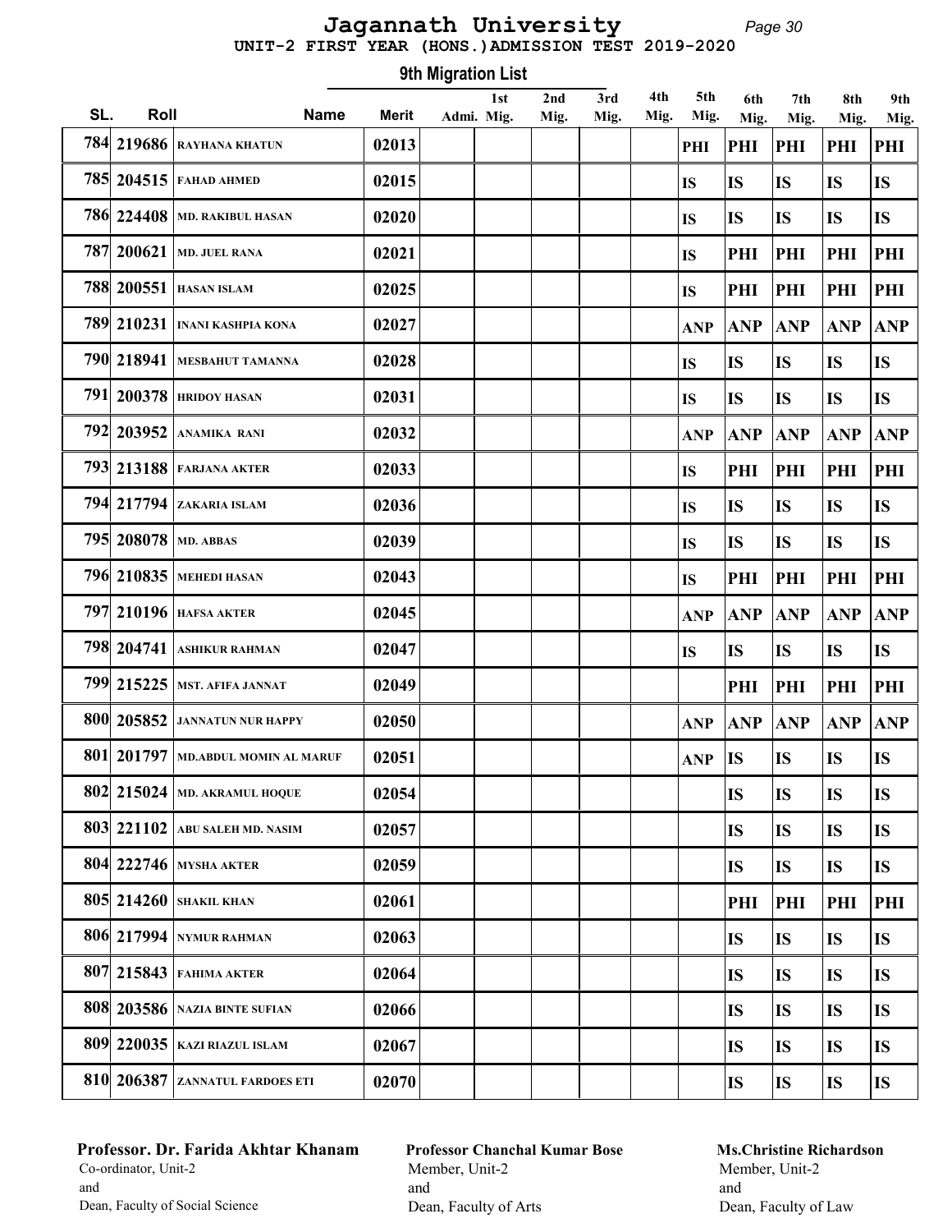# Jagannath University

## UNIT-2 FIRST YEAR (HONS.)ADMISSION TEST 2019-2020

### 9th Migration List

| SL. | Roll | Name | Merit | Admi. | 1st Mig. | 2nd Mig. | 3rd Mig. | 4th Mig. | 5th Mig. | 6th Mig. | 7th Mig. | 8th Mig. | 9th Mig. |
|---|---|---|---|---|---|---|---|---|---|---|---|---|---|
| 784 | 219686 | RAYHANA KHATUN | 02013 | | | | | | PHI | PHI | PHI | PHI | PHI |
| 785 | 204515 | FAHAD AHMED | 02015 | | | | | | IS | IS | IS | IS | IS |
| 786 | 224408 | MD. RAKIBUL HASAN | 02020 | | | | | | IS | IS | IS | IS | IS |
| 787 | 200621 | MD. JUEL RANA | 02021 | | | | | | IS | PHI | PHI | PHI | PHI |
| 788 | 200551 | HASAN ISLAM | 02025 | | | | | | IS | PHI | PHI | PHI | PHI |
| 789 | 210231 | INANI KASHPIA KONA | 02027 | | | | | | ANP | ANP | ANP | ANP | ANP |
| 790 | 218941 | MESBAHUT TAMANNA | 02028 | | | | | | IS | IS | IS | IS | IS |
| 791 | 200378 | HRIDOY HASAN | 02031 | | | | | | IS | IS | IS | IS | IS |
| 792 | 203952 | ANAMIKA RANI | 02032 | | | | | | ANP | ANP | ANP | ANP | ANP |
| 793 | 213188 | FARJANA AKTER | 02033 | | | | | | IS | PHI | PHI | PHI | PHI |
| 794 | 217794 | ZAKARIA ISLAM | 02036 | | | | | | IS | IS | IS | IS | IS |
| 795 | 208078 | MD. ABBAS | 02039 | | | | | | IS | IS | IS | IS | IS |
| 796 | 210835 | MEHEDI HASAN | 02043 | | | | | | IS | PHI | PHI | PHI | PHI |
| 797 | 210196 | HAFSA AKTER | 02045 | | | | | | ANP | ANP | ANP | ANP | ANP |
| 798 | 204741 | ASHIKUR RAHMAN | 02047 | | | | | | IS | IS | IS | IS | IS |
| 799 | 215225 | MST. AFIFA JANNAT | 02049 | | | | | | | PHI | PHI | PHI | PHI |
| 800 | 205852 | JANNATUN NUR HAPPY | 02050 | | | | | | ANP | ANP | ANP | ANP | ANP |
| 801 | 201797 | MD.ABDUL MOMIN AL MARUF | 02051 | | | | | | ANP | IS | IS | IS | IS |
| 802 | 215024 | MD. AKRAMUL HOQUE | 02054 | | | | | | | IS | IS | IS | IS |
| 803 | 221102 | ABU SALEH MD. NASIM | 02057 | | | | | | | IS | IS | IS | IS |
| 804 | 222746 | MYSHA AKTER | 02059 | | | | | | | IS | IS | IS | IS |
| 805 | 214260 | SHAKIL KHAN | 02061 | | | | | | | PHI | PHI | PHI | PHI |
| 806 | 217994 | NYMUR RAHMAN | 02063 | | | | | | | IS | IS | IS | IS |
| 807 | 215843 | FAHIMA AKTER | 02064 | | | | | | | IS | IS | IS | IS |
| 808 | 203586 | NAZIA BINTE SUFIAN | 02066 | | | | | | | IS | IS | IS | IS |
| 809 | 220035 | KAZI RIAZUL ISLAM | 02067 | | | | | | | IS | IS | IS | IS |
| 810 | 206387 | ZANNATUL FARDOES ETI | 02070 | | | | | | | IS | IS | IS | IS |

**Professor. Dr. Farida Akhtar Khanam**
Co-ordinator, Unit-2
and
Dean, Faculty of Social Science

**Professor Chanchal Kumar Bose**
Member, Unit-2
and
Dean, Faculty of Arts

**Ms.Christine Richardson**
Member, Unit-2
and
Dean, Faculty of Law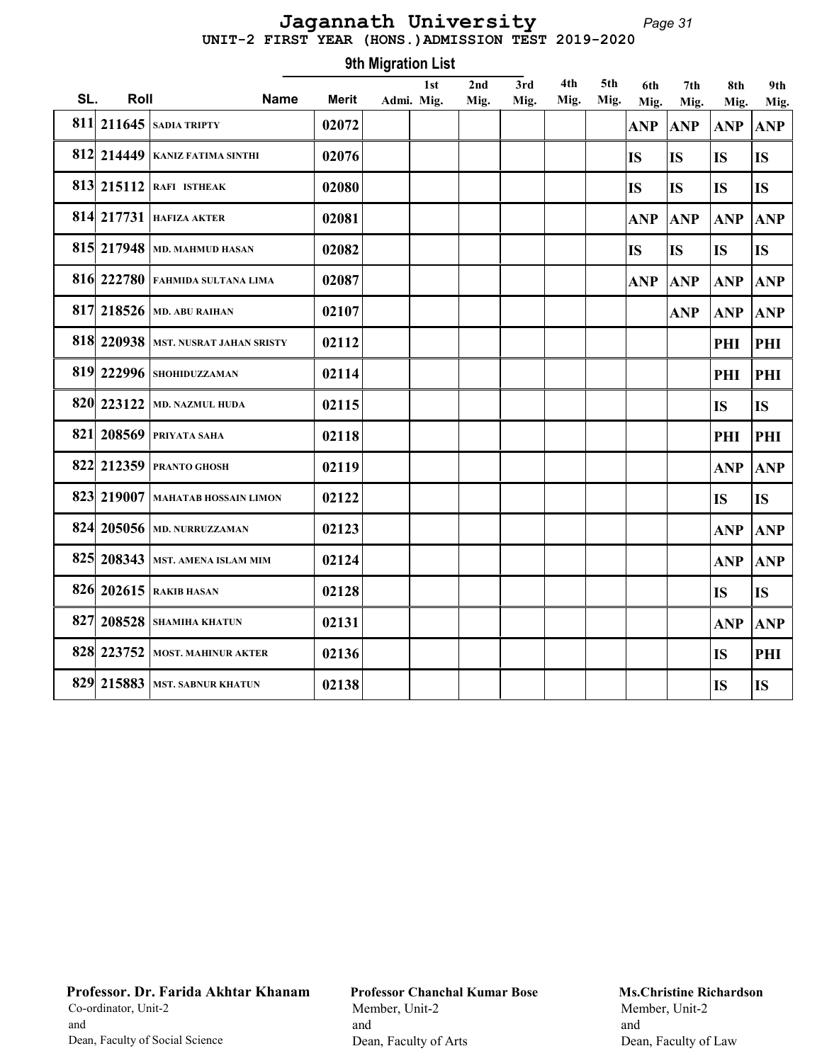# Jagannath University

UNIT-2 FIRST YEAR (HONS.)ADMISSION TEST 2019-2020

## 9th Migration List

| SL. | Roll | Name | Merit | Admi. | 1st Mig. | 2nd Mig. | 3rd Mig. | 4th Mig. | 5th Mig. | 6th Mig. | 7th Mig. | 8th Mig. | 9th Mig. |
|---|---|---|---|---|---|---|---|---|---|---|---|---|---|
| 811 | 211645 | SADIA TRIPTY | 02072 | | | | | | | ANP | ANP | ANP | ANP |
| 812 | 214449 | KANIZ FATIMA SINTHI | 02076 | | | | | | | IS | IS | IS | IS |
| 813 | 215112 | RAFI ISTHEAK | 02080 | | | | | | | IS | IS | IS | IS |
| 814 | 217731 | HAFIZA AKTER | 02081 | | | | | | | ANP | ANP | ANP | ANP |
| 815 | 217948 | MD. MAHMUD HASAN | 02082 | | | | | | | IS | IS | IS | IS |
| 816 | 222780 | FAHMIDA SULTANA LIMA | 02087 | | | | | | | ANP | ANP | ANP | ANP |
| 817 | 218526 | MD. ABU RAIHAN | 02107 | | | | | | | | ANP | ANP | ANP |
| 818 | 220938 | MST. NUSRAT JAHAN SRISTY | 02112 | | | | | | | | | PHI | PHI |
| 819 | 222996 | SHOHIDUZZAMAN | 02114 | | | | | | | | | PHI | PHI |
| 820 | 223122 | MD. NAZMUL HUDA | 02115 | | | | | | | | | IS | IS |
| 821 | 208569 | PRIYATA SAHA | 02118 | | | | | | | | | PHI | PHI |
| 822 | 212359 | PRANTO GHOSH | 02119 | | | | | | | | | ANP | ANP |
| 823 | 219007 | MAHATAB HOSSAIN LIMON | 02122 | | | | | | | | | IS | IS |
| 824 | 205056 | MD. NURRUZZAMAN | 02123 | | | | | | | | | ANP | ANP |
| 825 | 208343 | MST. AMENA ISLAM MIM | 02124 | | | | | | | | | ANP | ANP |
| 826 | 202615 | RAKIB HASAN | 02128 | | | | | | | | | IS | IS |
| 827 | 208528 | SHAMIHA KHATUN | 02131 | | | | | | | | | ANP | ANP |
| 828 | 223752 | MOST. MAHINUR AKTER | 02136 | | | | | | | | | IS | PHI |
| 829 | 215883 | MST. SABNUR KHATUN | 02138 | | | | | | | | | IS | IS |

**Professor. Dr. Farida Akhtar Khanam**
Co-ordinator, Unit-2
and
Dean, Faculty of Social Science

**Professor Chanchal Kumar Bose**
Member, Unit-2
and
Dean, Faculty of Arts

**Ms.Christine Richardson**
Member, Unit-2
and
Dean, Faculty of Law